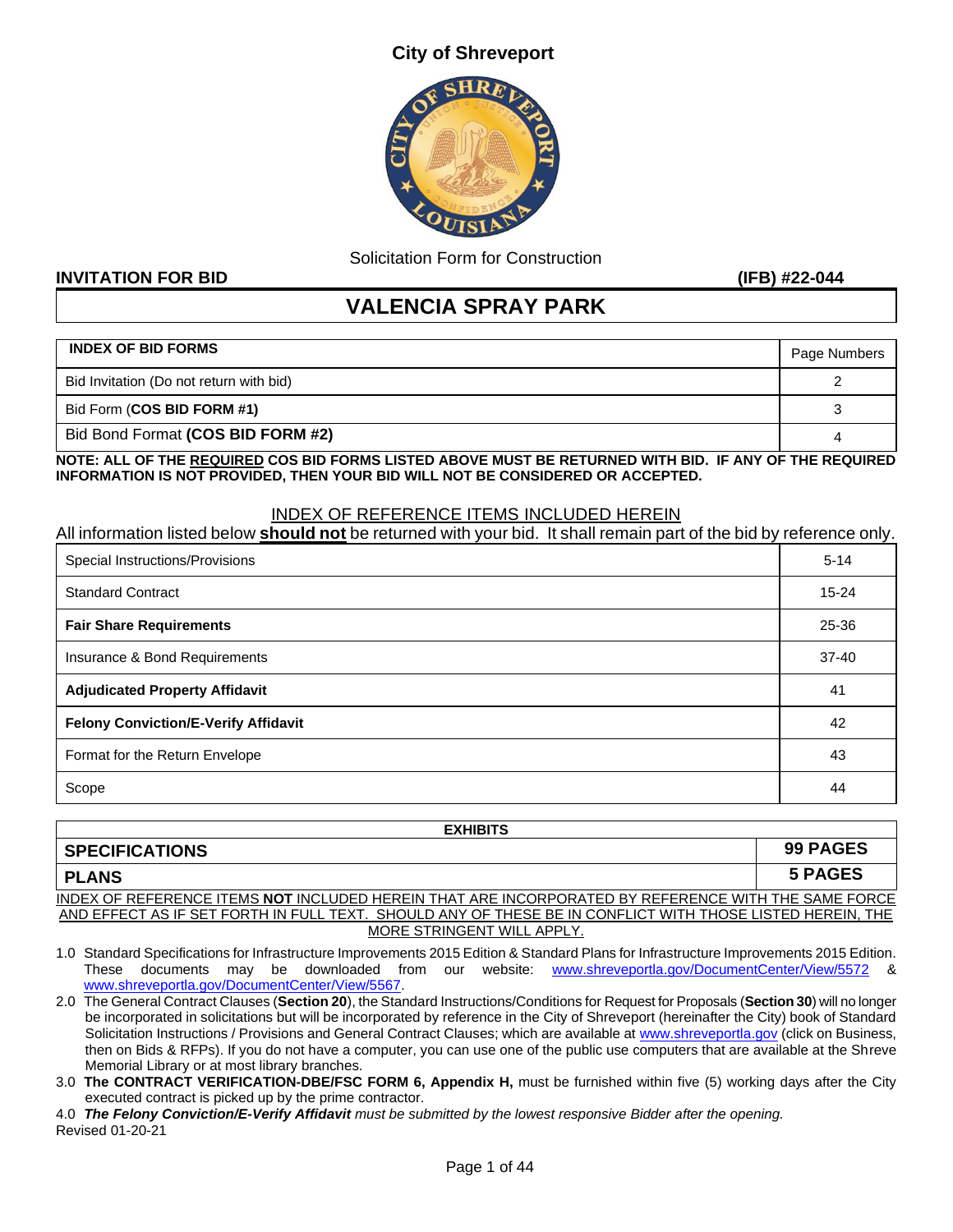# City of Shreveport

Solicitation Form for Construction

**INVITATION FOR BID** **(IFB) #22-044**

## VALENCIA SPRAY PARK

| **INDEX OF BID FORMS** | Page Numbers |
|---|---|
| Bid Invitation (Do not return with bid) | 2 |
| Bid Form (**COS BID FORM #1)** | 3 |
| Bid Bond Format **(COS BID FORM #2)** | 4 |

**NOTE: ALL OF THE REQUIRED COS BID FORMS LISTED ABOVE MUST BE RETURNED WITH BID. IF ANY OF THE REQUIRED INFORMATION IS NOT PROVIDED, THEN YOUR BID WILL NOT BE CONSIDERED OR ACCEPTED.**

INDEX OF REFERENCE ITEMS INCLUDED HEREIN

All information listed below **should not** be returned with your bid. It shall remain part of the bid by reference only.

| Item | Pages |
|---|---|
| Special Instructions/Provisions | 5-14 |
| Standard Contract | 15-24 |
| **Fair Share Requirements** | 25-36 |
| Insurance & Bond Requirements | 37-40 |
| **Adjudicated Property Affidavit** | 41 |
| **Felony Conviction/E-Verify Affidavit** | 42 |
| Format for the Return Envelope | 43 |
| Scope | 44 |

| **EXHIBITS** | |
|---|---|
| **SPECIFICATIONS** | **99 PAGES** |
| **PLANS** | **5 PAGES** |

INDEX OF REFERENCE ITEMS **NOT** INCLUDED HEREIN THAT ARE INCORPORATED BY REFERENCE WITH THE SAME FORCE AND EFFECT AS IF SET FORTH IN FULL TEXT. SHOULD ANY OF THESE BE IN CONFLICT WITH THOSE LISTED HEREIN, THE MORE STRINGENT WILL APPLY.

1.0 Standard Specifications for Infrastructure Improvements 2015 Edition & Standard Plans for Infrastructure Improvements 2015 Edition. These documents may be downloaded from our website: www.shreveportla.gov/DocumentCenter/View/5572 & www.shreveportla.gov/DocumentCenter/View/5567.

2.0 The General Contract Clauses (**Section 20**), the Standard Instructions/Conditions for Request for Proposals (**Section 30**) will no longer be incorporated in solicitations but will be incorporated by reference in the City of Shreveport (hereinafter the City) book of Standard Solicitation Instructions / Provisions and General Contract Clauses; which are available at www.shreveportla.gov (click on Business, then on Bids & RFPs). If you do not have a computer, you can use one of the public use computers that are available at the Shreve Memorial Library or at most library branches.

3.0 **The CONTRACT VERIFICATION-DBE/FSC FORM 6, Appendix H,** must be furnished within five (5) working days after the City executed contract is picked up by the prime contractor.

4.0 ***The Felony Conviction/E-Verify Affidavit*** *must be submitted by the lowest responsive Bidder after the opening.*

Revised 01-20-21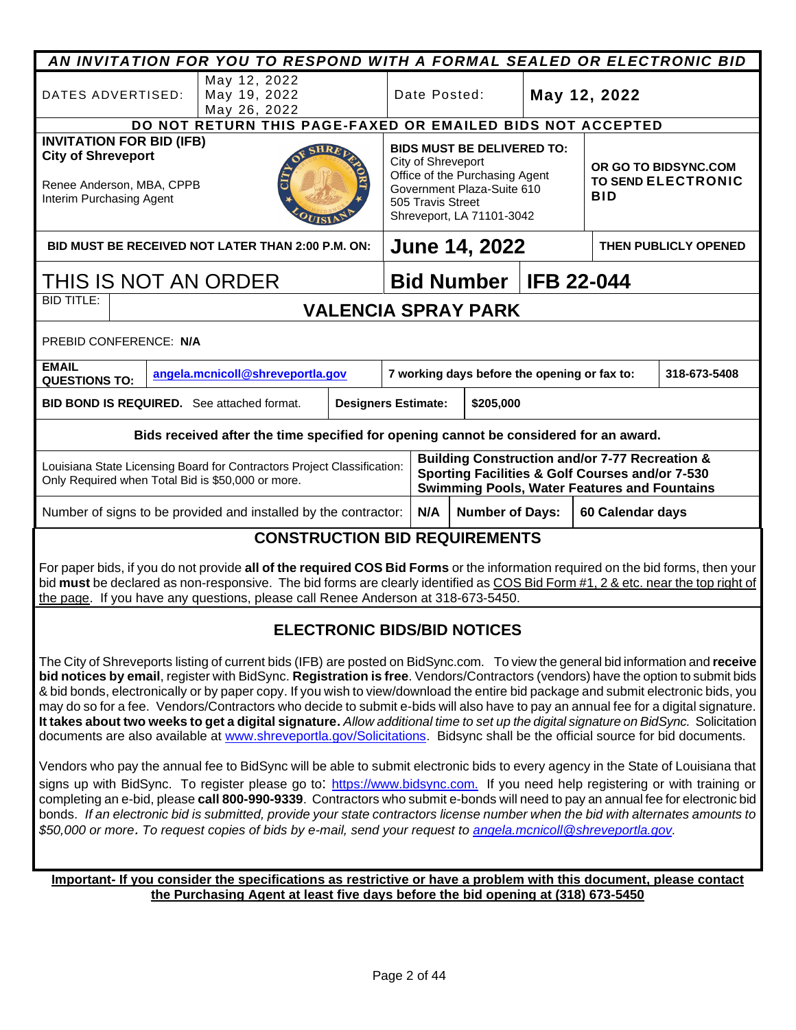**AN INVITATION FOR YOU TO RESPOND WITH A FORMAL SEALED OR ELECTRONIC BID**

| DATES ADVERTISED: | May 12, 2022<br>May 19, 2022<br>May 26, 2022 | Date Posted: | **May 12, 2022** |
|---|---|---|---|

**DO NOT RETURN THIS PAGE-FAXED OR EMAILED BIDS NOT ACCEPTED**

| **INVITATION FOR BID (IFB)**<br>**City of Shreveport**<br><br>Renee Anderson, MBA, CPPB<br>Interim Purchasing Agent | **BIDS MUST BE DELIVERED TO:**<br>City of Shreveport<br>Office of the Purchasing Agent<br>Government Plaza-Suite 610<br>505 Travis Street<br>Shreveport, LA 71101-3042 | **OR GO TO BIDSYNC.COM TO SEND ELECTRONIC BID** |
|---|---|---|

| **BID MUST BE RECEIVED NOT LATER THAN 2:00 P.M. ON:** | **June 14, 2022** | **THEN PUBLICLY OPENED** |
|---|---|---|

| THIS IS NOT AN ORDER | **Bid Number** | **IFB 22-044** |
|---|---|---|

| BID TITLE: | **VALENCIA SPRAY PARK** |
|---|---|

PREBID CONFERENCE: **N/A**

| **EMAIL QUESTIONS TO:** | angela.mcnicoll@shreveportla.gov | **7 working days before the opening or fax to:** | **318-673-5408** |
|---|---|---|---|

| **BID BOND IS REQUIRED.** See attached format. | **Designers Estimate:** | **$205,000** |
|---|---|---|

**Bids received after the time specified for opening cannot be considered for an award.**

| Louisiana State Licensing Board for Contractors Project Classification: Only Required when Total Bid is $50,000 or more. | **Building Construction and/or 7-77 Recreation & Sporting Facilities & Golf Courses and/or 7-530 Swimming Pools, Water Features and Fountains** |
|---|---|

| Number of signs to be provided and installed by the contractor: | **N/A** | **Number of Days:** | **60 Calendar days** |
|---|---|---|---|

## CONSTRUCTION BID REQUIREMENTS

For paper bids, if you do not provide **all of the required COS Bid Forms** or the information required on the bid forms, then your bid **must** be declared as non-responsive. The bid forms are clearly identified as COS Bid Form #1, 2 & etc. near the top right of the page. If you have any questions, please call Renee Anderson at 318-673-5450.

## ELECTRONIC BIDS/BID NOTICES

The City of Shreveports listing of current bids (IFB) are posted on BidSync.com. To view the general bid information and **receive bid notices by email**, register with BidSync. **Registration is free**. Vendors/Contractors (vendors) have the option to submit bids & bid bonds, electronically or by paper copy. If you wish to view/download the entire bid package and submit electronic bids, you may do so for a fee. Vendors/Contractors who decide to submit e-bids will also have to pay an annual fee for a digital signature. **It takes about two weeks to get a digital signature.** *Allow additional time to set up the digital signature on BidSync.* Solicitation documents are also available at www.shreveportla.gov/Solicitations. Bidsync shall be the official source for bid documents.

Vendors who pay the annual fee to BidSync will be able to submit electronic bids to every agency in the State of Louisiana that signs up with BidSync. To register please go to: https://www.bidsync.com. If you need help registering or with training or completing an e-bid, please **call 800-990-9339**. Contractors who submit e-bonds will need to pay an annual fee for electronic bid bonds. *If an electronic bid is submitted, provide your state contractors license number when the bid with alternates amounts to $50,000 or more. To request copies of bids by e-mail, send your request to angela.mcnicoll@shreveportla.gov.*

**Important- If you consider the specifications as restrictive or have a problem with this document, please contact the Purchasing Agent at least five days before the bid opening at (318) 673-5450**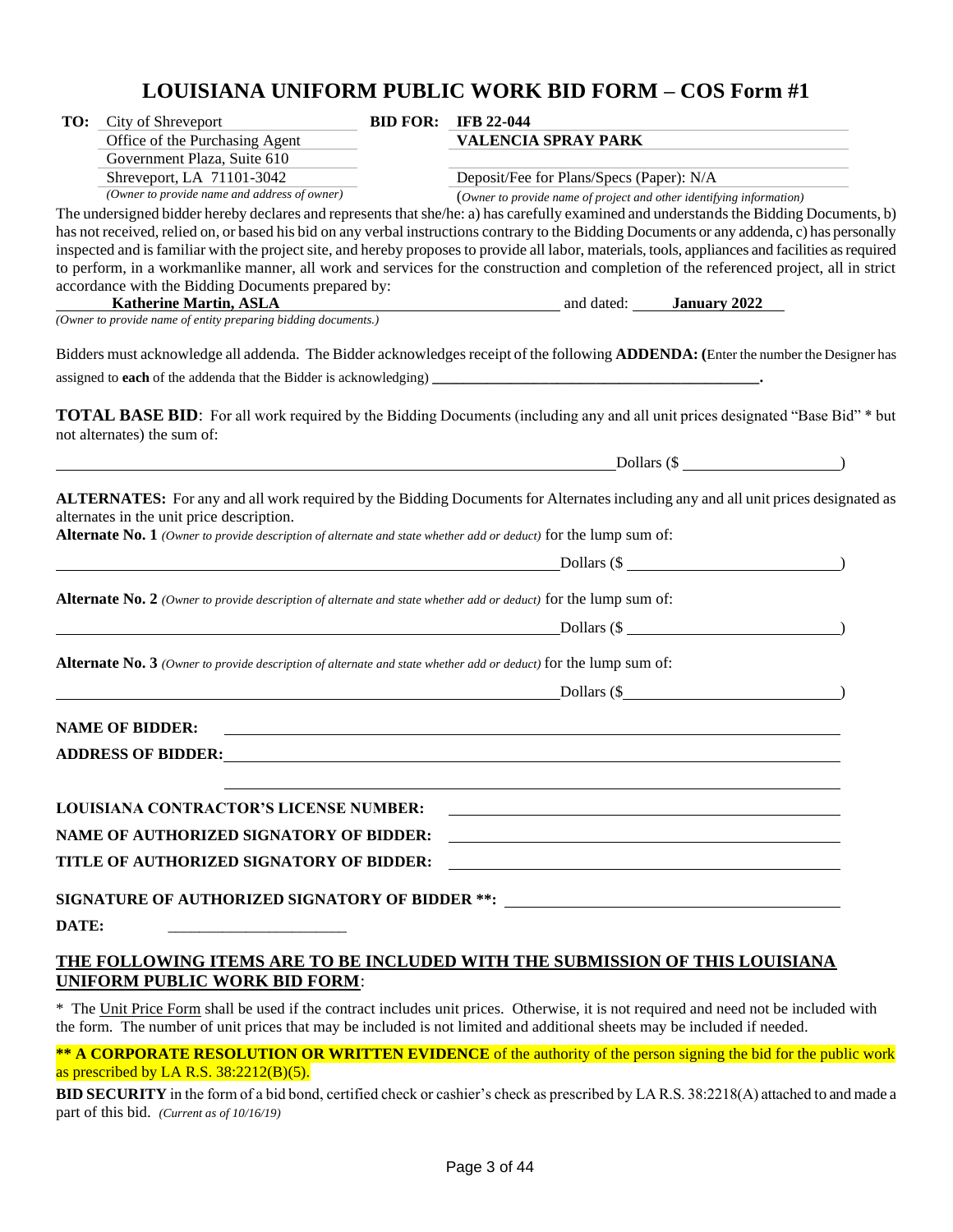# LOUISIANA UNIFORM PUBLIC WORK BID FORM – COS Form #1

**TO:** City of Shreveport
Office of the Purchasing Agent
Government Plaza, Suite 610
Shreveport, LA 71101-3042
*(Owner to provide name and address of owner)*

**BID FOR:** **IFB 22-044**
**VALENCIA SPRAY PARK**

Deposit/Fee for Plans/Specs (Paper): N/A
(*Owner to provide name of project and other identifying information)*

The undersigned bidder hereby declares and represents that she/he: a) has carefully examined and understands the Bidding Documents, b) has not received, relied on, or based his bid on any verbal instructions contrary to the Bidding Documents or any addenda, c) has personally inspected and is familiar with the project site, and hereby proposes to provide all labor, materials, tools, appliances and facilities as required to perform, in a workmanlike manner, all work and services for the construction and completion of the referenced project, all in strict accordance with the Bidding Documents prepared by:

**Katherine Martin, ASLA** and dated: **January 2022**
*(Owner to provide name of entity preparing bidding documents.)*

Bidders must acknowledge all addenda. The Bidder acknowledges receipt of the following **ADDENDA: (**Enter the number the Designer has assigned to **each** of the addenda that the Bidder is acknowledging) ____________________________________________.

**TOTAL BASE BID**: For all work required by the Bidding Documents (including any and all unit prices designated "Base Bid" * but not alternates) the sum of:

______________________________________________________________ Dollars ($ ____________________)

**ALTERNATES:** For any and all work required by the Bidding Documents for Alternates including any and all unit prices designated as alternates in the unit price description.

**Alternate No. 1** *(Owner to provide description of alternate and state whether add or deduct)* for the lump sum of:

______________________________________________________________ Dollars ($ ____________________)

**Alternate No. 2** *(Owner to provide description of alternate and state whether add or deduct)* for the lump sum of:

______________________________________________________________ Dollars ($ ____________________)

**Alternate No. 3** *(Owner to provide description of alternate and state whether add or deduct)* for the lump sum of:

______________________________________________________________ Dollars ($ ____________________)

**NAME OF BIDDER:** ______________________________________________

**ADDRESS OF BIDDER:** ______________________________________________

______________________________________________

**LOUISIANA CONTRACTOR'S LICENSE NUMBER:** ______________________________

**NAME OF AUTHORIZED SIGNATORY OF BIDDER:** ______________________________

**TITLE OF AUTHORIZED SIGNATORY OF BIDDER:** ______________________________

**SIGNATURE OF AUTHORIZED SIGNATORY OF BIDDER \*\*:** ______________________________

**DATE:** ______________________

## THE FOLLOWING ITEMS ARE TO BE INCLUDED WITH THE SUBMISSION OF THIS LOUISIANA UNIFORM PUBLIC WORK BID FORM:

\* The Unit Price Form shall be used if the contract includes unit prices. Otherwise, it is not required and need not be included with the form. The number of unit prices that may be included is not limited and additional sheets may be included if needed.

**\*\* A CORPORATE RESOLUTION OR WRITTEN EVIDENCE** of the authority of the person signing the bid for the public work as prescribed by LA R.S. 38:2212(B)(5).

**BID SECURITY** in the form of a bid bond, certified check or cashier's check as prescribed by LA R.S. 38:2218(A) attached to and made a part of this bid. *(Current as of 10/16/19)*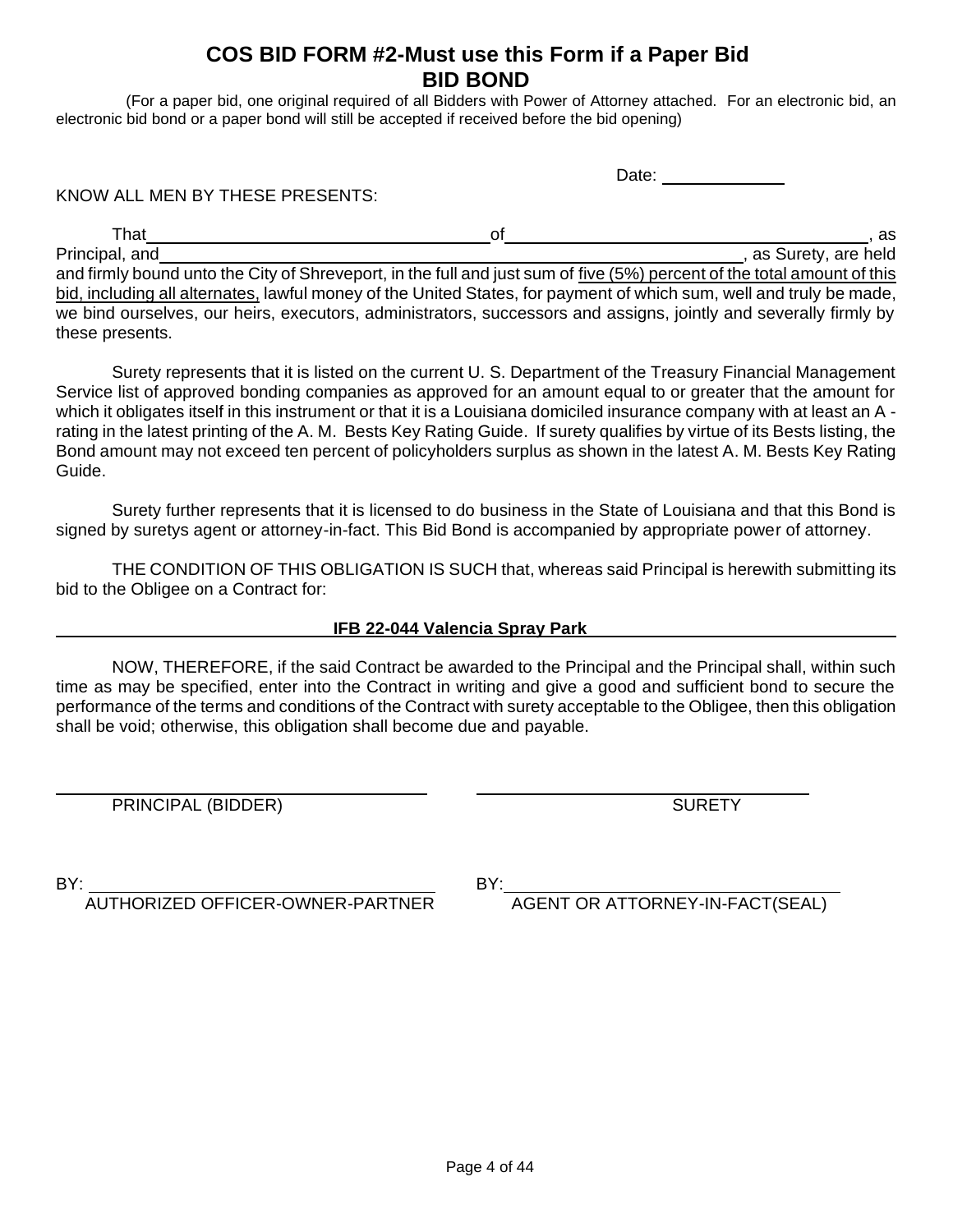# COS BID FORM #2-Must use this Form if a Paper Bid
# BID BOND

(For a paper bid, one original required of all Bidders with Power of Attorney attached. For an electronic bid, an electronic bid bond or a paper bond will still be accepted if received before the bid opening)

Date: ______________

KNOW ALL MEN BY THESE PRESENTS:

That ______________________________________ of ______________________________________, as Principal, and ______________________________________________________________, as Surety, are held and firmly bound unto the City of Shreveport, in the full and just sum of five (5%) percent of the total amount of this bid, including all alternates, lawful money of the United States, for payment of which sum, well and truly be made, we bind ourselves, our heirs, executors, administrators, successors and assigns, jointly and severally firmly by these presents.

Surety represents that it is listed on the current U. S. Department of the Treasury Financial Management Service list of approved bonding companies as approved for an amount equal to or greater that the amount for which it obligates itself in this instrument or that it is a Louisiana domiciled insurance company with at least an A - rating in the latest printing of the A. M. Bests Key Rating Guide. If surety qualifies by virtue of its Bests listing, the Bond amount may not exceed ten percent of policyholders surplus as shown in the latest A. M. Bests Key Rating Guide.

Surety further represents that it is licensed to do business in the State of Louisiana and that this Bond is signed by suretys agent or attorney-in-fact. This Bid Bond is accompanied by appropriate power of attorney.

THE CONDITION OF THIS OBLIGATION IS SUCH that, whereas said Principal is herewith submitting its bid to the Obligee on a Contract for:

**IFB 22-044 Valencia Spray Park**

NOW, THEREFORE, if the said Contract be awarded to the Principal and the Principal shall, within such time as may be specified, enter into the Contract in writing and give a good and sufficient bond to secure the performance of the terms and conditions of the Contract with surety acceptable to the Obligee, then this obligation shall be void; otherwise, this obligation shall become due and payable.

______________________________________ &nbsp;&nbsp;&nbsp;&nbsp; ______________________________________
PRINCIPAL (BIDDER) &nbsp;&nbsp;&nbsp;&nbsp; SURETY

BY: ______________________________________ &nbsp;&nbsp;&nbsp;&nbsp; BY: ______________________________________
AUTHORIZED OFFICER-OWNER-PARTNER &nbsp;&nbsp;&nbsp;&nbsp; AGENT OR ATTORNEY-IN-FACT(SEAL)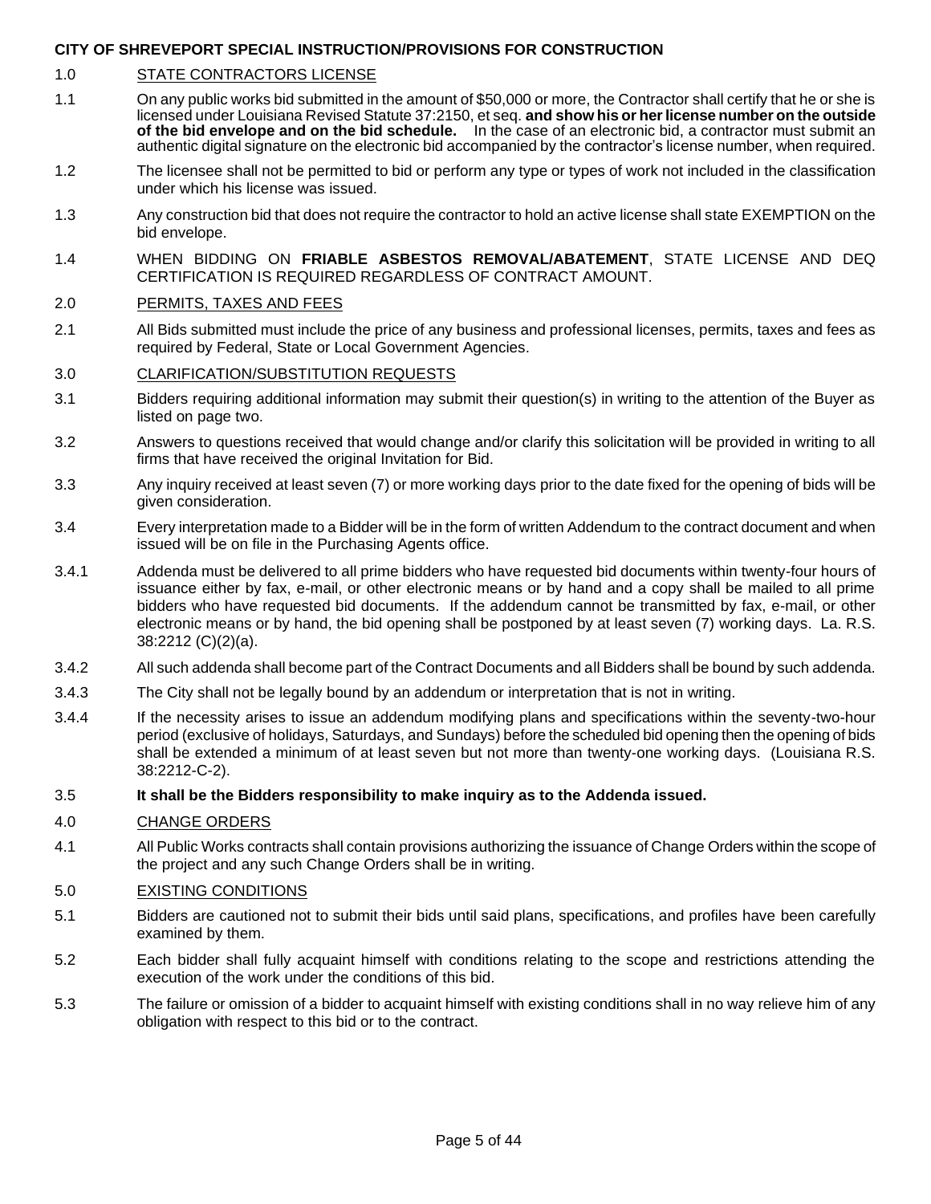**CITY OF SHREVEPORT SPECIAL INSTRUCTION/PROVISIONS FOR CONSTRUCTION**

1.0 STATE CONTRACTORS LICENSE

1.1 On any public works bid submitted in the amount of $50,000 or more, the Contractor shall certify that he or she is licensed under Louisiana Revised Statute 37:2150, et seq. **and show his or her license number on the outside of the bid envelope and on the bid schedule.** In the case of an electronic bid, a contractor must submit an authentic digital signature on the electronic bid accompanied by the contractor's license number, when required.

1.2 The licensee shall not be permitted to bid or perform any type or types of work not included in the classification under which his license was issued.

1.3 Any construction bid that does not require the contractor to hold an active license shall state EXEMPTION on the bid envelope.

1.4 WHEN BIDDING ON **FRIABLE ASBESTOS REMOVAL/ABATEMENT**, STATE LICENSE AND DEQ CERTIFICATION IS REQUIRED REGARDLESS OF CONTRACT AMOUNT.

2.0 PERMITS, TAXES AND FEES

2.1 All Bids submitted must include the price of any business and professional licenses, permits, taxes and fees as required by Federal, State or Local Government Agencies.

3.0 CLARIFICATION/SUBSTITUTION REQUESTS

3.1 Bidders requiring additional information may submit their question(s) in writing to the attention of the Buyer as listed on page two.

3.2 Answers to questions received that would change and/or clarify this solicitation will be provided in writing to all firms that have received the original Invitation for Bid.

3.3 Any inquiry received at least seven (7) or more working days prior to the date fixed for the opening of bids will be given consideration.

3.4 Every interpretation made to a Bidder will be in the form of written Addendum to the contract document and when issued will be on file in the Purchasing Agents office.

3.4.1 Addenda must be delivered to all prime bidders who have requested bid documents within twenty-four hours of issuance either by fax, e-mail, or other electronic means or by hand and a copy shall be mailed to all prime bidders who have requested bid documents. If the addendum cannot be transmitted by fax, e-mail, or other electronic means or by hand, the bid opening shall be postponed by at least seven (7) working days. La. R.S. 38:2212 (C)(2)(a).

3.4.2 All such addenda shall become part of the Contract Documents and all Bidders shall be bound by such addenda.

3.4.3 The City shall not be legally bound by an addendum or interpretation that is not in writing.

3.4.4 If the necessity arises to issue an addendum modifying plans and specifications within the seventy-two-hour period (exclusive of holidays, Saturdays, and Sundays) before the scheduled bid opening then the opening of bids shall be extended a minimum of at least seven but not more than twenty-one working days. (Louisiana R.S. 38:2212-C-2).

3.5 **It shall be the Bidders responsibility to make inquiry as to the Addenda issued.**

4.0 CHANGE ORDERS

4.1 All Public Works contracts shall contain provisions authorizing the issuance of Change Orders within the scope of the project and any such Change Orders shall be in writing.

5.0 EXISTING CONDITIONS

5.1 Bidders are cautioned not to submit their bids until said plans, specifications, and profiles have been carefully examined by them.

5.2 Each bidder shall fully acquaint himself with conditions relating to the scope and restrictions attending the execution of the work under the conditions of this bid.

5.3 The failure or omission of a bidder to acquaint himself with existing conditions shall in no way relieve him of any obligation with respect to this bid or to the contract.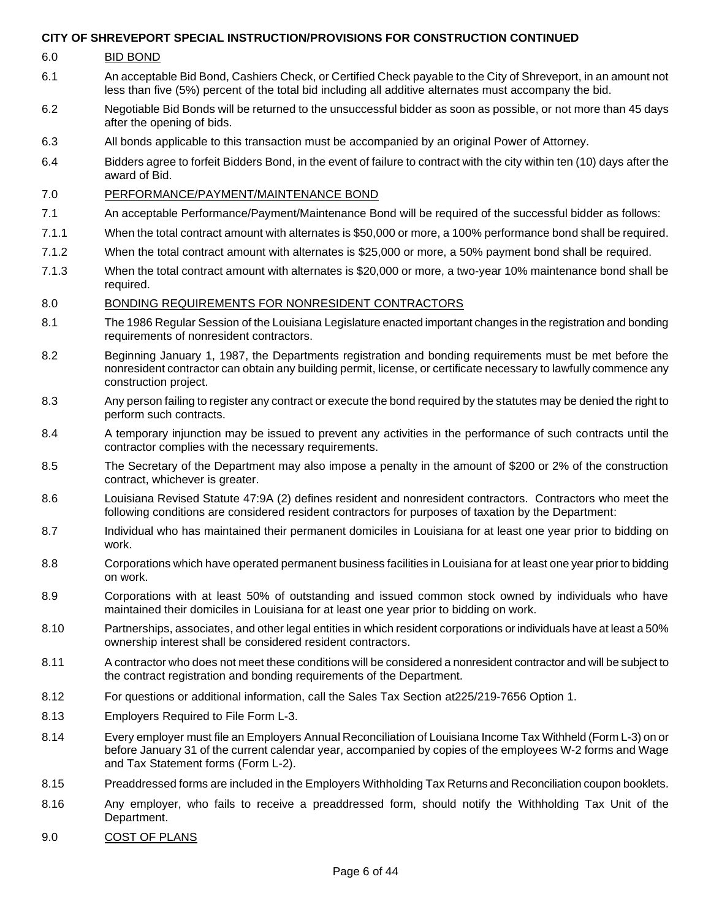**CITY OF SHREVEPORT SPECIAL INSTRUCTION/PROVISIONS FOR CONSTRUCTION CONTINUED**

6.0 BID BOND

6.1 An acceptable Bid Bond, Cashiers Check, or Certified Check payable to the City of Shreveport, in an amount not less than five (5%) percent of the total bid including all additive alternates must accompany the bid.

6.2 Negotiable Bid Bonds will be returned to the unsuccessful bidder as soon as possible, or not more than 45 days after the opening of bids.

6.3 All bonds applicable to this transaction must be accompanied by an original Power of Attorney.

6.4 Bidders agree to forfeit Bidders Bond, in the event of failure to contract with the city within ten (10) days after the award of Bid.

7.0 PERFORMANCE/PAYMENT/MAINTENANCE BOND

7.1 An acceptable Performance/Payment/Maintenance Bond will be required of the successful bidder as follows:

7.1.1 When the total contract amount with alternates is $50,000 or more, a 100% performance bond shall be required.

7.1.2 When the total contract amount with alternates is $25,000 or more, a 50% payment bond shall be required.

7.1.3 When the total contract amount with alternates is $20,000 or more, a two-year 10% maintenance bond shall be required.

8.0 BONDING REQUIREMENTS FOR NONRESIDENT CONTRACTORS

8.1 The 1986 Regular Session of the Louisiana Legislature enacted important changes in the registration and bonding requirements of nonresident contractors.

8.2 Beginning January 1, 1987, the Departments registration and bonding requirements must be met before the nonresident contractor can obtain any building permit, license, or certificate necessary to lawfully commence any construction project.

8.3 Any person failing to register any contract or execute the bond required by the statutes may be denied the right to perform such contracts.

8.4 A temporary injunction may be issued to prevent any activities in the performance of such contracts until the contractor complies with the necessary requirements.

8.5 The Secretary of the Department may also impose a penalty in the amount of $200 or 2% of the construction contract, whichever is greater.

8.6 Louisiana Revised Statute 47:9A (2) defines resident and nonresident contractors. Contractors who meet the following conditions are considered resident contractors for purposes of taxation by the Department:

8.7 Individual who has maintained their permanent domiciles in Louisiana for at least one year prior to bidding on work.

8.8 Corporations which have operated permanent business facilities in Louisiana for at least one year prior to bidding on work.

8.9 Corporations with at least 50% of outstanding and issued common stock owned by individuals who have maintained their domiciles in Louisiana for at least one year prior to bidding on work.

8.10 Partnerships, associates, and other legal entities in which resident corporations or individuals have at least a 50% ownership interest shall be considered resident contractors.

8.11 A contractor who does not meet these conditions will be considered a nonresident contractor and will be subject to the contract registration and bonding requirements of the Department.

8.12 For questions or additional information, call the Sales Tax Section at225/219-7656 Option 1.

8.13 Employers Required to File Form L-3.

8.14 Every employer must file an Employers Annual Reconciliation of Louisiana Income Tax Withheld (Form L-3) on or before January 31 of the current calendar year, accompanied by copies of the employees W-2 forms and Wage and Tax Statement forms (Form L-2).

8.15 Preaddressed forms are included in the Employers Withholding Tax Returns and Reconciliation coupon booklets.

8.16 Any employer, who fails to receive a preaddressed form, should notify the Withholding Tax Unit of the Department.

9.0 COST OF PLANS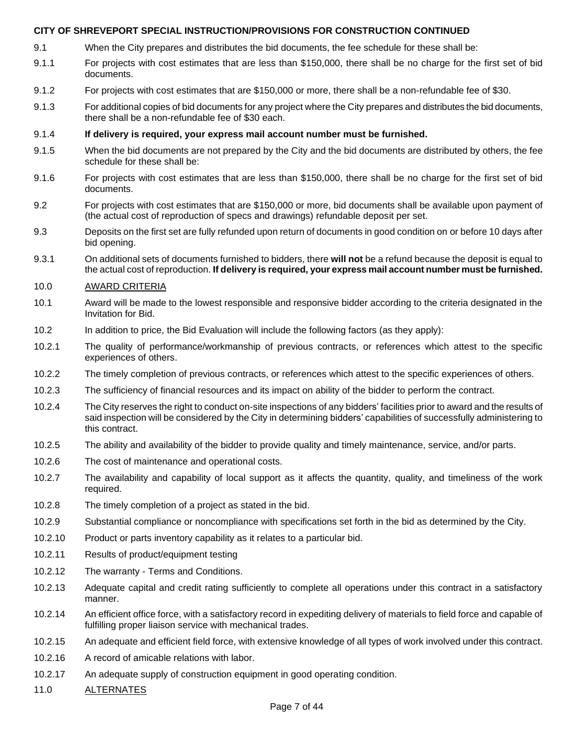**CITY OF SHREVEPORT SPECIAL INSTRUCTION/PROVISIONS FOR CONSTRUCTION CONTINUED**

9.1 When the City prepares and distributes the bid documents, the fee schedule for these shall be:

9.1.1 For projects with cost estimates that are less than $150,000, there shall be no charge for the first set of bid documents.

9.1.2 For projects with cost estimates that are $150,000 or more, there shall be a non-refundable fee of $30.

9.1.3 For additional copies of bid documents for any project where the City prepares and distributes the bid documents, there shall be a non-refundable fee of $30 each.

9.1.4 **If delivery is required, your express mail account number must be furnished.**

9.1.5 When the bid documents are not prepared by the City and the bid documents are distributed by others, the fee schedule for these shall be:

9.1.6 For projects with cost estimates that are less than $150,000, there shall be no charge for the first set of bid documents.

9.2 For projects with cost estimates that are $150,000 or more, bid documents shall be available upon payment of (the actual cost of reproduction of specs and drawings) refundable deposit per set.

9.3 Deposits on the first set are fully refunded upon return of documents in good condition on or before 10 days after bid opening.

9.3.1 On additional sets of documents furnished to bidders, there **will not** be a refund because the deposit is equal to the actual cost of reproduction. **If delivery is required, your express mail account number must be furnished.**

10.0 <u>AWARD CRITERIA</u>

10.1 Award will be made to the lowest responsible and responsive bidder according to the criteria designated in the Invitation for Bid.

10.2 In addition to price, the Bid Evaluation will include the following factors (as they apply):

10.2.1 The quality of performance/workmanship of previous contracts, or references which attest to the specific experiences of others.

10.2.2 The timely completion of previous contracts, or references which attest to the specific experiences of others.

10.2.3 The sufficiency of financial resources and its impact on ability of the bidder to perform the contract.

10.2.4 The City reserves the right to conduct on-site inspections of any bidders' facilities prior to award and the results of said inspection will be considered by the City in determining bidders' capabilities of successfully administering to this contract.

10.2.5 The ability and availability of the bidder to provide quality and timely maintenance, service, and/or parts.

10.2.6 The cost of maintenance and operational costs.

10.2.7 The availability and capability of local support as it affects the quantity, quality, and timeliness of the work required.

10.2.8 The timely completion of a project as stated in the bid.

10.2.9 Substantial compliance or noncompliance with specifications set forth in the bid as determined by the City.

10.2.10 Product or parts inventory capability as it relates to a particular bid.

10.2.11 Results of product/equipment testing

10.2.12 The warranty - Terms and Conditions.

10.2.13 Adequate capital and credit rating sufficiently to complete all operations under this contract in a satisfactory manner.

10.2.14 An efficient office force, with a satisfactory record in expediting delivery of materials to field force and capable of fulfilling proper liaison service with mechanical trades.

10.2.15 An adequate and efficient field force, with extensive knowledge of all types of work involved under this contract.

10.2.16 A record of amicable relations with labor.

10.2.17 An adequate supply of construction equipment in good operating condition.

11.0 <u>ALTERNATES</u>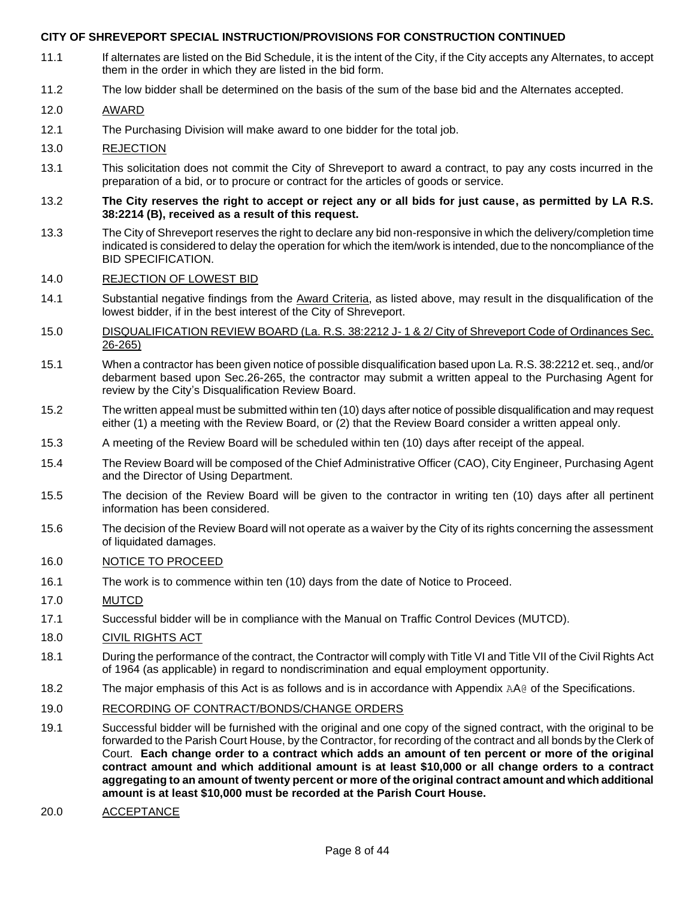**CITY OF SHREVEPORT SPECIAL INSTRUCTION/PROVISIONS FOR CONSTRUCTION CONTINUED**

11.1 If alternates are listed on the Bid Schedule, it is the intent of the City, if the City accepts any Alternates, to accept them in the order in which they are listed in the bid form.

11.2 The low bidder shall be determined on the basis of the sum of the base bid and the Alternates accepted.

12.0 AWARD

12.1 The Purchasing Division will make award to one bidder for the total job.

13.0 REJECTION

13.1 This solicitation does not commit the City of Shreveport to award a contract, to pay any costs incurred in the preparation of a bid, or to procure or contract for the articles of goods or service.

13.2 **The City reserves the right to accept or reject any or all bids for just cause, as permitted by LA R.S. 38:2214 (B), received as a result of this request.**

13.3 The City of Shreveport reserves the right to declare any bid non-responsive in which the delivery/completion time indicated is considered to delay the operation for which the item/work is intended, due to the noncompliance of the BID SPECIFICATION.

14.0 REJECTION OF LOWEST BID

14.1 Substantial negative findings from the Award Criteria, as listed above, may result in the disqualification of the lowest bidder, if in the best interest of the City of Shreveport.

15.0 DISQUALIFICATION REVIEW BOARD (La. R.S. 38:2212 J- 1 & 2/ City of Shreveport Code of Ordinances Sec. 26-265)

15.1 When a contractor has been given notice of possible disqualification based upon La. R.S. 38:2212 et. seq., and/or debarment based upon Sec.26-265, the contractor may submit a written appeal to the Purchasing Agent for review by the City's Disqualification Review Board.

15.2 The written appeal must be submitted within ten (10) days after notice of possible disqualification and may request either (1) a meeting with the Review Board, or (2) that the Review Board consider a written appeal only.

15.3 A meeting of the Review Board will be scheduled within ten (10) days after receipt of the appeal.

15.4 The Review Board will be composed of the Chief Administrative Officer (CAO), City Engineer, Purchasing Agent and the Director of Using Department.

15.5 The decision of the Review Board will be given to the contractor in writing ten (10) days after all pertinent information has been considered.

15.6 The decision of the Review Board will not operate as a waiver by the City of its rights concerning the assessment of liquidated damages.

16.0 NOTICE TO PROCEED

16.1 The work is to commence within ten (10) days from the date of Notice to Proceed.

17.0 MUTCD

17.1 Successful bidder will be in compliance with the Manual on Traffic Control Devices (MUTCD).

18.0 CIVIL RIGHTS ACT

18.1 During the performance of the contract, the Contractor will comply with Title VI and Title VII of the Civil Rights Act of 1964 (as applicable) in regard to nondiscrimination and equal employment opportunity.

18.2 The major emphasis of this Act is as follows and is in accordance with Appendix AA@ of the Specifications.

19.0 RECORDING OF CONTRACT/BONDS/CHANGE ORDERS

19.1 Successful bidder will be furnished with the original and one copy of the signed contract, with the original to be forwarded to the Parish Court House, by the Contractor, for recording of the contract and all bonds by the Clerk of Court. **Each change order to a contract which adds an amount of ten percent or more of the original contract amount and which additional amount is at least $10,000 or all change orders to a contract aggregating to an amount of twenty percent or more of the original contract amount and which additional amount is at least $10,000 must be recorded at the Parish Court House.**

20.0 ACCEPTANCE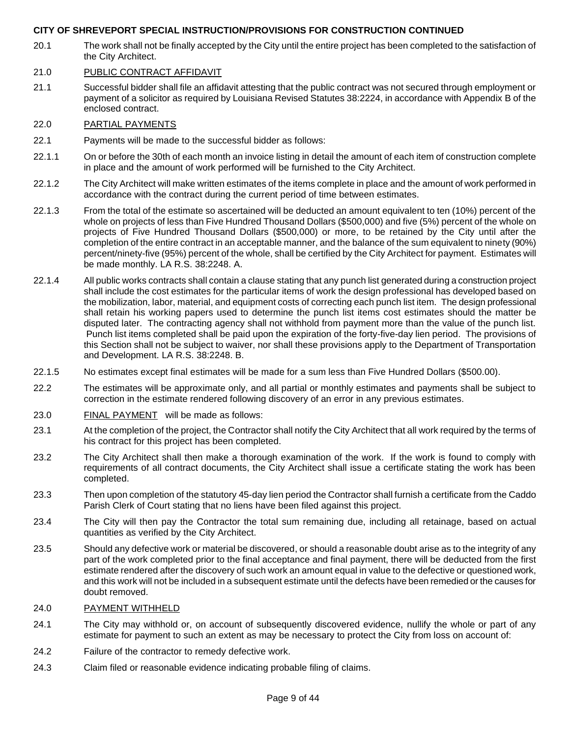**CITY OF SHREVEPORT SPECIAL INSTRUCTION/PROVISIONS FOR CONSTRUCTION CONTINUED**

20.1 The work shall not be finally accepted by the City until the entire project has been completed to the satisfaction of the City Architect.

21.0 PUBLIC CONTRACT AFFIDAVIT

21.1 Successful bidder shall file an affidavit attesting that the public contract was not secured through employment or payment of a solicitor as required by Louisiana Revised Statutes 38:2224, in accordance with Appendix B of the enclosed contract.

22.0 PARTIAL PAYMENTS

22.1 Payments will be made to the successful bidder as follows:

22.1.1 On or before the 30th of each month an invoice listing in detail the amount of each item of construction complete in place and the amount of work performed will be furnished to the City Architect.

22.1.2 The City Architect will make written estimates of the items complete in place and the amount of work performed in accordance with the contract during the current period of time between estimates.

22.1.3 From the total of the estimate so ascertained will be deducted an amount equivalent to ten (10%) percent of the whole on projects of less than Five Hundred Thousand Dollars ($500,000) and five (5%) percent of the whole on projects of Five Hundred Thousand Dollars ($500,000) or more, to be retained by the City until after the completion of the entire contract in an acceptable manner, and the balance of the sum equivalent to ninety (90%) percent/ninety-five (95%) percent of the whole, shall be certified by the City Architect for payment. Estimates will be made monthly. LA R.S. 38:2248. A.

22.1.4 All public works contracts shall contain a clause stating that any punch list generated during a construction project shall include the cost estimates for the particular items of work the design professional has developed based on the mobilization, labor, material, and equipment costs of correcting each punch list item. The design professional shall retain his working papers used to determine the punch list items cost estimates should the matter be disputed later. The contracting agency shall not withhold from payment more than the value of the punch list. Punch list items completed shall be paid upon the expiration of the forty-five-day lien period. The provisions of this Section shall not be subject to waiver, nor shall these provisions apply to the Department of Transportation and Development. LA R.S. 38:2248. B.

22.1.5 No estimates except final estimates will be made for a sum less than Five Hundred Dollars ($500.00).

22.2 The estimates will be approximate only, and all partial or monthly estimates and payments shall be subject to correction in the estimate rendered following discovery of an error in any previous estimates.

23.0 FINAL PAYMENT will be made as follows:

23.1 At the completion of the project, the Contractor shall notify the City Architect that all work required by the terms of his contract for this project has been completed.

23.2 The City Architect shall then make a thorough examination of the work. If the work is found to comply with requirements of all contract documents, the City Architect shall issue a certificate stating the work has been completed.

23.3 Then upon completion of the statutory 45-day lien period the Contractor shall furnish a certificate from the Caddo Parish Clerk of Court stating that no liens have been filed against this project.

23.4 The City will then pay the Contractor the total sum remaining due, including all retainage, based on actual quantities as verified by the City Architect.

23.5 Should any defective work or material be discovered, or should a reasonable doubt arise as to the integrity of any part of the work completed prior to the final acceptance and final payment, there will be deducted from the first estimate rendered after the discovery of such work an amount equal in value to the defective or questioned work, and this work will not be included in a subsequent estimate until the defects have been remedied or the causes for doubt removed.

24.0 PAYMENT WITHHELD

24.1 The City may withhold or, on account of subsequently discovered evidence, nullify the whole or part of any estimate for payment to such an extent as may be necessary to protect the City from loss on account of:

24.2 Failure of the contractor to remedy defective work.

24.3 Claim filed or reasonable evidence indicating probable filing of claims.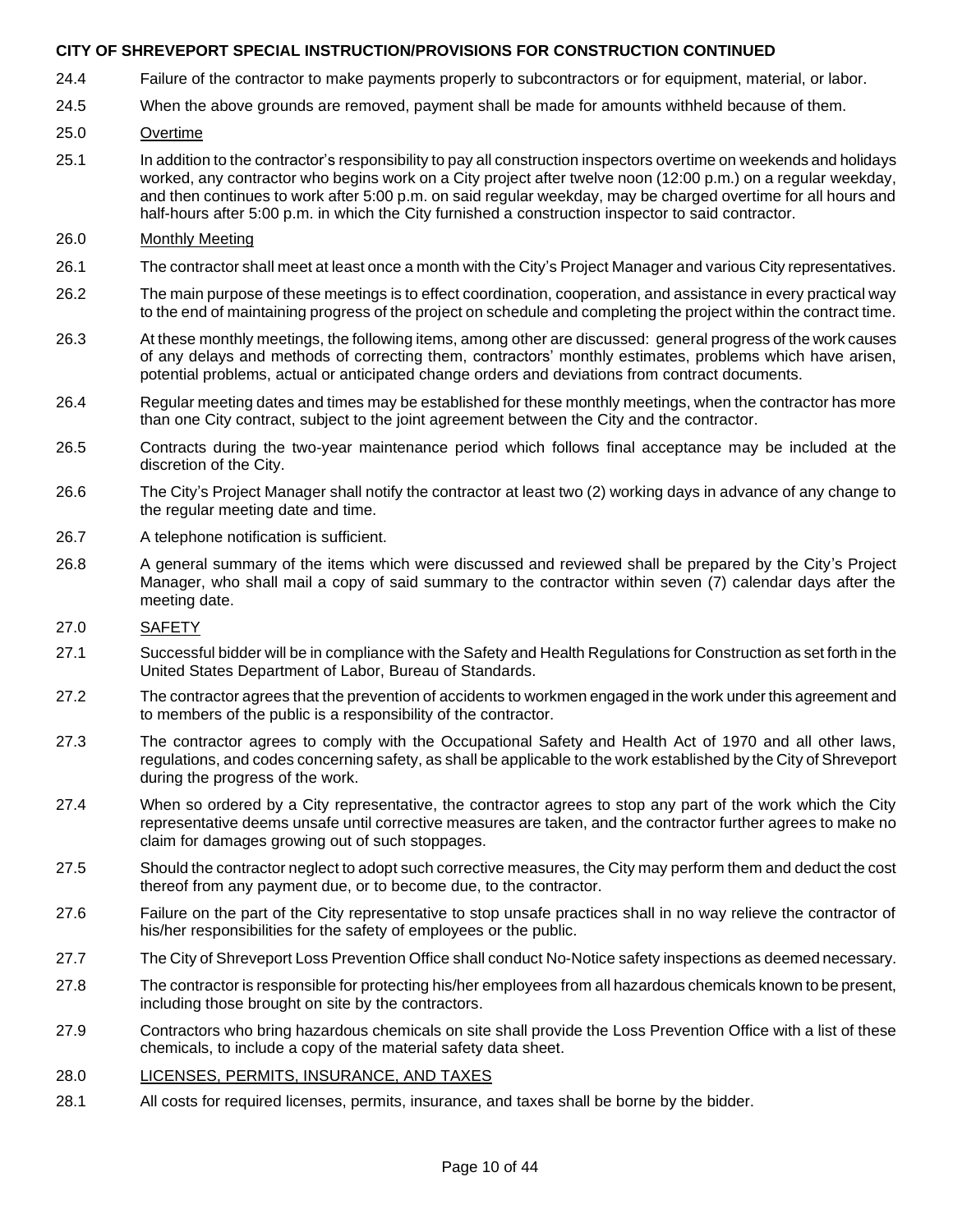**CITY OF SHREVEPORT SPECIAL INSTRUCTION/PROVISIONS FOR CONSTRUCTION CONTINUED**

24.4 Failure of the contractor to make payments properly to subcontractors or for equipment, material, or labor.

24.5 When the above grounds are removed, payment shall be made for amounts withheld because of them.

25.0 <u>Overtime</u>

25.1 In addition to the contractor's responsibility to pay all construction inspectors overtime on weekends and holidays worked, any contractor who begins work on a City project after twelve noon (12:00 p.m.) on a regular weekday, and then continues to work after 5:00 p.m. on said regular weekday, may be charged overtime for all hours and half-hours after 5:00 p.m. in which the City furnished a construction inspector to said contractor.

26.0 <u>Monthly Meeting</u>

26.1 The contractor shall meet at least once a month with the City's Project Manager and various City representatives.

26.2 The main purpose of these meetings is to effect coordination, cooperation, and assistance in every practical way to the end of maintaining progress of the project on schedule and completing the project within the contract time.

26.3 At these monthly meetings, the following items, among other are discussed: general progress of the work causes of any delays and methods of correcting them, contractors' monthly estimates, problems which have arisen, potential problems, actual or anticipated change orders and deviations from contract documents.

26.4 Regular meeting dates and times may be established for these monthly meetings, when the contractor has more than one City contract, subject to the joint agreement between the City and the contractor.

26.5 Contracts during the two-year maintenance period which follows final acceptance may be included at the discretion of the City.

26.6 The City's Project Manager shall notify the contractor at least two (2) working days in advance of any change to the regular meeting date and time.

26.7 A telephone notification is sufficient.

26.8 A general summary of the items which were discussed and reviewed shall be prepared by the City's Project Manager, who shall mail a copy of said summary to the contractor within seven (7) calendar days after the meeting date.

27.0 <u>SAFETY</u>

27.1 Successful bidder will be in compliance with the Safety and Health Regulations for Construction as set forth in the United States Department of Labor, Bureau of Standards.

27.2 The contractor agrees that the prevention of accidents to workmen engaged in the work under this agreement and to members of the public is a responsibility of the contractor.

27.3 The contractor agrees to comply with the Occupational Safety and Health Act of 1970 and all other laws, regulations, and codes concerning safety, as shall be applicable to the work established by the City of Shreveport during the progress of the work.

27.4 When so ordered by a City representative, the contractor agrees to stop any part of the work which the City representative deems unsafe until corrective measures are taken, and the contractor further agrees to make no claim for damages growing out of such stoppages.

27.5 Should the contractor neglect to adopt such corrective measures, the City may perform them and deduct the cost thereof from any payment due, or to become due, to the contractor.

27.6 Failure on the part of the City representative to stop unsafe practices shall in no way relieve the contractor of his/her responsibilities for the safety of employees or the public.

27.7 The City of Shreveport Loss Prevention Office shall conduct No-Notice safety inspections as deemed necessary.

27.8 The contractor is responsible for protecting his/her employees from all hazardous chemicals known to be present, including those brought on site by the contractors.

27.9 Contractors who bring hazardous chemicals on site shall provide the Loss Prevention Office with a list of these chemicals, to include a copy of the material safety data sheet.

28.0 <u>LICENSES, PERMITS, INSURANCE, AND TAXES</u>

28.1 All costs for required licenses, permits, insurance, and taxes shall be borne by the bidder.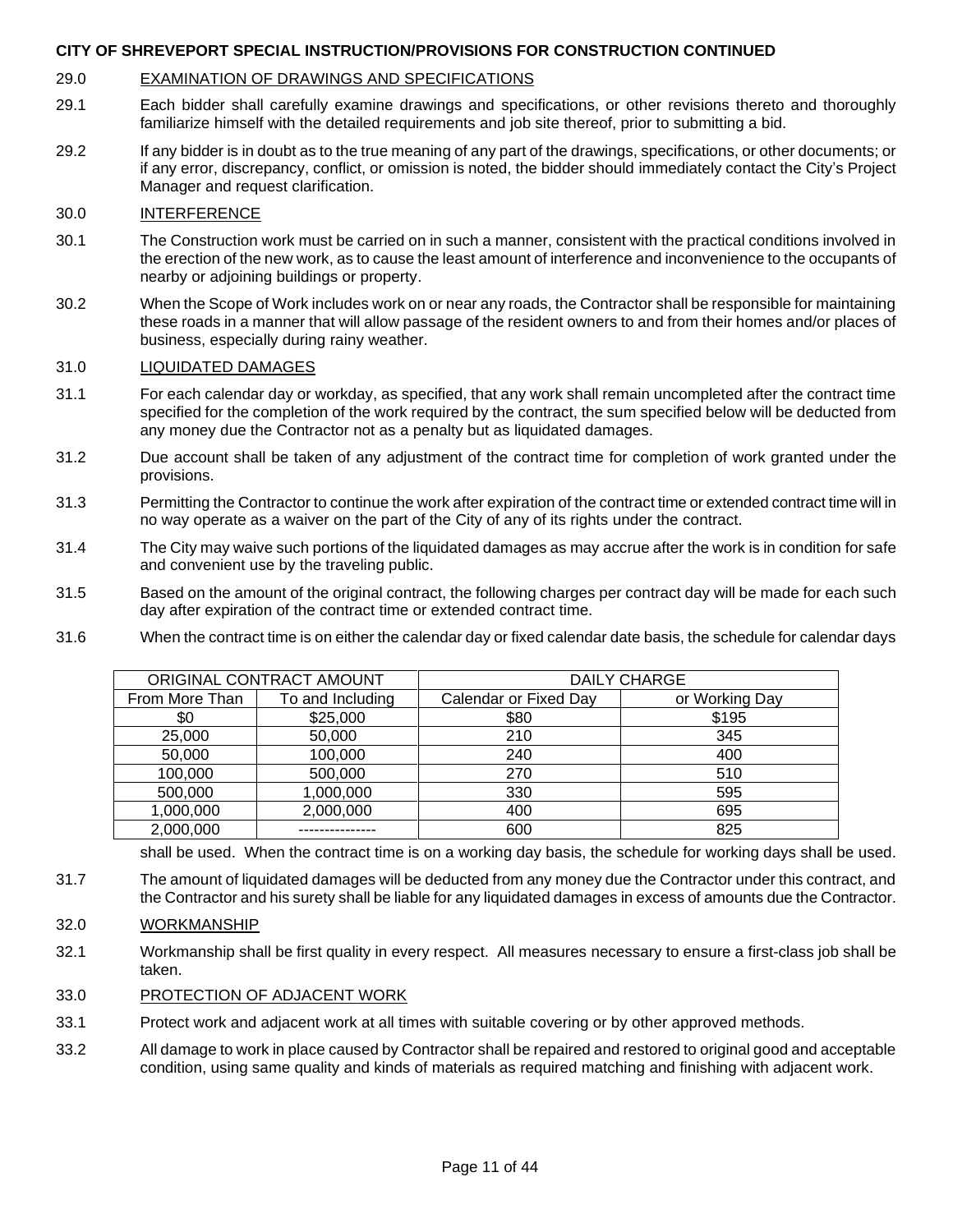**CITY OF SHREVEPORT SPECIAL INSTRUCTION/PROVISIONS FOR CONSTRUCTION CONTINUED**

29.0 EXAMINATION OF DRAWINGS AND SPECIFICATIONS

29.1 Each bidder shall carefully examine drawings and specifications, or other revisions thereto and thoroughly familiarize himself with the detailed requirements and job site thereof, prior to submitting a bid.

29.2 If any bidder is in doubt as to the true meaning of any part of the drawings, specifications, or other documents; or if any error, discrepancy, conflict, or omission is noted, the bidder should immediately contact the City's Project Manager and request clarification.

30.0 INTERFERENCE

30.1 The Construction work must be carried on in such a manner, consistent with the practical conditions involved in the erection of the new work, as to cause the least amount of interference and inconvenience to the occupants of nearby or adjoining buildings or property.

30.2 When the Scope of Work includes work on or near any roads, the Contractor shall be responsible for maintaining these roads in a manner that will allow passage of the resident owners to and from their homes and/or places of business, especially during rainy weather.

31.0 LIQUIDATED DAMAGES

31.1 For each calendar day or workday, as specified, that any work shall remain uncompleted after the contract time specified for the completion of the work required by the contract, the sum specified below will be deducted from any money due the Contractor not as a penalty but as liquidated damages.

31.2 Due account shall be taken of any adjustment of the contract time for completion of work granted under the provisions.

31.3 Permitting the Contractor to continue the work after expiration of the contract time or extended contract time will in no way operate as a waiver on the part of the City of any of its rights under the contract.

31.4 The City may waive such portions of the liquidated damages as may accrue after the work is in condition for safe and convenient use by the traveling public.

31.5 Based on the amount of the original contract, the following charges per contract day will be made for each such day after expiration of the contract time or extended contract time.

31.6 When the contract time is on either the calendar day or fixed calendar date basis, the schedule for calendar days

| ORIGINAL CONTRACT AMOUNT | | DAILY CHARGE | |
|---|---|---|---|
| From More Than | To and Including | Calendar or Fixed Day | or Working Day |
| $0 | $25,000 | $80 | $195 |
| 25,000 | 50,000 | 210 | 345 |
| 50,000 | 100,000 | 240 | 400 |
| 100,000 | 500,000 | 270 | 510 |
| 500,000 | 1,000,000 | 330 | 595 |
| 1,000,000 | 2,000,000 | 400 | 695 |
| 2,000,000 | --------------- | 600 | 825 |

shall be used. When the contract time is on a working day basis, the schedule for working days shall be used.

31.7 The amount of liquidated damages will be deducted from any money due the Contractor under this contract, and the Contractor and his surety shall be liable for any liquidated damages in excess of amounts due the Contractor.

32.0 WORKMANSHIP

32.1 Workmanship shall be first quality in every respect. All measures necessary to ensure a first-class job shall be taken.

33.0 PROTECTION OF ADJACENT WORK

33.1 Protect work and adjacent work at all times with suitable covering or by other approved methods.

33.2 All damage to work in place caused by Contractor shall be repaired and restored to original good and acceptable condition, using same quality and kinds of materials as required matching and finishing with adjacent work.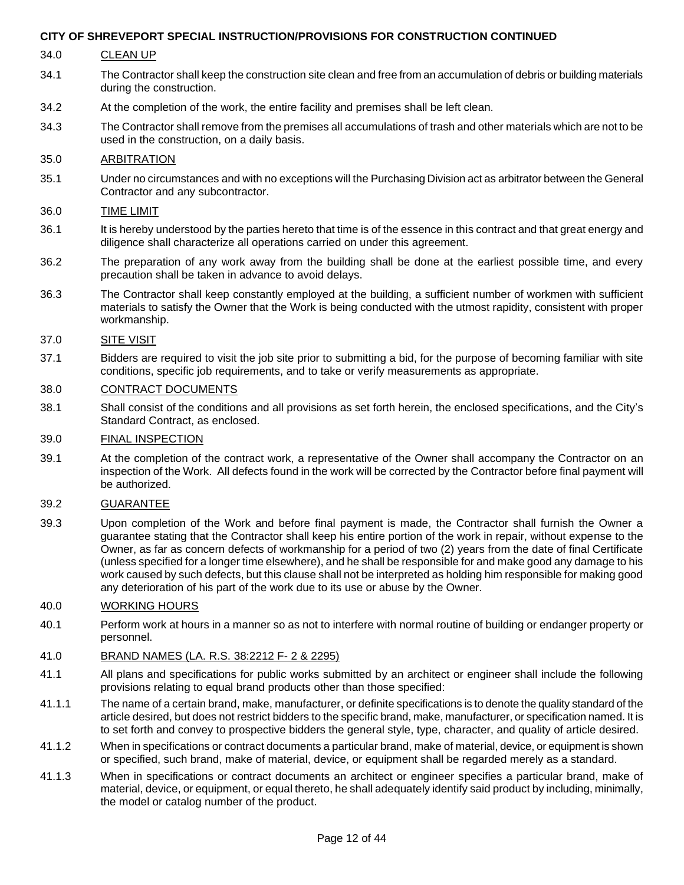**CITY OF SHREVEPORT SPECIAL INSTRUCTION/PROVISIONS FOR CONSTRUCTION CONTINUED**

34.0 CLEAN UP

34.1 The Contractor shall keep the construction site clean and free from an accumulation of debris or building materials during the construction.

34.2 At the completion of the work, the entire facility and premises shall be left clean.

34.3 The Contractor shall remove from the premises all accumulations of trash and other materials which are not to be used in the construction, on a daily basis.

35.0 ARBITRATION

35.1 Under no circumstances and with no exceptions will the Purchasing Division act as arbitrator between the General Contractor and any subcontractor.

36.0 TIME LIMIT

36.1 It is hereby understood by the parties hereto that time is of the essence in this contract and that great energy and diligence shall characterize all operations carried on under this agreement.

36.2 The preparation of any work away from the building shall be done at the earliest possible time, and every precaution shall be taken in advance to avoid delays.

36.3 The Contractor shall keep constantly employed at the building, a sufficient number of workmen with sufficient materials to satisfy the Owner that the Work is being conducted with the utmost rapidity, consistent with proper workmanship.

37.0 SITE VISIT

37.1 Bidders are required to visit the job site prior to submitting a bid, for the purpose of becoming familiar with site conditions, specific job requirements, and to take or verify measurements as appropriate.

38.0 CONTRACT DOCUMENTS

38.1 Shall consist of the conditions and all provisions as set forth herein, the enclosed specifications, and the City's Standard Contract, as enclosed.

39.0 FINAL INSPECTION

39.1 At the completion of the contract work, a representative of the Owner shall accompany the Contractor on an inspection of the Work. All defects found in the work will be corrected by the Contractor before final payment will be authorized.

39.2 GUARANTEE

39.3 Upon completion of the Work and before final payment is made, the Contractor shall furnish the Owner a guarantee stating that the Contractor shall keep his entire portion of the work in repair, without expense to the Owner, as far as concern defects of workmanship for a period of two (2) years from the date of final Certificate (unless specified for a longer time elsewhere), and he shall be responsible for and make good any damage to his work caused by such defects, but this clause shall not be interpreted as holding him responsible for making good any deterioration of his part of the work due to its use or abuse by the Owner.

40.0 WORKING HOURS

40.1 Perform work at hours in a manner so as not to interfere with normal routine of building or endanger property or personnel.

41.0 BRAND NAMES (LA. R.S. 38:2212 F- 2 & 2295)

41.1 All plans and specifications for public works submitted by an architect or engineer shall include the following provisions relating to equal brand products other than those specified:

41.1.1 The name of a certain brand, make, manufacturer, or definite specifications is to denote the quality standard of the article desired, but does not restrict bidders to the specific brand, make, manufacturer, or specification named. It is to set forth and convey to prospective bidders the general style, type, character, and quality of article desired.

41.1.2 When in specifications or contract documents a particular brand, make of material, device, or equipment is shown or specified, such brand, make of material, device, or equipment shall be regarded merely as a standard.

41.1.3 When in specifications or contract documents an architect or engineer specifies a particular brand, make of material, device, or equipment, or equal thereto, he shall adequately identify said product by including, minimally, the model or catalog number of the product.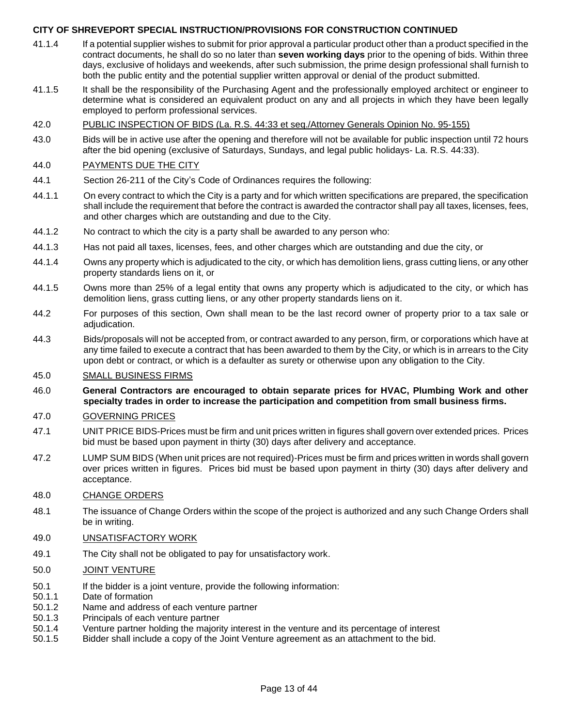**CITY OF SHREVEPORT SPECIAL INSTRUCTION/PROVISIONS FOR CONSTRUCTION CONTINUED**

41.1.4 If a potential supplier wishes to submit for prior approval a particular product other than a product specified in the contract documents, he shall do so no later than **seven working days** prior to the opening of bids. Within three days, exclusive of holidays and weekends, after such submission, the prime design professional shall furnish to both the public entity and the potential supplier written approval or denial of the product submitted.

41.1.5 It shall be the responsibility of the Purchasing Agent and the professionally employed architect or engineer to determine what is considered an equivalent product on any and all projects in which they have been legally employed to perform professional services.

42.0 PUBLIC INSPECTION OF BIDS (La. R.S. 44:33 et seq./Attorney Generals Opinion No. 95-155)

43.0 Bids will be in active use after the opening and therefore will not be available for public inspection until 72 hours after the bid opening (exclusive of Saturdays, Sundays, and legal public holidays- La. R.S. 44:33).

44.0 PAYMENTS DUE THE CITY

44.1 Section 26-211 of the City's Code of Ordinances requires the following:

44.1.1 On every contract to which the City is a party and for which written specifications are prepared, the specification shall include the requirement that before the contract is awarded the contractor shall pay all taxes, licenses, fees, and other charges which are outstanding and due to the City.

44.1.2 No contract to which the city is a party shall be awarded to any person who:

44.1.3 Has not paid all taxes, licenses, fees, and other charges which are outstanding and due the city, or

44.1.4 Owns any property which is adjudicated to the city, or which has demolition liens, grass cutting liens, or any other property standards liens on it, or

44.1.5 Owns more than 25% of a legal entity that owns any property which is adjudicated to the city, or which has demolition liens, grass cutting liens, or any other property standards liens on it.

44.2 For purposes of this section, Own shall mean to be the last record owner of property prior to a tax sale or adjudication.

44.3 Bids/proposals will not be accepted from, or contract awarded to any person, firm, or corporations which have at any time failed to execute a contract that has been awarded to them by the City, or which is in arrears to the City upon debt or contract, or which is a defaulter as surety or otherwise upon any obligation to the City.

45.0 SMALL BUSINESS FIRMS

46.0 **General Contractors are encouraged to obtain separate prices for HVAC, Plumbing Work and other specialty trades in order to increase the participation and competition from small business firms.**

47.0 GOVERNING PRICES

47.1 UNIT PRICE BIDS-Prices must be firm and unit prices written in figures shall govern over extended prices. Prices bid must be based upon payment in thirty (30) days after delivery and acceptance.

47.2 LUMP SUM BIDS (When unit prices are not required)-Prices must be firm and prices written in words shall govern over prices written in figures. Prices bid must be based upon payment in thirty (30) days after delivery and acceptance.

48.0 CHANGE ORDERS

48.1 The issuance of Change Orders within the scope of the project is authorized and any such Change Orders shall be in writing.

49.0 UNSATISFACTORY WORK

49.1 The City shall not be obligated to pay for unsatisfactory work.

50.0 JOINT VENTURE

50.1 If the bidder is a joint venture, provide the following information:
50.1.1 Date of formation
50.1.2 Name and address of each venture partner
50.1.3 Principals of each venture partner
50.1.4 Venture partner holding the majority interest in the venture and its percentage of interest
50.1.5 Bidder shall include a copy of the Joint Venture agreement as an attachment to the bid.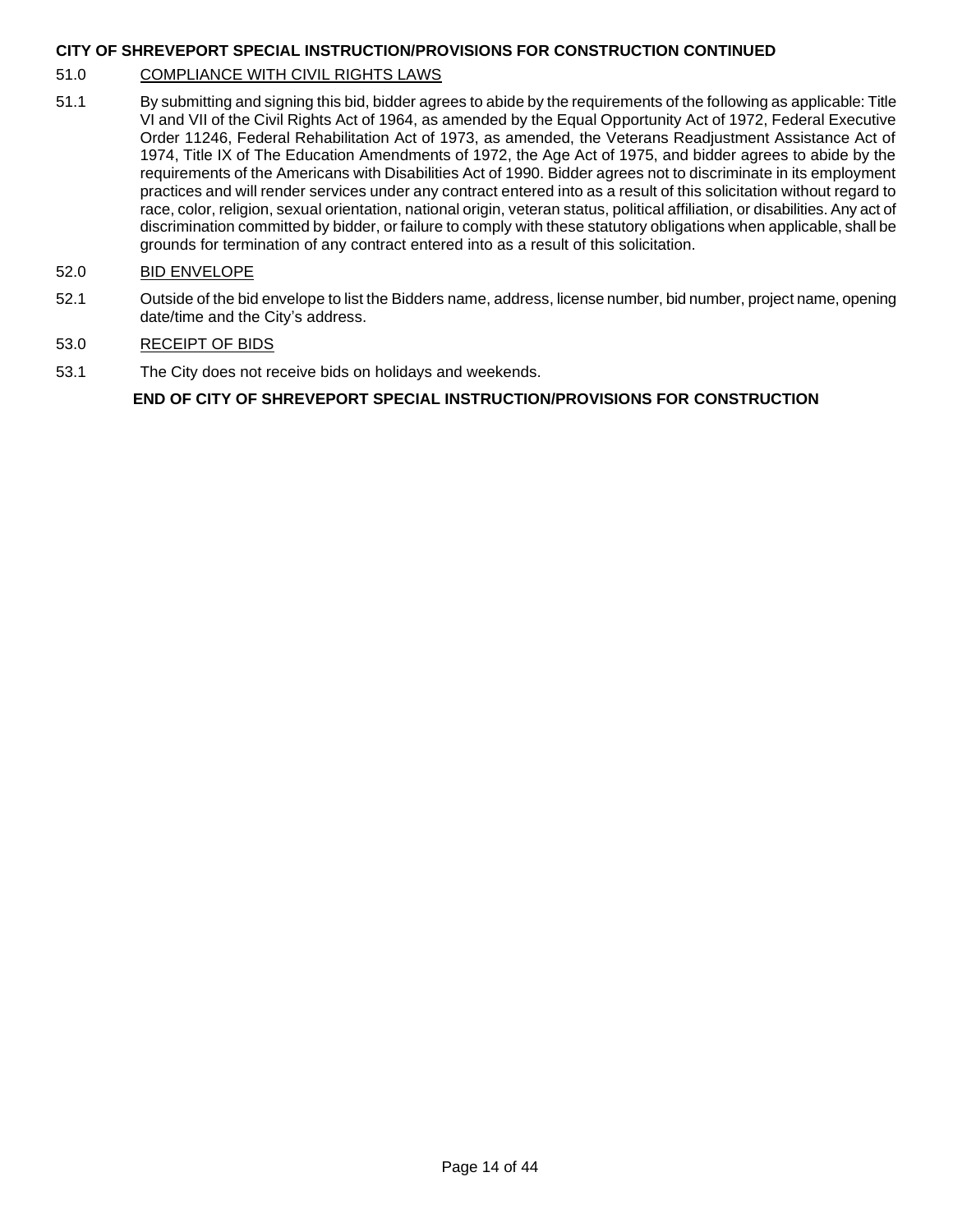**CITY OF SHREVEPORT SPECIAL INSTRUCTION/PROVISIONS FOR CONSTRUCTION CONTINUED**

51.0 COMPLIANCE WITH CIVIL RIGHTS LAWS

51.1 By submitting and signing this bid, bidder agrees to abide by the requirements of the following as applicable: Title VI and VII of the Civil Rights Act of 1964, as amended by the Equal Opportunity Act of 1972, Federal Executive Order 11246, Federal Rehabilitation Act of 1973, as amended, the Veterans Readjustment Assistance Act of 1974, Title IX of The Education Amendments of 1972, the Age Act of 1975, and bidder agrees to abide by the requirements of the Americans with Disabilities Act of 1990. Bidder agrees not to discriminate in its employment practices and will render services under any contract entered into as a result of this solicitation without regard to race, color, religion, sexual orientation, national origin, veteran status, political affiliation, or disabilities. Any act of discrimination committed by bidder, or failure to comply with these statutory obligations when applicable, shall be grounds for termination of any contract entered into as a result of this solicitation.

52.0 BID ENVELOPE

52.1 Outside of the bid envelope to list the Bidders name, address, license number, bid number, project name, opening date/time and the City's address.

53.0 RECEIPT OF BIDS

53.1 The City does not receive bids on holidays and weekends.

**END OF CITY OF SHREVEPORT SPECIAL INSTRUCTION/PROVISIONS FOR CONSTRUCTION**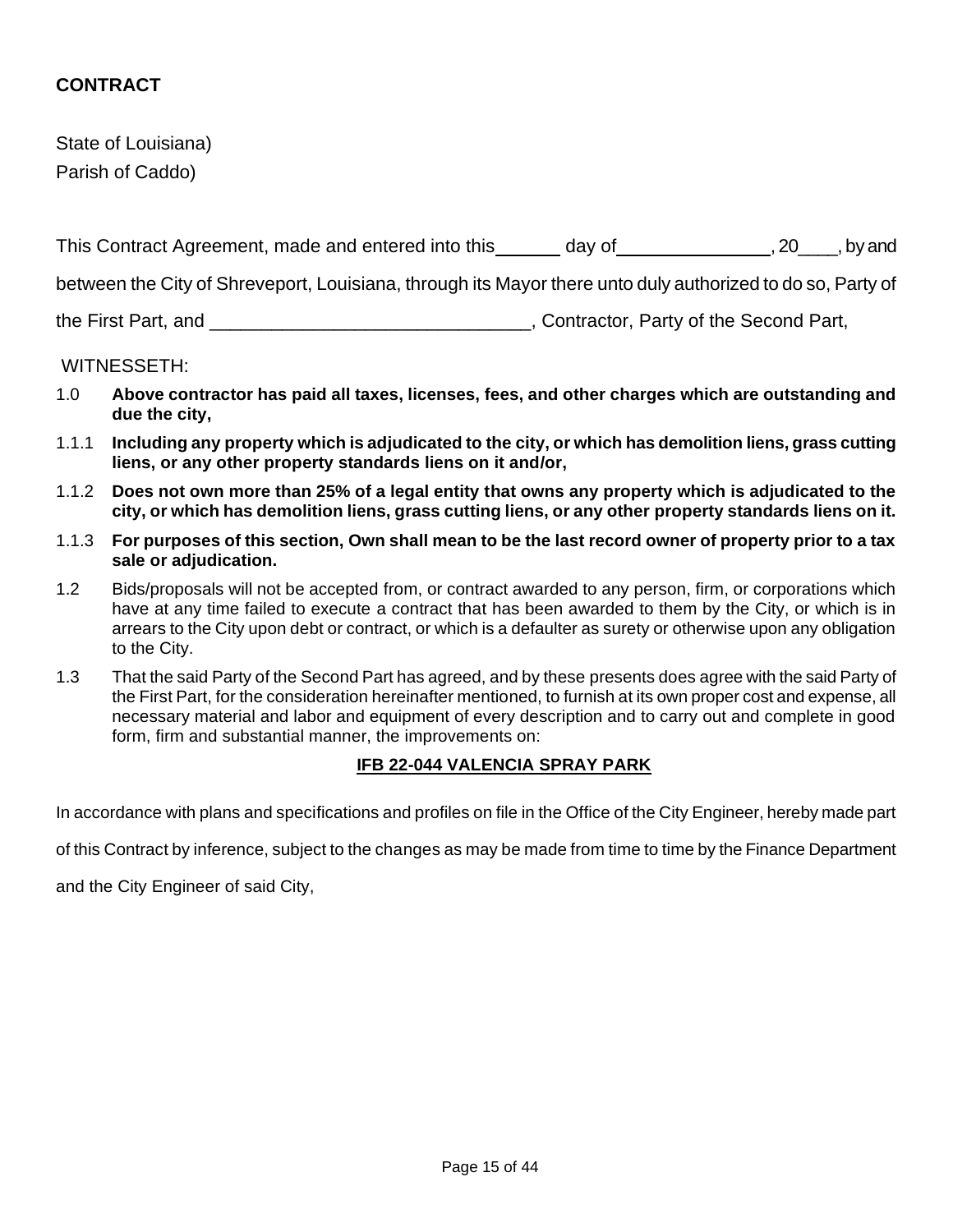**CONTRACT**

State of Louisiana)
Parish of Caddo)

This Contract Agreement, made and entered into this ______ day of _______________, 20____, by and between the City of Shreveport, Louisiana, through its Mayor there unto duly authorized to do so, Party of the First Part, and ______________________________, Contractor, Party of the Second Part,

WITNESSETH:

1.0 **Above contractor has paid all taxes, licenses, fees, and other charges which are outstanding and due the city,**

1.1.1 **Including any property which is adjudicated to the city, or which has demolition liens, grass cutting liens, or any other property standards liens on it and/or,**

1.1.2 **Does not own more than 25% of a legal entity that owns any property which is adjudicated to the city, or which has demolition liens, grass cutting liens, or any other property standards liens on it.**

1.1.3 **For purposes of this section, Own shall mean to be the last record owner of property prior to a tax sale or adjudication.**

1.2 Bids/proposals will not be accepted from, or contract awarded to any person, firm, or corporations which have at any time failed to execute a contract that has been awarded to them by the City, or which is in arrears to the City upon debt or contract, or which is a defaulter as surety or otherwise upon any obligation to the City.

1.3 That the said Party of the Second Part has agreed, and by these presents does agree with the said Party of the First Part, for the consideration hereinafter mentioned, to furnish at its own proper cost and expense, all necessary material and labor and equipment of every description and to carry out and complete in good form, firm and substantial manner, the improvements on:

**IFB 22-044 VALENCIA SPRAY PARK**

In accordance with plans and specifications and profiles on file in the Office of the City Engineer, hereby made part of this Contract by inference, subject to the changes as may be made from time to time by the Finance Department and the City Engineer of said City,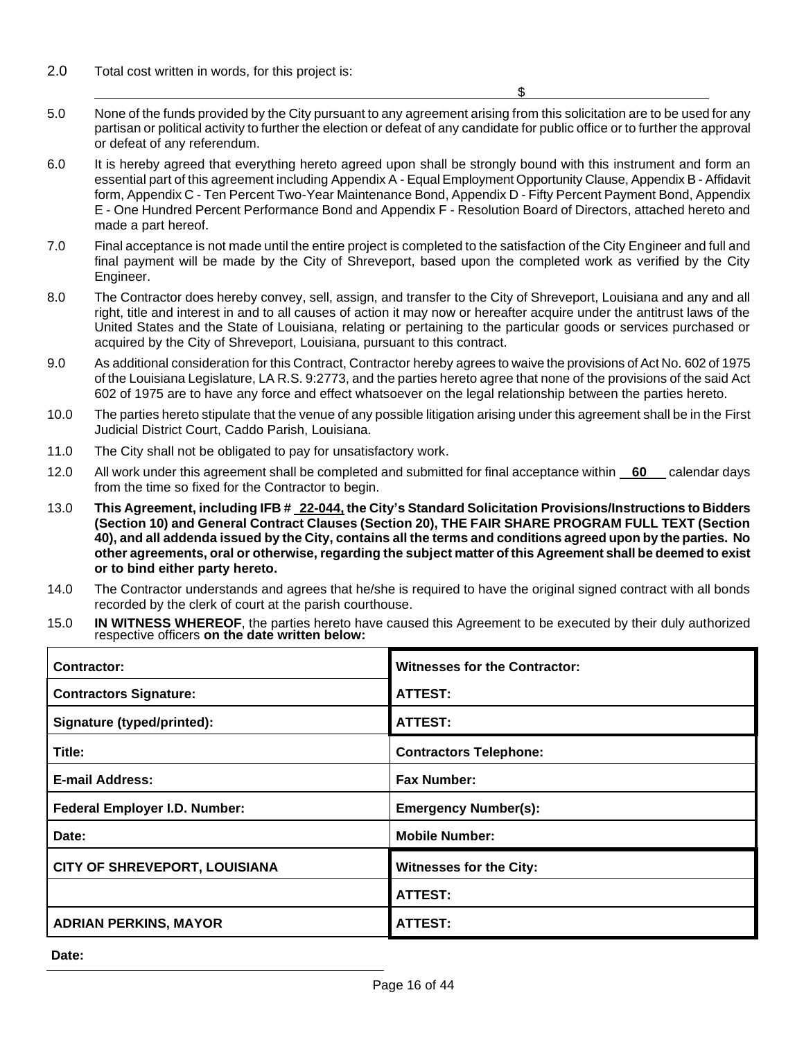2.0 Total cost written in words, for this project is:

_____________________________________________________________ $ ________________

5.0 None of the funds provided by the City pursuant to any agreement arising from this solicitation are to be used for any partisan or political activity to further the election or defeat of any candidate for public office or to further the approval or defeat of any referendum.

6.0 It is hereby agreed that everything hereto agreed upon shall be strongly bound with this instrument and form an essential part of this agreement including Appendix A - Equal Employment Opportunity Clause, Appendix B - Affidavit form, Appendix C - Ten Percent Two-Year Maintenance Bond, Appendix D - Fifty Percent Payment Bond, Appendix E - One Hundred Percent Performance Bond and Appendix F - Resolution Board of Directors, attached hereto and made a part hereof.

7.0 Final acceptance is not made until the entire project is completed to the satisfaction of the City Engineer and full and final payment will be made by the City of Shreveport, based upon the completed work as verified by the City Engineer.

8.0 The Contractor does hereby convey, sell, assign, and transfer to the City of Shreveport, Louisiana and any and all right, title and interest in and to all causes of action it may now or hereafter acquire under the antitrust laws of the United States and the State of Louisiana, relating or pertaining to the particular goods or services purchased or acquired by the City of Shreveport, Louisiana, pursuant to this contract.

9.0 As additional consideration for this Contract, Contractor hereby agrees to waive the provisions of Act No. 602 of 1975 of the Louisiana Legislature, LA R.S. 9:2773, and the parties hereto agree that none of the provisions of the said Act 602 of 1975 are to have any force and effect whatsoever on the legal relationship between the parties hereto.

10.0 The parties hereto stipulate that the venue of any possible litigation arising under this agreement shall be in the First Judicial District Court, Caddo Parish, Louisiana.

11.0 The City shall not be obligated to pay for unsatisfactory work.

12.0 All work under this agreement shall be completed and submitted for final acceptance within **60** calendar days from the time so fixed for the Contractor to begin.

13.0 **This Agreement, including IFB # 22-044, the City's Standard Solicitation Provisions/Instructions to Bidders (Section 10) and General Contract Clauses (Section 20), THE FAIR SHARE PROGRAM FULL TEXT (Section 40), and all addenda issued by the City, contains all the terms and conditions agreed upon by the parties. No other agreements, oral or otherwise, regarding the subject matter of this Agreement shall be deemed to exist or to bind either party hereto.**

14.0 The Contractor understands and agrees that he/she is required to have the original signed contract with all bonds recorded by the clerk of court at the parish courthouse.

15.0 **IN WITNESS WHEREOF**, the parties hereto have caused this Agreement to be executed by their duly authorized respective officers **on the date written below:**

| **Contractor:** | **Witnesses for the Contractor:** |
|---|---|
| **Contractors Signature:** | **ATTEST:** |
| **Signature (typed/printed):** | **ATTEST:** |
| **Title:** | **Contractors Telephone:** |
| **E-mail Address:** | **Fax Number:** |
| **Federal Employer I.D. Number:** | **Emergency Number(s):** |
| **Date:** | **Mobile Number:** |
| **CITY OF SHREVEPORT, LOUISIANA** | **Witnesses for the City:** |
| | **ATTEST:** |
| **ADRIAN PERKINS, MAYOR** | **ATTEST:** |

**Date:** ______________________________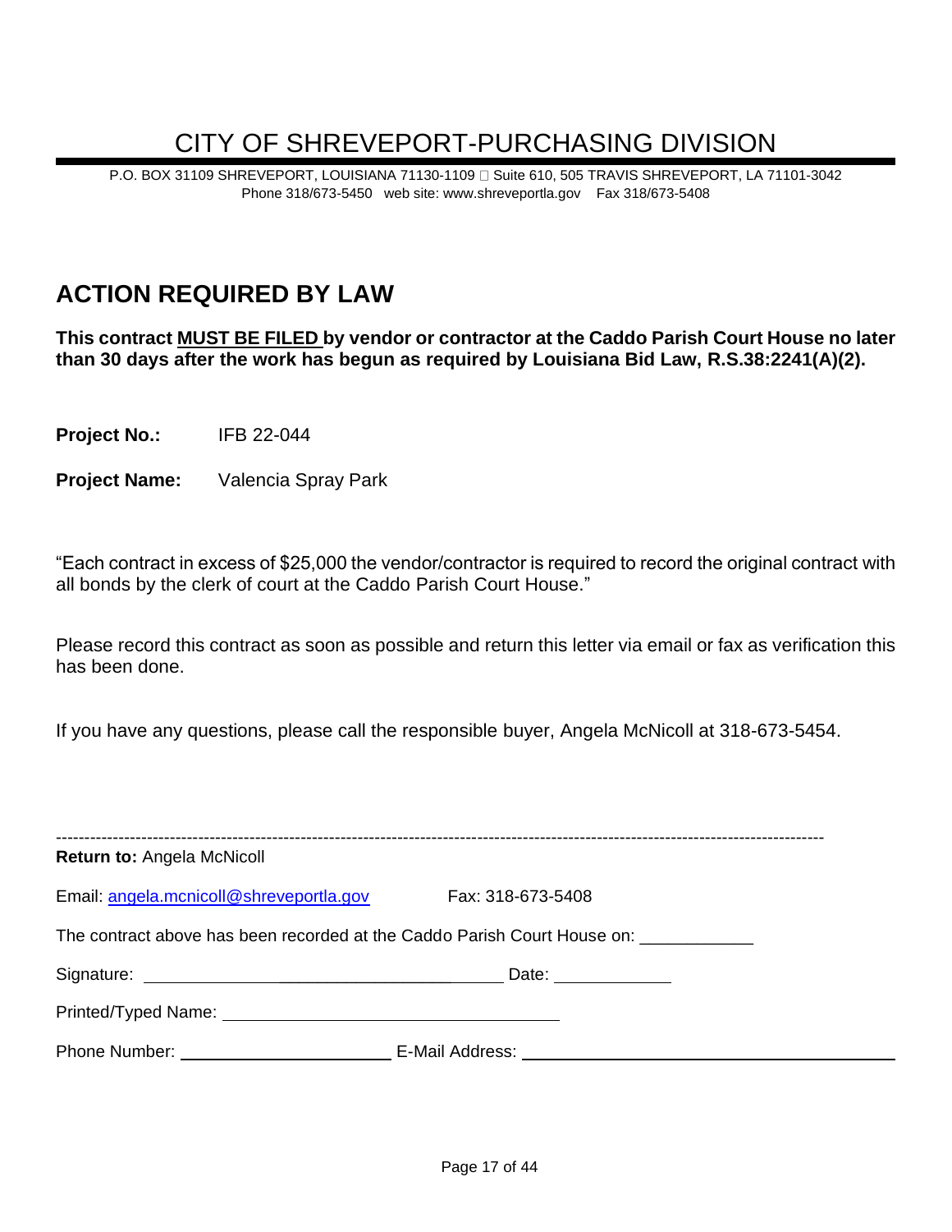# CITY OF SHREVEPORT-PURCHASING DIVISION

P.O. BOX 31109 SHREVEPORT, LOUISIANA 71130-1109 □ Suite 610, 505 TRAVIS SHREVEPORT, LA 71101-3042
Phone 318/673-5450 web site: www.shreveportla.gov Fax 318/673-5408

## ACTION REQUIRED BY LAW

**This contract MUST BE FILED by vendor or contractor at the Caddo Parish Court House no later than 30 days after the work has begun as required by Louisiana Bid Law, R.S.38:2241(A)(2).**

**Project No.:** IFB 22-044

**Project Name:** Valencia Spray Park

"Each contract in excess of $25,000 the vendor/contractor is required to record the original contract with all bonds by the clerk of court at the Caddo Parish Court House."

Please record this contract as soon as possible and return this letter via email or fax as verification this has been done.

If you have any questions, please call the responsible buyer, Angela McNicoll at 318-673-5454.

---

**Return to:** Angela McNicoll

Email: angela.mcnicoll@shreveportla.gov Fax: 318-673-5408

The contract above has been recorded at the Caddo Parish Court House on: ____________

Signature: ______________________________ Date: ____________

Printed/Typed Name: ______________________________

Phone Number: ____________________ E-Mail Address: ______________________________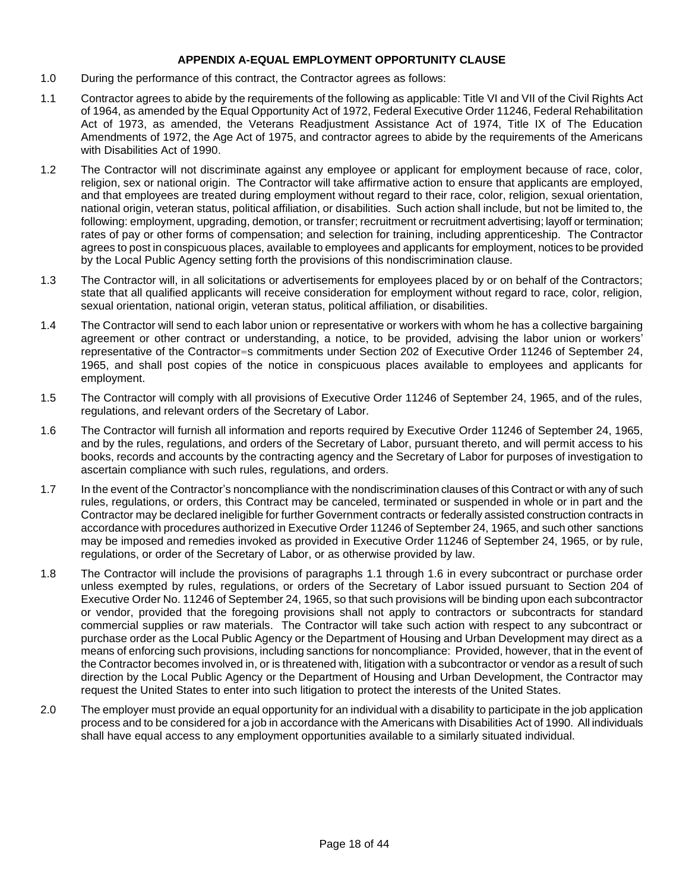## APPENDIX A-EQUAL EMPLOYMENT OPPORTUNITY CLAUSE

1.0 During the performance of this contract, the Contractor agrees as follows:

1.1 Contractor agrees to abide by the requirements of the following as applicable: Title VI and VII of the Civil Rights Act of 1964, as amended by the Equal Opportunity Act of 1972, Federal Executive Order 11246, Federal Rehabilitation Act of 1973, as amended, the Veterans Readjustment Assistance Act of 1974, Title IX of The Education Amendments of 1972, the Age Act of 1975, and contractor agrees to abide by the requirements of the Americans with Disabilities Act of 1990.

1.2 The Contractor will not discriminate against any employee or applicant for employment because of race, color, religion, sex or national origin. The Contractor will take affirmative action to ensure that applicants are employed, and that employees are treated during employment without regard to their race, color, religion, sexual orientation, national origin, veteran status, political affiliation, or disabilities. Such action shall include, but not be limited to, the following: employment, upgrading, demotion, or transfer; recruitment or recruitment advertising; layoff or termination; rates of pay or other forms of compensation; and selection for training, including apprenticeship. The Contractor agrees to post in conspicuous places, available to employees and applicants for employment, notices to be provided by the Local Public Agency setting forth the provisions of this nondiscrimination clause.

1.3 The Contractor will, in all solicitations or advertisements for employees placed by or on behalf of the Contractors; state that all qualified applicants will receive consideration for employment without regard to race, color, religion, sexual orientation, national origin, veteran status, political affiliation, or disabilities.

1.4 The Contractor will send to each labor union or representative or workers with whom he has a collective bargaining agreement or other contract or understanding, a notice, to be provided, advising the labor union or workers' representative of the Contractor=s commitments under Section 202 of Executive Order 11246 of September 24, 1965, and shall post copies of the notice in conspicuous places available to employees and applicants for employment.

1.5 The Contractor will comply with all provisions of Executive Order 11246 of September 24, 1965, and of the rules, regulations, and relevant orders of the Secretary of Labor.

1.6 The Contractor will furnish all information and reports required by Executive Order 11246 of September 24, 1965, and by the rules, regulations, and orders of the Secretary of Labor, pursuant thereto, and will permit access to his books, records and accounts by the contracting agency and the Secretary of Labor for purposes of investigation to ascertain compliance with such rules, regulations, and orders.

1.7 In the event of the Contractor's noncompliance with the nondiscrimination clauses of this Contract or with any of such rules, regulations, or orders, this Contract may be canceled, terminated or suspended in whole or in part and the Contractor may be declared ineligible for further Government contracts or federally assisted construction contracts in accordance with procedures authorized in Executive Order 11246 of September 24, 1965, and such other sanctions may be imposed and remedies invoked as provided in Executive Order 11246 of September 24, 1965, or by rule, regulations, or order of the Secretary of Labor, or as otherwise provided by law.

1.8 The Contractor will include the provisions of paragraphs 1.1 through 1.6 in every subcontract or purchase order unless exempted by rules, regulations, or orders of the Secretary of Labor issued pursuant to Section 204 of Executive Order No. 11246 of September 24, 1965, so that such provisions will be binding upon each subcontractor or vendor, provided that the foregoing provisions shall not apply to contractors or subcontracts for standard commercial supplies or raw materials. The Contractor will take such action with respect to any subcontract or purchase order as the Local Public Agency or the Department of Housing and Urban Development may direct as a means of enforcing such provisions, including sanctions for noncompliance: Provided, however, that in the event of the Contractor becomes involved in, or is threatened with, litigation with a subcontractor or vendor as a result of such direction by the Local Public Agency or the Department of Housing and Urban Development, the Contractor may request the United States to enter into such litigation to protect the interests of the United States.

2.0 The employer must provide an equal opportunity for an individual with a disability to participate in the job application process and to be considered for a job in accordance with the Americans with Disabilities Act of 1990. All individuals shall have equal access to any employment opportunities available to a similarly situated individual.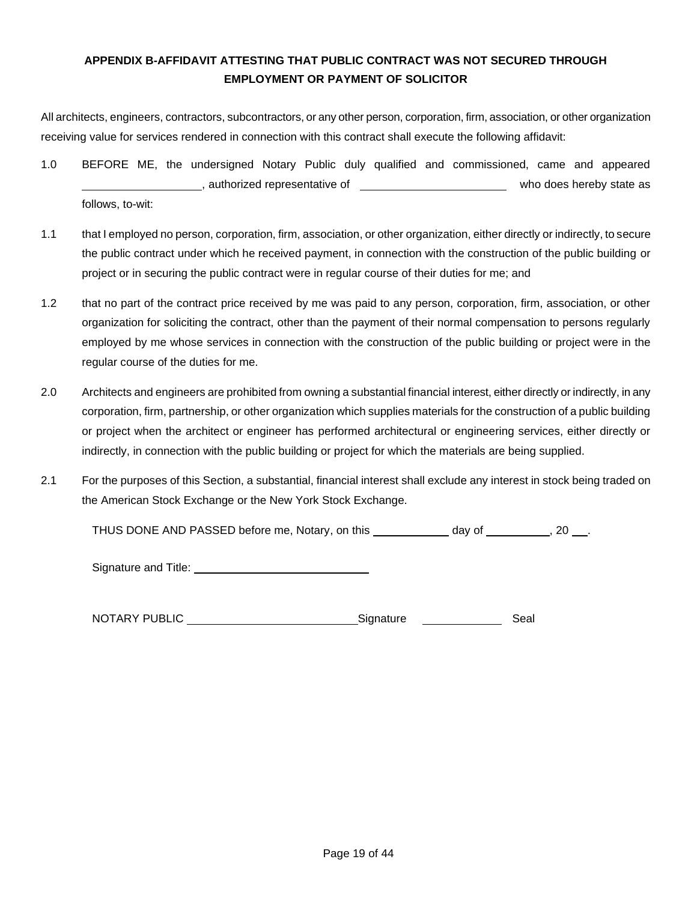**APPENDIX B-AFFIDAVIT ATTESTING THAT PUBLIC CONTRACT WAS NOT SECURED THROUGH EMPLOYMENT OR PAYMENT OF SOLICITOR**

All architects, engineers, contractors, subcontractors, or any other person, corporation, firm, association, or other organization receiving value for services rendered in connection with this contract shall execute the following affidavit:

1.0 BEFORE ME, the undersigned Notary Public duly qualified and commissioned, came and appeared \_\_\_\_\_\_\_\_\_\_\_\_\_\_\_\_\_\_\_\_, authorized representative of \_\_\_\_\_\_\_\_\_\_\_\_\_\_\_\_\_\_\_\_\_\_\_\_ who does hereby state as follows, to-wit:

1.1 that I employed no person, corporation, firm, association, or other organization, either directly or indirectly, to secure the public contract under which he received payment, in connection with the construction of the public building or project or in securing the public contract were in regular course of their duties for me; and

1.2 that no part of the contract price received by me was paid to any person, corporation, firm, association, or other organization for soliciting the contract, other than the payment of their normal compensation to persons regularly employed by me whose services in connection with the construction of the public building or project were in the regular course of the duties for me.

2.0 Architects and engineers are prohibited from owning a substantial financial interest, either directly or indirectly, in any corporation, firm, partnership, or other organization which supplies materials for the construction of a public building or project when the architect or engineer has performed architectural or engineering services, either directly or indirectly, in connection with the public building or project for which the materials are being supplied.

2.1 For the purposes of this Section, a substantial, financial interest shall exclude any interest in stock being traded on the American Stock Exchange or the New York Stock Exchange.

THUS DONE AND PASSED before me, Notary, on this \_\_\_\_\_\_\_\_\_\_\_\_ day of \_\_\_\_\_\_\_\_\_\_, 20 \_\_\_.

Signature and Title: \_\_\_\_\_\_\_\_\_\_\_\_\_\_\_\_\_\_\_\_\_\_\_\_\_\_\_\_

NOTARY PUBLIC \_\_\_\_\_\_\_\_\_\_\_\_\_\_\_\_\_\_\_\_\_\_\_\_\_\_\_ Signature \_\_\_\_\_\_\_\_\_\_\_\_\_ Seal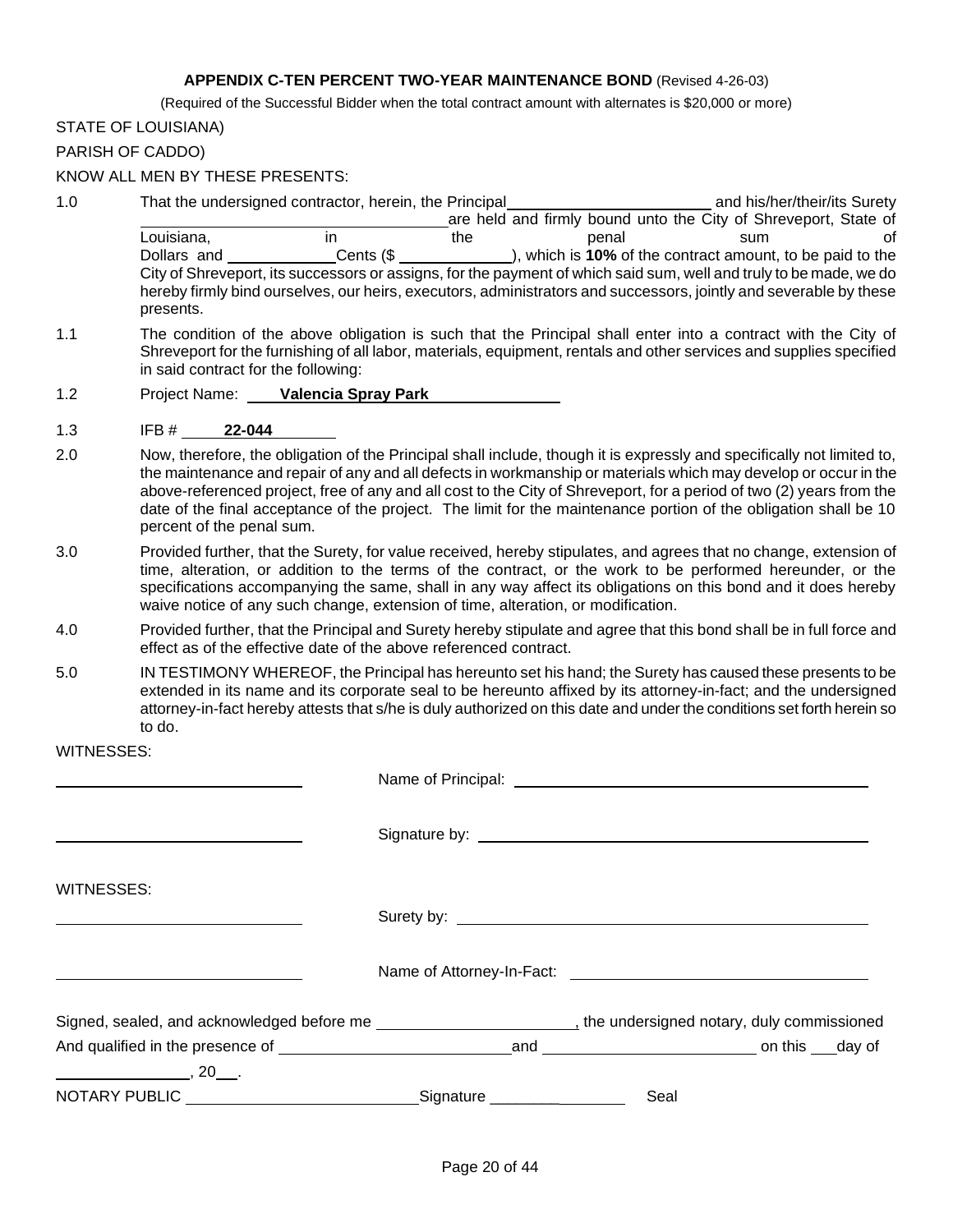**APPENDIX C-TEN PERCENT TWO-YEAR MAINTENANCE BOND** (Revised 4-26-03)

(Required of the Successful Bidder when the total contract amount with alternates is $20,000 or more)

STATE OF LOUISIANA)

PARISH OF CADDO)

KNOW ALL MEN BY THESE PRESENTS:

1.0 That the undersigned contractor, herein, the Principal ______________________ and his/her/their/its Surety __________________________________ are held and firmly bound unto the City of Shreveport, State of Louisiana, in the penal sum of ____________ Dollars and ____________ Cents ($ ____________), which is **10%** of the contract amount, to be paid to the City of Shreveport, its successors or assigns, for the payment of which said sum, well and truly to be made, we do hereby firmly bind ourselves, our heirs, executors, administrators and successors, jointly and severable by these presents.

1.1 The condition of the above obligation is such that the Principal shall enter into a contract with the City of Shreveport for the furnishing of all labor, materials, equipment, rentals and other services and supplies specified in said contract for the following:

1.2 Project Name: **Valencia Spray Park**

1.3 IFB # **22-044**

2.0 Now, therefore, the obligation of the Principal shall include, though it is expressly and specifically not limited to, the maintenance and repair of any and all defects in workmanship or materials which may develop or occur in the above-referenced project, free of any and all cost to the City of Shreveport, for a period of two (2) years from the date of the final acceptance of the project. The limit for the maintenance portion of the obligation shall be 10 percent of the penal sum.

3.0 Provided further, that the Surety, for value received, hereby stipulates, and agrees that no change, extension of time, alteration, or addition to the terms of the contract, or the work to be performed hereunder, or the specifications accompanying the same, shall in any way affect its obligations on this bond and it does hereby waive notice of any such change, extension of time, alteration, or modification.

4.0 Provided further, that the Principal and Surety hereby stipulate and agree that this bond shall be in full force and effect as of the effective date of the above referenced contract.

5.0 IN TESTIMONY WHEREOF, the Principal has hereunto set his hand; the Surety has caused these presents to be extended in its name and its corporate seal to be hereunto affixed by its attorney-in-fact; and the undersigned attorney-in-fact hereby attests that s/he is duly authorized on this date and under the conditions set forth herein so to do.

WITNESSES:

______________________ Name of Principal: ______________________

______________________ Signature by: ______________________

WITNESSES:

______________________ Surety by: ______________________

______________________ Name of Attorney-In-Fact: ______________________

Signed, sealed, and acknowledged before me ______________________, the undersigned notary, duly commissioned And qualified in the presence of ______________________ and ______________________ on this ___ day of ______________, 20___.

NOTARY PUBLIC ______________________ Signature ______________ Seal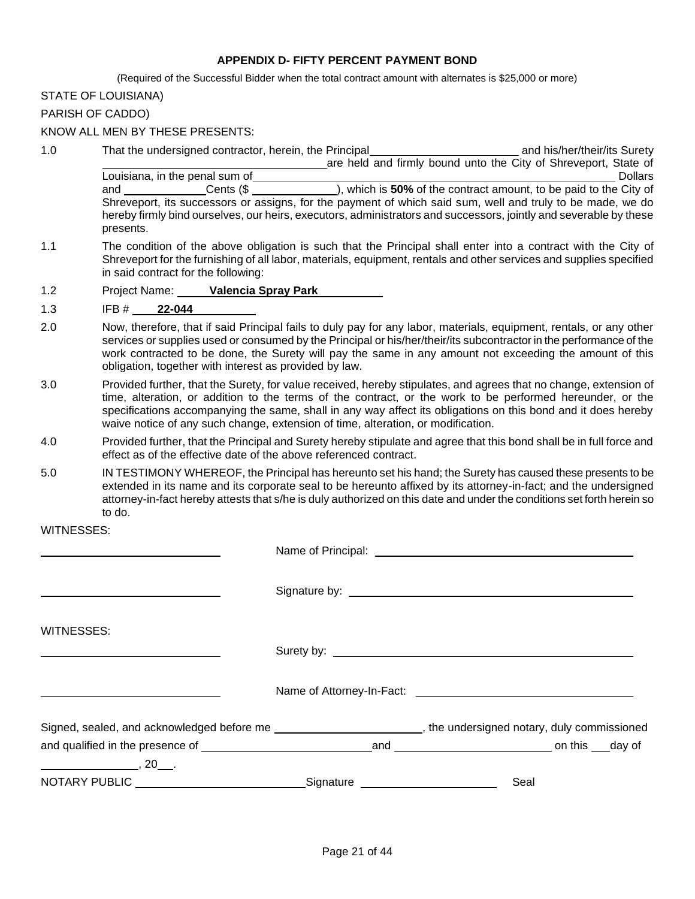**APPENDIX D- FIFTY PERCENT PAYMENT BOND**

(Required of the Successful Bidder when the total contract amount with alternates is $25,000 or more)

STATE OF LOUISIANA)

PARISH OF CADDO)

KNOW ALL MEN BY THESE PRESENTS:

1.0 That the undersigned contractor, herein, the Principal ______________________ and his/her/their/its Surety ________________________________ are held and firmly bound unto the City of Shreveport, State of Louisiana, in the penal sum of ____________________________________________ Dollars and ____________ Cents ($ ____________), which is **50%** of the contract amount, to be paid to the City of Shreveport, its successors or assigns, for the payment of which said sum, well and truly to be made, we do hereby firmly bind ourselves, our heirs, executors, administrators and successors, jointly and severable by these presents.

1.1 The condition of the above obligation is such that the Principal shall enter into a contract with the City of Shreveport for the furnishing of all labor, materials, equipment, rentals and other services and supplies specified in said contract for the following:

1.2 Project Name: **Valencia Spray Park**

1.3 IFB # **22-044**

2.0 Now, therefore, that if said Principal fails to duly pay for any labor, materials, equipment, rentals, or any other services or supplies used or consumed by the Principal or his/her/their/its subcontractor in the performance of the work contracted to be done, the Surety will pay the same in any amount not exceeding the amount of this obligation, together with interest as provided by law.

3.0 Provided further, that the Surety, for value received, hereby stipulates, and agrees that no change, extension of time, alteration, or addition to the terms of the contract, or the work to be performed hereunder, or the specifications accompanying the same, shall in any way affect its obligations on this bond and it does hereby waive notice of any such change, extension of time, alteration, or modification.

4.0 Provided further, that the Principal and Surety hereby stipulate and agree that this bond shall be in full force and effect as of the effective date of the above referenced contract.

5.0 IN TESTIMONY WHEREOF, the Principal has hereunto set his hand; the Surety has caused these presents to be extended in its name and its corporate seal to be hereunto affixed by its attorney-in-fact; and the undersigned attorney-in-fact hereby attests that s/he is duly authorized on this date and under the conditions set forth herein so to do.

WITNESSES:

______________________ Name of Principal: ______________________

______________________ Signature by: ______________________

WITNESSES:

______________________ Surety by: ______________________

______________________ Name of Attorney-In-Fact: ______________________

Signed, sealed, and acknowledged before me ______________________, the undersigned notary, duly commissioned and qualified in the presence of ______________________ and ______________________ on this ___ day of ______________, 20___.

NOTARY PUBLIC ______________________ Signature ______________________ Seal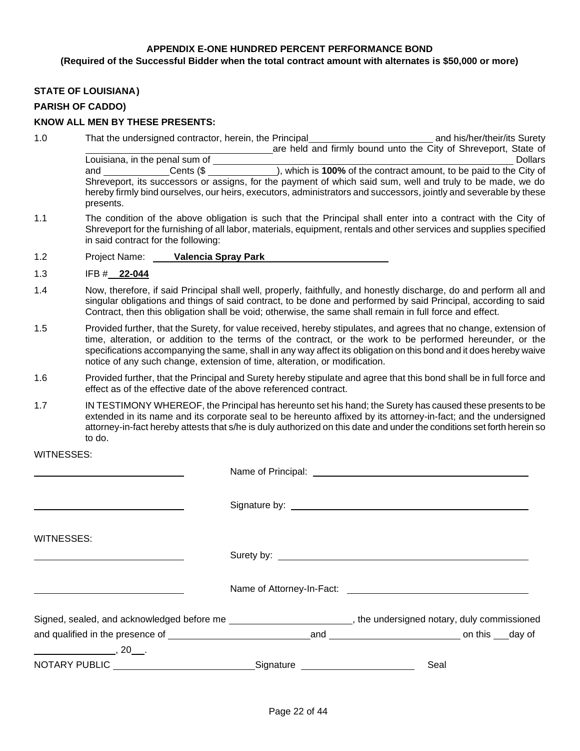**APPENDIX E-ONE HUNDRED PERCENT PERFORMANCE BOND**
**(Required of the Successful Bidder when the total contract amount with alternates is $50,000 or more)**

**STATE OF LOUISIANA)**

**PARISH OF CADDO)**

**KNOW ALL MEN BY THESE PRESENTS:**

1.0 That the undersigned contractor, herein, the Principal ______________________ and his/her/their/its Surety ______________________ are held and firmly bound unto the City of Shreveport, State of Louisiana, in the penal sum of ______________________ Dollars and ____________ Cents ($ ____________), which is **100%** of the contract amount, to be paid to the City of Shreveport, its successors or assigns, for the payment of which said sum, well and truly to be made, we do hereby firmly bind ourselves, our heirs, executors, administrators and successors, jointly and severable by these presents.

1.1 The condition of the above obligation is such that the Principal shall enter into a contract with the City of Shreveport for the furnishing of all labor, materials, equipment, rentals and other services and supplies specified in said contract for the following:

1.2 Project Name: **Valencia Spray Park**

1.3 IFB # **22-044**

1.4 Now, therefore, if said Principal shall well, properly, faithfully, and honestly discharge, do and perform all and singular obligations and things of said contract, to be done and performed by said Principal, according to said Contract, then this obligation shall be void; otherwise, the same shall remain in full force and effect.

1.5 Provided further, that the Surety, for value received, hereby stipulates, and agrees that no change, extension of time, alteration, or addition to the terms of the contract, or the work to be performed hereunder, or the specifications accompanying the same, shall in any way affect its obligation on this bond and it does hereby waive notice of any such change, extension of time, alteration, or modification.

1.6 Provided further, that the Principal and Surety hereby stipulate and agree that this bond shall be in full force and effect as of the effective date of the above referenced contract.

1.7 IN TESTIMONY WHEREOF, the Principal has hereunto set his hand; the Surety has caused these presents to be extended in its name and its corporate seal to be hereunto affixed by its attorney-in-fact; and the undersigned attorney-in-fact hereby attests that s/he is duly authorized on this date and under the conditions set forth herein so to do.

WITNESSES:

______________________ Name of Principal: ______________________

______________________ Signature by: ______________________

WITNESSES:

______________________ Surety by: ______________________

______________________ Name of Attorney-In-Fact: ______________________

Signed, sealed, and acknowledged before me ______________________, the undersigned notary, duly commissioned and qualified in the presence of ______________________ and ______________________ on this ___ day of ______________, 20___.

NOTARY PUBLIC ______________________ Signature ______________________ Seal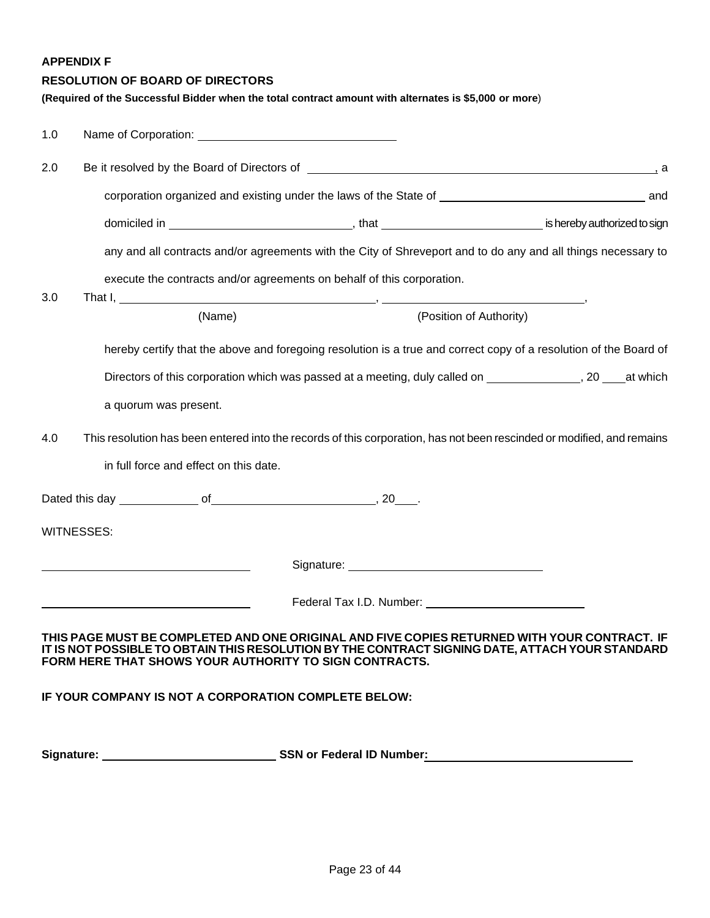**APPENDIX F**

**RESOLUTION OF BOARD OF DIRECTORS**

**(Required of the Successful Bidder when the total contract amount with alternates is $5,000 or more)**

1.0 Name of Corporation: ______________________________

2.0 Be it resolved by the Board of Directors of ________________________________________________________, a corporation organized and existing under the laws of the State of ________________________________ and domiciled in ____________________________, that ________________________ is hereby authorized to sign any and all contracts and/or agreements with the City of Shreveport and to do any and all things necessary to execute the contracts and/or agreements on behalf of this corporation.

3.0 That I, ________________________________________, ________________________________,
(Name) (Position of Authority)

hereby certify that the above and foregoing resolution is a true and correct copy of a resolution of the Board of Directors of this corporation which was passed at a meeting, duly called on ______________, 20 ___ at which a quorum was present.

4.0 This resolution has been entered into the records of this corporation, has not been rescinded or modified, and remains in full force and effect on this date.

Dated this day ____________ of _________________________, 20___.

WITNESSES:

______________________________ Signature: ______________________________

______________________________ Federal Tax I.D. Number: ________________________

**THIS PAGE MUST BE COMPLETED AND ONE ORIGINAL AND FIVE COPIES RETURNED WITH YOUR CONTRACT. IF IT IS NOT POSSIBLE TO OBTAIN THIS RESOLUTION BY THE CONTRACT SIGNING DATE, ATTACH YOUR STANDARD FORM HERE THAT SHOWS YOUR AUTHORITY TO SIGN CONTRACTS.**

**IF YOUR COMPANY IS NOT A CORPORATION COMPLETE BELOW:**

**Signature:** ___________________________ **SSN or Federal ID Number:** ________________________________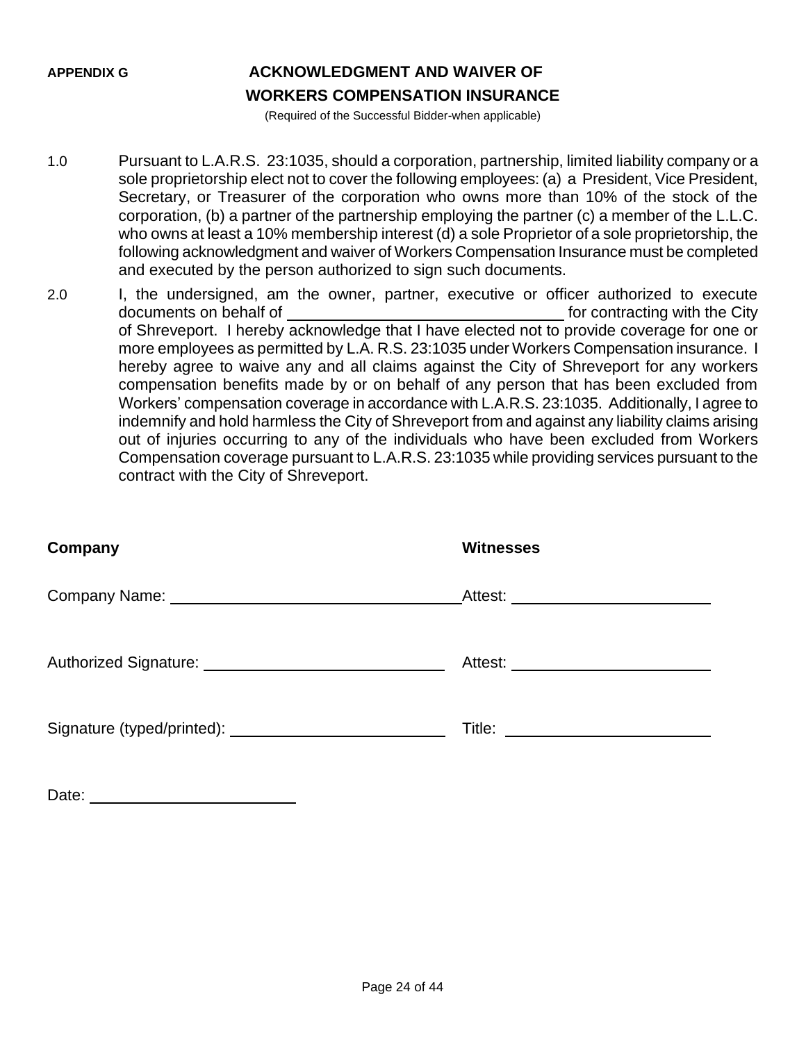**APPENDIX G**

## ACKNOWLEDGMENT AND WAIVER OF WORKERS COMPENSATION INSURANCE

(Required of the Successful Bidder-when applicable)

1.0 Pursuant to L.A.R.S. 23:1035, should a corporation, partnership, limited liability company or a sole proprietorship elect not to cover the following employees: (a) a President, Vice President, Secretary, or Treasurer of the corporation who owns more than 10% of the stock of the corporation, (b) a partner of the partnership employing the partner (c) a member of the L.L.C. who owns at least a 10% membership interest (d) a sole Proprietor of a sole proprietorship, the following acknowledgment and waiver of Workers Compensation Insurance must be completed and executed by the person authorized to sign such documents.

2.0 I, the undersigned, am the owner, partner, executive or officer authorized to execute documents on behalf of ______________________________ for contracting with the City of Shreveport. I hereby acknowledge that I have elected not to provide coverage for one or more employees as permitted by L.A. R.S. 23:1035 under Workers Compensation insurance. I hereby agree to waive any and all claims against the City of Shreveport for any workers compensation benefits made by or on behalf of any person that has been excluded from Workers' compensation coverage in accordance with L.A.R.S. 23:1035. Additionally, I agree to indemnify and hold harmless the City of Shreveport from and against any liability claims arising out of injuries occurring to any of the individuals who have been excluded from Workers Compensation coverage pursuant to L.A.R.S. 23:1035 while providing services pursuant to the contract with the City of Shreveport.

**Company**

Company Name: ______________________________

Authorized Signature: ______________________________

Signature (typed/printed): ______________________________

Date: ______________________

**Witnesses**

Attest: ______________________

Attest: ______________________

Title: ______________________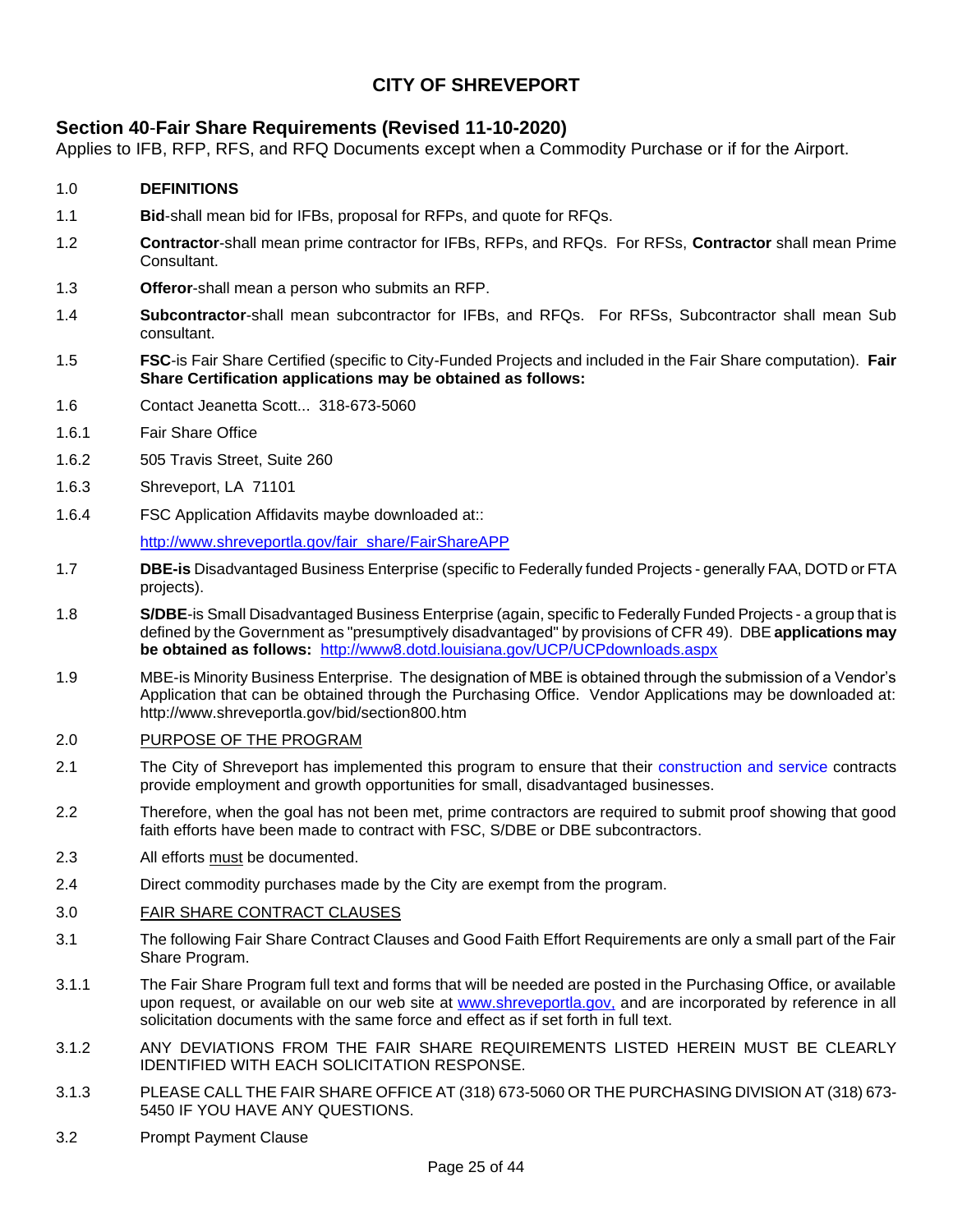# CITY OF SHREVEPORT

## Section 40-Fair Share Requirements (Revised 11-10-2020)

Applies to IFB, RFP, RFS, and RFQ Documents except when a Commodity Purchase or if for the Airport.

1.0 **DEFINITIONS**

1.1 **Bid**-shall mean bid for IFBs, proposal for RFPs, and quote for RFQs.

1.2 **Contractor**-shall mean prime contractor for IFBs, RFPs, and RFQs. For RFSs, **Contractor** shall mean Prime Consultant.

1.3 **Offeror**-shall mean a person who submits an RFP.

1.4 **Subcontractor**-shall mean subcontractor for IFBs, and RFQs. For RFSs, Subcontractor shall mean Sub consultant.

1.5 **FSC**-is Fair Share Certified (specific to City-Funded Projects and included in the Fair Share computation). **Fair Share Certification applications may be obtained as follows:**

1.6 Contact Jeanetta Scott... 318-673-5060

1.6.1 Fair Share Office

1.6.2 505 Travis Street, Suite 260

1.6.3 Shreveport, LA 71101

1.6.4 FSC Application Affidavits maybe downloaded at::

http://www.shreveportla.gov/fair_share/FairShareAPP

1.7 **DBE-is** Disadvantaged Business Enterprise (specific to Federally funded Projects - generally FAA, DOTD or FTA projects).

1.8 **S/DBE**-is Small Disadvantaged Business Enterprise (again, specific to Federally Funded Projects - a group that is defined by the Government as "presumptively disadvantaged" by provisions of CFR 49). DBE **applications may be obtained as follows:** http://www8.dotd.louisiana.gov/UCP/UCPdownloads.aspx

1.9 MBE-is Minority Business Enterprise. The designation of MBE is obtained through the submission of a Vendor's Application that can be obtained through the Purchasing Office. Vendor Applications may be downloaded at: http://www.shreveportla.gov/bid/section800.htm

2.0 PURPOSE OF THE PROGRAM

2.1 The City of Shreveport has implemented this program to ensure that their construction and service contracts provide employment and growth opportunities for small, disadvantaged businesses.

2.2 Therefore, when the goal has not been met, prime contractors are required to submit proof showing that good faith efforts have been made to contract with FSC, S/DBE or DBE subcontractors.

2.3 All efforts must be documented.

2.4 Direct commodity purchases made by the City are exempt from the program.

3.0 FAIR SHARE CONTRACT CLAUSES

3.1 The following Fair Share Contract Clauses and Good Faith Effort Requirements are only a small part of the Fair Share Program.

3.1.1 The Fair Share Program full text and forms that will be needed are posted in the Purchasing Office, or available upon request, or available on our web site at www.shreveportla.gov, and are incorporated by reference in all solicitation documents with the same force and effect as if set forth in full text.

3.1.2 ANY DEVIATIONS FROM THE FAIR SHARE REQUIREMENTS LISTED HEREIN MUST BE CLEARLY IDENTIFIED WITH EACH SOLICITATION RESPONSE.

3.1.3 PLEASE CALL THE FAIR SHARE OFFICE AT (318) 673-5060 OR THE PURCHASING DIVISION AT (318) 673-5450 IF YOU HAVE ANY QUESTIONS.

3.2 Prompt Payment Clause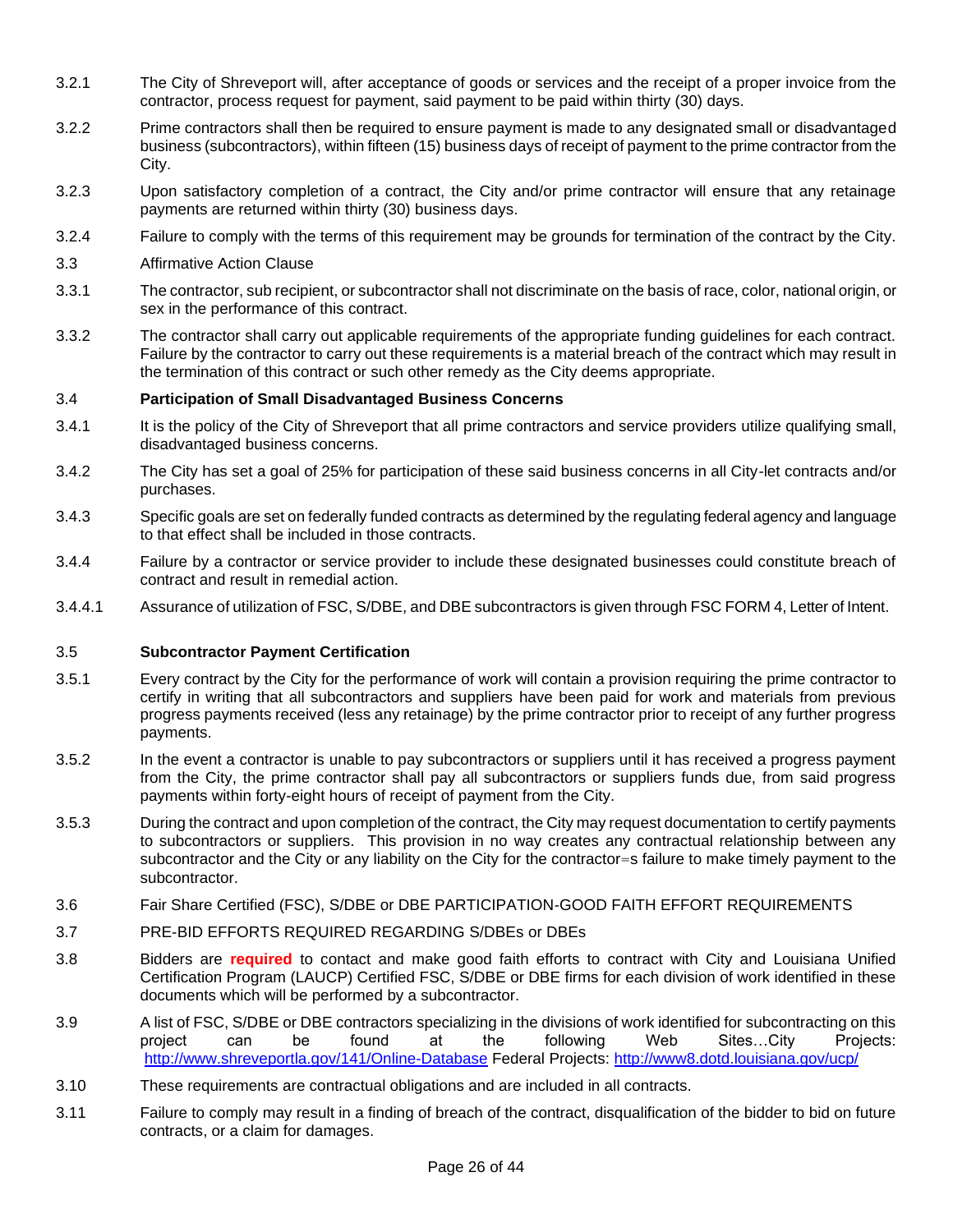3.2.1 The City of Shreveport will, after acceptance of goods or services and the receipt of a proper invoice from the contractor, process request for payment, said payment to be paid within thirty (30) days.

3.2.2 Prime contractors shall then be required to ensure payment is made to any designated small or disadvantaged business (subcontractors), within fifteen (15) business days of receipt of payment to the prime contractor from the City.

3.2.3 Upon satisfactory completion of a contract, the City and/or prime contractor will ensure that any retainage payments are returned within thirty (30) business days.

3.2.4 Failure to comply with the terms of this requirement may be grounds for termination of the contract by the City.

3.3 Affirmative Action Clause

3.3.1 The contractor, sub recipient, or subcontractor shall not discriminate on the basis of race, color, national origin, or sex in the performance of this contract.

3.3.2 The contractor shall carry out applicable requirements of the appropriate funding guidelines for each contract. Failure by the contractor to carry out these requirements is a material breach of the contract which may result in the termination of this contract or such other remedy as the City deems appropriate.

3.4 **Participation of Small Disadvantaged Business Concerns**

3.4.1 It is the policy of the City of Shreveport that all prime contractors and service providers utilize qualifying small, disadvantaged business concerns.

3.4.2 The City has set a goal of 25% for participation of these said business concerns in all City-let contracts and/or purchases.

3.4.3 Specific goals are set on federally funded contracts as determined by the regulating federal agency and language to that effect shall be included in those contracts.

3.4.4 Failure by a contractor or service provider to include these designated businesses could constitute breach of contract and result in remedial action.

3.4.4.1 Assurance of utilization of FSC, S/DBE, and DBE subcontractors is given through FSC FORM 4, Letter of Intent.

3.5 **Subcontractor Payment Certification**

3.5.1 Every contract by the City for the performance of work will contain a provision requiring the prime contractor to certify in writing that all subcontractors and suppliers have been paid for work and materials from previous progress payments received (less any retainage) by the prime contractor prior to receipt of any further progress payments.

3.5.2 In the event a contractor is unable to pay subcontractors or suppliers until it has received a progress payment from the City, the prime contractor shall pay all subcontractors or suppliers funds due, from said progress payments within forty-eight hours of receipt of payment from the City.

3.5.3 During the contract and upon completion of the contract, the City may request documentation to certify payments to subcontractors or suppliers. This provision in no way creates any contractual relationship between any subcontractor and the City or any liability on the City for the contractor=s failure to make timely payment to the subcontractor.

3.6 Fair Share Certified (FSC), S/DBE or DBE PARTICIPATION-GOOD FAITH EFFORT REQUIREMENTS

3.7 PRE-BID EFFORTS REQUIRED REGARDING S/DBEs or DBEs

3.8 Bidders are **required** to contact and make good faith efforts to contract with City and Louisiana Unified Certification Program (LAUCP) Certified FSC, S/DBE or DBE firms for each division of work identified in these documents which will be performed by a subcontractor.

3.9 A list of FSC, S/DBE or DBE contractors specializing in the divisions of work identified for subcontracting on this project can be found at the following Web Sites…City Projects: http://www.shreveportla.gov/141/Online-Database Federal Projects: http://www8.dotd.louisiana.gov/ucp/

3.10 These requirements are contractual obligations and are included in all contracts.

3.11 Failure to comply may result in a finding of breach of the contract, disqualification of the bidder to bid on future contracts, or a claim for damages.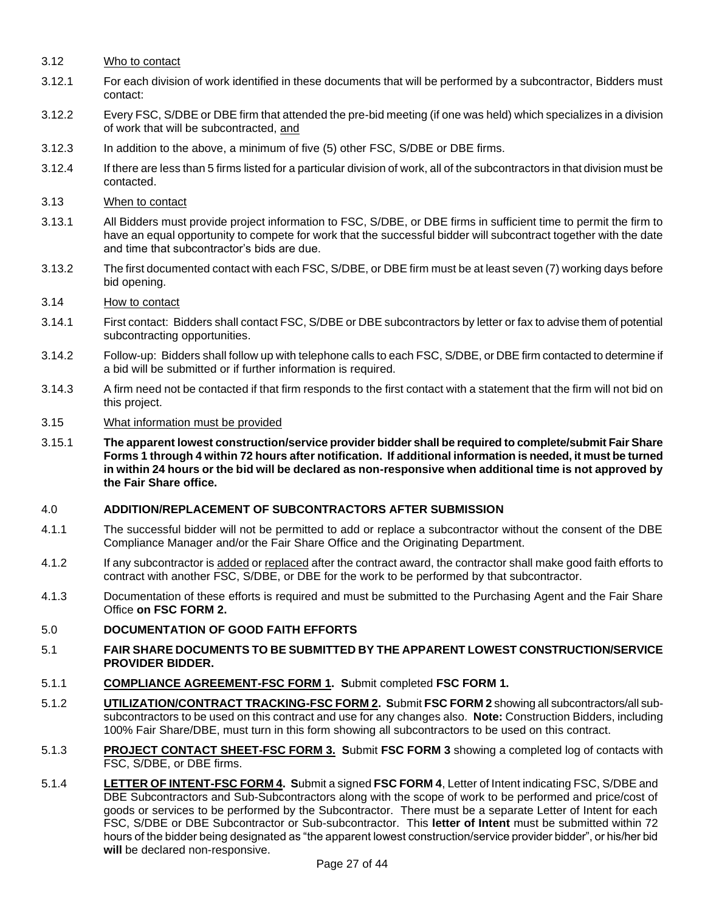3.12 Who to contact

3.12.1 For each division of work identified in these documents that will be performed by a subcontractor, Bidders must contact:

3.12.2 Every FSC, S/DBE or DBE firm that attended the pre-bid meeting (if one was held) which specializes in a division of work that will be subcontracted, and

3.12.3 In addition to the above, a minimum of five (5) other FSC, S/DBE or DBE firms.

3.12.4 If there are less than 5 firms listed for a particular division of work, all of the subcontractors in that division must be contacted.

3.13 When to contact

3.13.1 All Bidders must provide project information to FSC, S/DBE, or DBE firms in sufficient time to permit the firm to have an equal opportunity to compete for work that the successful bidder will subcontract together with the date and time that subcontractor's bids are due.

3.13.2 The first documented contact with each FSC, S/DBE, or DBE firm must be at least seven (7) working days before bid opening.

3.14 How to contact

3.14.1 First contact: Bidders shall contact FSC, S/DBE or DBE subcontractors by letter or fax to advise them of potential subcontracting opportunities.

3.14.2 Follow-up: Bidders shall follow up with telephone calls to each FSC, S/DBE, or DBE firm contacted to determine if a bid will be submitted or if further information is required.

3.14.3 A firm need not be contacted if that firm responds to the first contact with a statement that the firm will not bid on this project.

3.15 What information must be provided

3.15.1 **The apparent lowest construction/service provider bidder shall be required to complete/submit Fair Share Forms 1 through 4 within 72 hours after notification. If additional information is needed, it must be turned in within 24 hours or the bid will be declared as non-responsive when additional time is not approved by the Fair Share office.**

## 4.0 ADDITION/REPLACEMENT OF SUBCONTRACTORS AFTER SUBMISSION

4.1.1 The successful bidder will not be permitted to add or replace a subcontractor without the consent of the DBE Compliance Manager and/or the Fair Share Office and the Originating Department.

4.1.2 If any subcontractor is added or replaced after the contract award, the contractor shall make good faith efforts to contract with another FSC, S/DBE, or DBE for the work to be performed by that subcontractor.

4.1.3 Documentation of these efforts is required and must be submitted to the Purchasing Agent and the Fair Share Office **on FSC FORM 2.**

## 5.0 DOCUMENTATION OF GOOD FAITH EFFORTS

### 5.1 FAIR SHARE DOCUMENTS TO BE SUBMITTED BY THE APPARENT LOWEST CONSTRUCTION/SERVICE PROVIDER BIDDER.

5.1.1 **COMPLIANCE AGREEMENT-FSC FORM 1. S**ubmit completed **FSC FORM 1.**

5.1.2 **UTILIZATION/CONTRACT TRACKING-FSC FORM 2. S**ubmit **FSC FORM 2** showing all subcontractors/all sub-subcontractors to be used on this contract and use for any changes also. **Note:** Construction Bidders, including 100% Fair Share/DBE, must turn in this form showing all subcontractors to be used on this contract.

5.1.3 **PROJECT CONTACT SHEET-FSC FORM 3. S**ubmit **FSC FORM 3** showing a completed log of contacts with FSC, S/DBE, or DBE firms.

5.1.4 **LETTER OF INTENT-FSC FORM 4. S**ubmit a signed **FSC FORM 4**, Letter of Intent indicating FSC, S/DBE and DBE Subcontractors and Sub-Subcontractors along with the scope of work to be performed and price/cost of goods or services to be performed by the Subcontractor. There must be a separate Letter of Intent for each FSC, S/DBE or DBE Subcontractor or Sub-subcontractor. This **letter of Intent** must be submitted within 72 hours of the bidder being designated as "the apparent lowest construction/service provider bidder", or his/her bid **will** be declared non-responsive.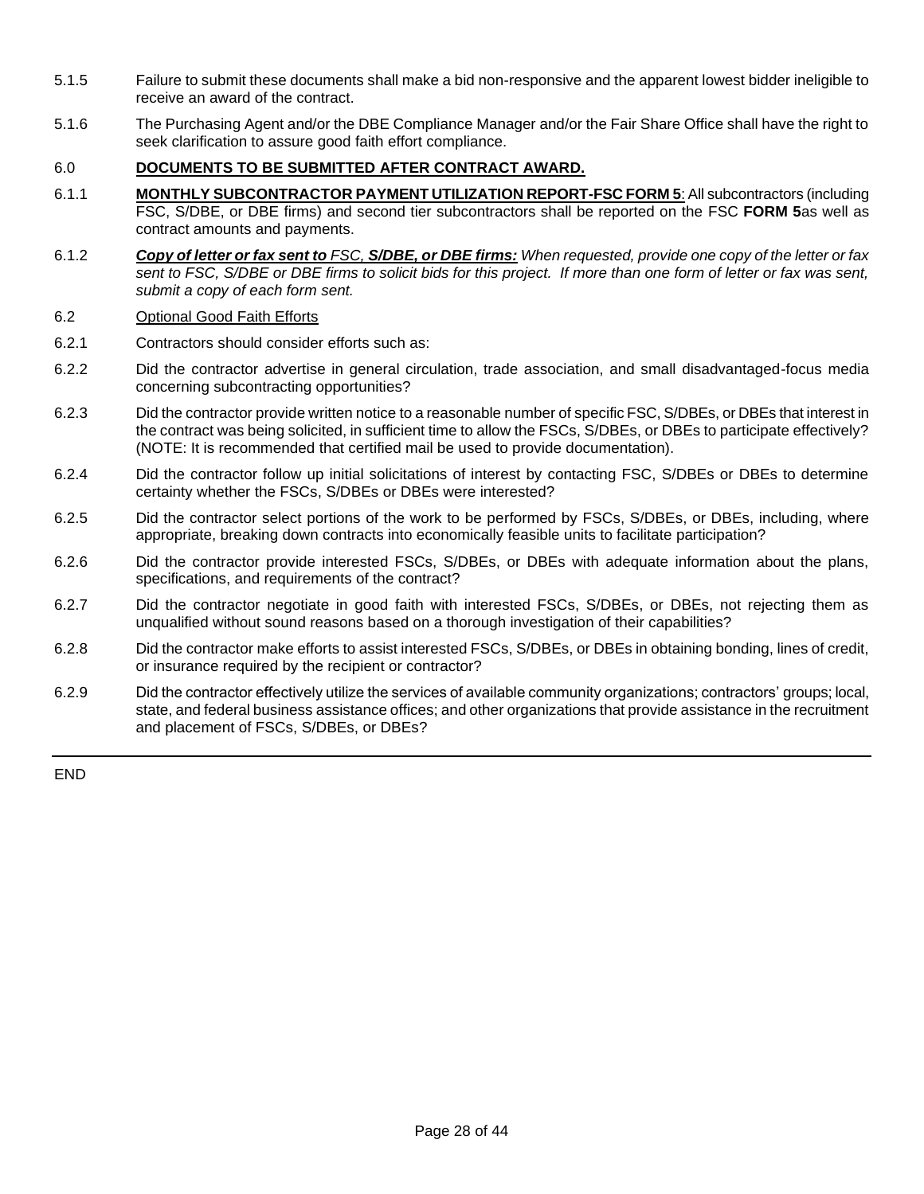5.1.5 Failure to submit these documents shall make a bid non-responsive and the apparent lowest bidder ineligible to receive an award of the contract.

5.1.6 The Purchasing Agent and/or the DBE Compliance Manager and/or the Fair Share Office shall have the right to seek clarification to assure good faith effort compliance.

## 6.0 **DOCUMENTS TO BE SUBMITTED AFTER CONTRACT AWARD.**

6.1.1 **MONTHLY SUBCONTRACTOR PAYMENT UTILIZATION REPORT-FSC FORM 5**: All subcontractors (including FSC, S/DBE, or DBE firms) and second tier subcontractors shall be reported on the FSC **FORM 5**as well as contract amounts and payments.

6.1.2 ***Copy of letter or fax sent to** FSC, **S/DBE, or DBE firms:** When requested, provide one copy of the letter or fax sent to FSC, S/DBE or DBE firms to solicit bids for this project. If more than one form of letter or fax was sent, submit a copy of each form sent.*

6.2 Optional Good Faith Efforts

6.2.1 Contractors should consider efforts such as:

6.2.2 Did the contractor advertise in general circulation, trade association, and small disadvantaged-focus media concerning subcontracting opportunities?

6.2.3 Did the contractor provide written notice to a reasonable number of specific FSC, S/DBEs, or DBEs that interest in the contract was being solicited, in sufficient time to allow the FSCs, S/DBEs, or DBEs to participate effectively? (NOTE: It is recommended that certified mail be used to provide documentation).

6.2.4 Did the contractor follow up initial solicitations of interest by contacting FSC, S/DBEs or DBEs to determine certainty whether the FSCs, S/DBEs or DBEs were interested?

6.2.5 Did the contractor select portions of the work to be performed by FSCs, S/DBEs, or DBEs, including, where appropriate, breaking down contracts into economically feasible units to facilitate participation?

6.2.6 Did the contractor provide interested FSCs, S/DBEs, or DBEs with adequate information about the plans, specifications, and requirements of the contract?

6.2.7 Did the contractor negotiate in good faith with interested FSCs, S/DBEs, or DBEs, not rejecting them as unqualified without sound reasons based on a thorough investigation of their capabilities?

6.2.8 Did the contractor make efforts to assist interested FSCs, S/DBEs, or DBEs in obtaining bonding, lines of credit, or insurance required by the recipient or contractor?

6.2.9 Did the contractor effectively utilize the services of available community organizations; contractors' groups; local, state, and federal business assistance offices; and other organizations that provide assistance in the recruitment and placement of FSCs, S/DBEs, or DBEs?

---

END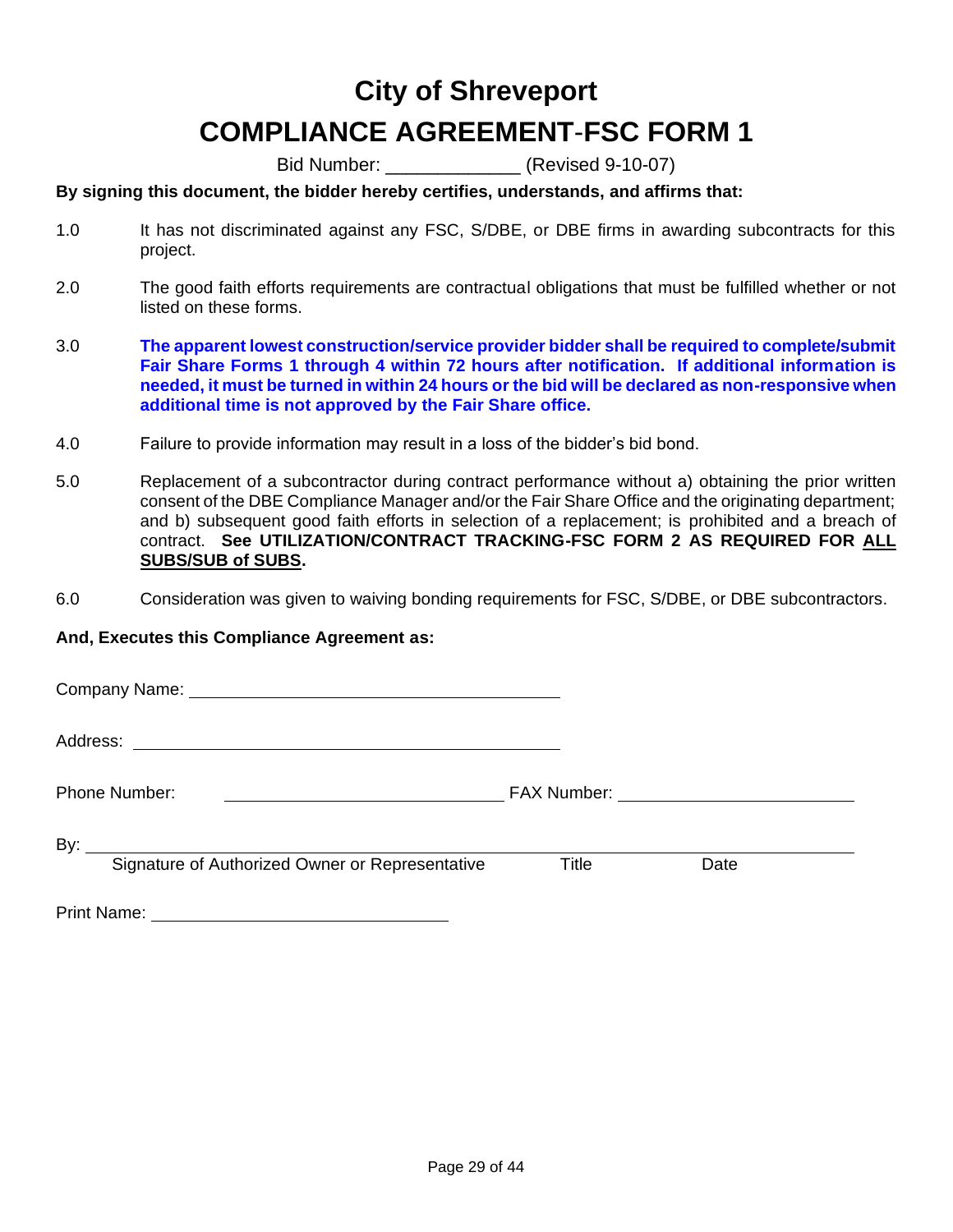# City of Shreveport

# COMPLIANCE AGREEMENT-FSC FORM 1

Bid Number: _____________ (Revised 9-10-07)

**By signing this document, the bidder hereby certifies, understands, and affirms that:**

1.0 It has not discriminated against any FSC, S/DBE, or DBE firms in awarding subcontracts for this project.

2.0 The good faith efforts requirements are contractual obligations that must be fulfilled whether or not listed on these forms.

3.0 **The apparent lowest construction/service provider bidder shall be required to complete/submit Fair Share Forms 1 through 4 within 72 hours after notification. If additional information is needed, it must be turned in within 24 hours or the bid will be declared as non-responsive when additional time is not approved by the Fair Share office.**

4.0 Failure to provide information may result in a loss of the bidder's bid bond.

5.0 Replacement of a subcontractor during contract performance without a) obtaining the prior written consent of the DBE Compliance Manager and/or the Fair Share Office and the originating department; and b) subsequent good faith efforts in selection of a replacement; is prohibited and a breach of contract. **See UTILIZATION/CONTRACT TRACKING-FSC FORM 2 AS REQUIRED FOR ALL SUBS/SUB of SUBS.**

6.0 Consideration was given to waiving bonding requirements for FSC, S/DBE, or DBE subcontractors.

**And, Executes this Compliance Agreement as:**

Company Name: ________________________________________

Address: ________________________________________

Phone Number: ____________________________ FAX Number: ________________________

By: ______________________________________________________________________

Signature of Authorized Owner or Representative    Title    Date

Print Name: ______________________________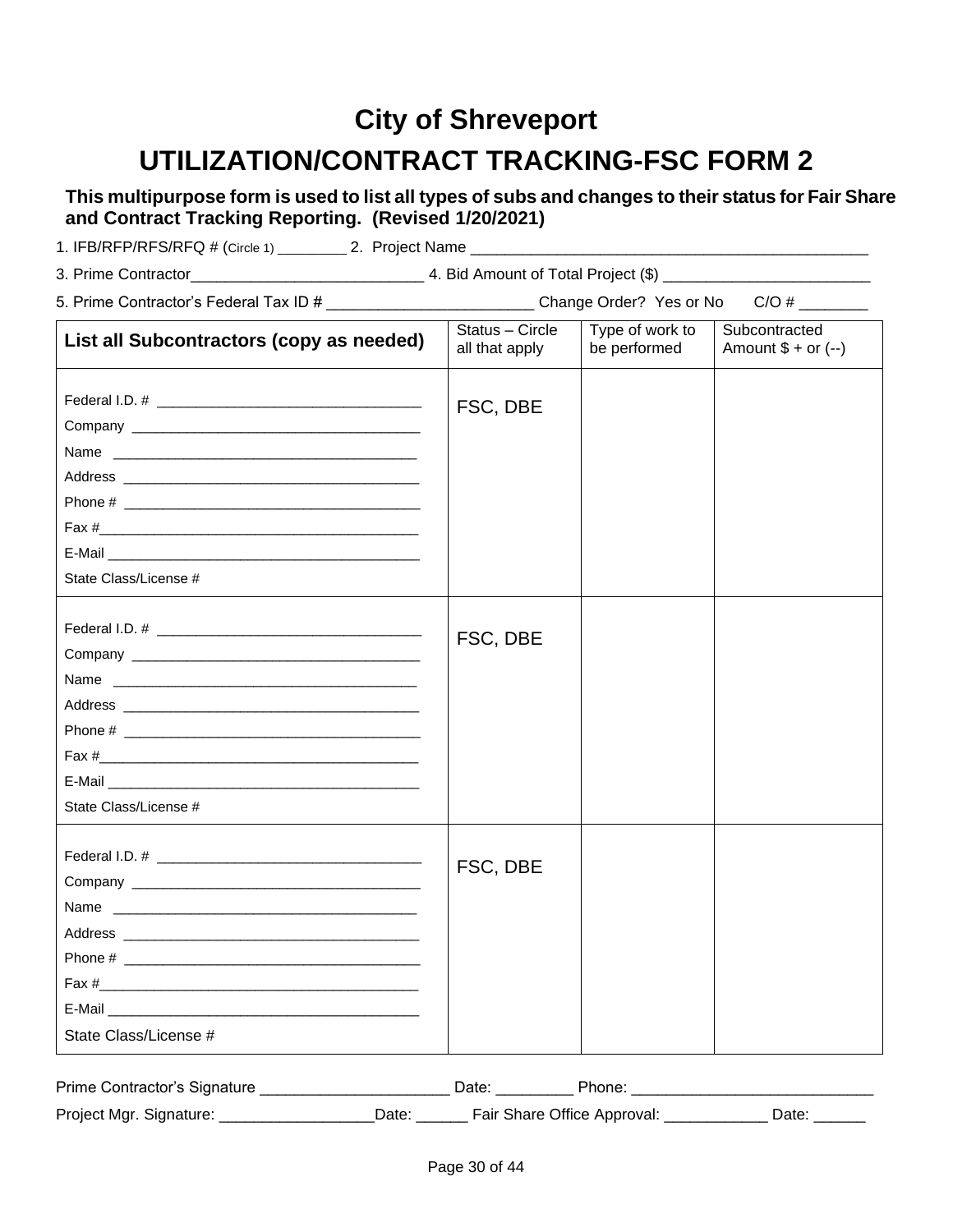# City of Shreveport

# UTILIZATION/CONTRACT TRACKING-FSC FORM 2

**This multipurpose form is used to list all types of subs and changes to their status for Fair Share and Contract Tracking Reporting. (Revised 1/20/2021)**

1. IFB/RFP/RFS/RFQ # (Circle 1) ________ 2. Project Name ______________________________________________

3. Prime Contractor___________________________ 4. Bid Amount of Total Project ($) ________________________

5. Prime Contractor's Federal Tax ID # ________________________ Change Order? Yes or No C/O # ________

| List all Subcontractors (copy as needed) | Status – Circle all that apply | Type of work to be performed | Subcontracted Amount $ + or (--) |
|---|---|---|---|
| Federal I.D. # ________________________________<br>Company ____________________________________<br>Name ______________________________________<br>Address ____________________________________<br>Phone # ____________________________________<br>Fax #______________________________________<br>E-Mail _____________________________________<br>State Class/License # | FSC, DBE | | |
| Federal I.D. # ________________________________<br>Company ____________________________________<br>Name ______________________________________<br>Address ____________________________________<br>Phone # ____________________________________<br>Fax #______________________________________<br>E-Mail _____________________________________<br>State Class/License # | FSC, DBE | | |
| Federal I.D. # ________________________________<br>Company ____________________________________<br>Name ______________________________________<br>Address ____________________________________<br>Phone # ____________________________________<br>Fax #______________________________________<br>E-Mail _____________________________________<br>State Class/License # | FSC, DBE | | |

Prime Contractor's Signature ______________________ Date: _________ Phone: ____________________________

Project Mgr. Signature: _________________Date: ______ Fair Share Office Approval: ____________ Date: ______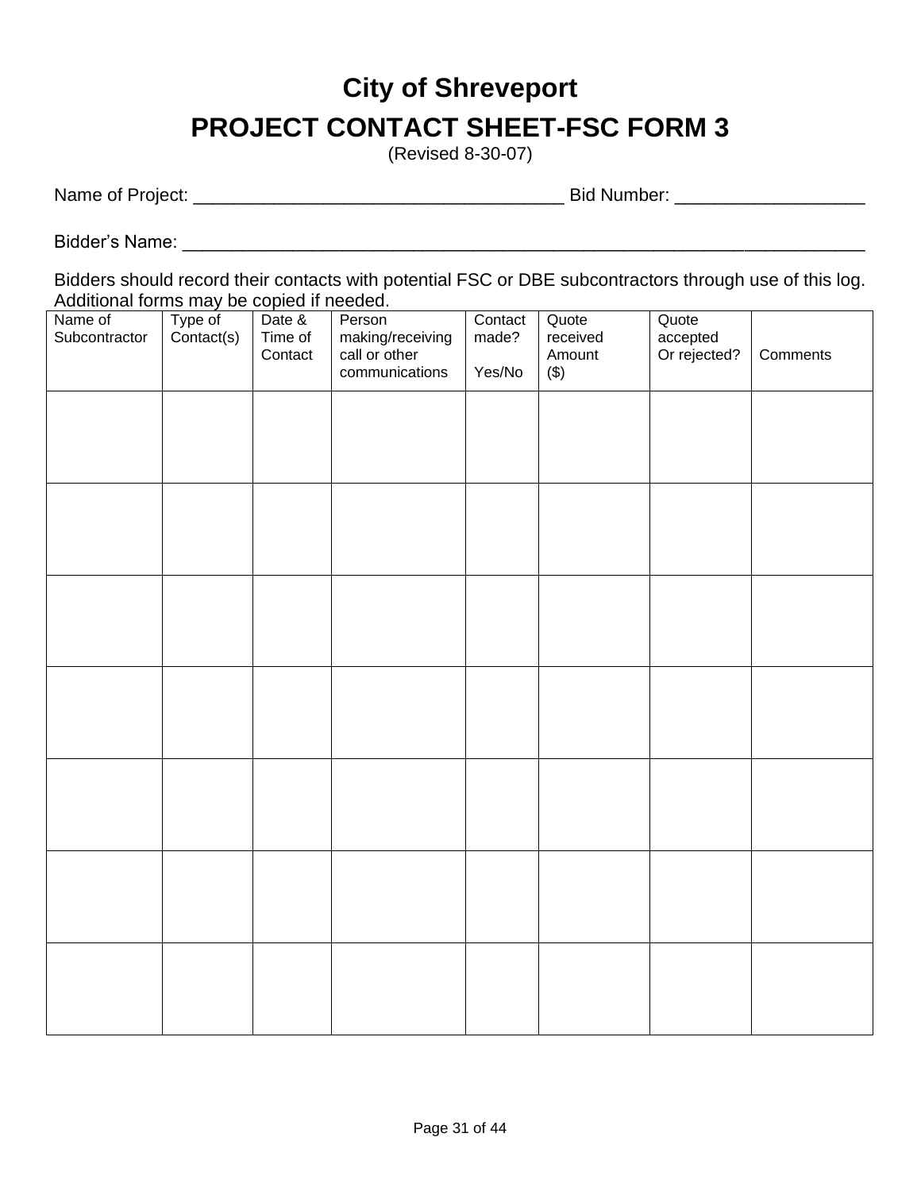# City of Shreveport

# PROJECT CONTACT SHEET-FSC FORM 3

(Revised 8-30-07)

Name of Project: ____________________________________ Bid Number: __________________

Bidder's Name: ______________________________________________________________

Bidders should record their contacts with potential FSC or DBE subcontractors through use of this log. Additional forms may be copied if needed.

| Name of Subcontractor | Type of Contact(s) | Date & Time of Contact | Person making/receiving call or other communications | Contact made? Yes/No | Quote received Amount ($) | Quote accepted Or rejected? | Comments |
|---|---|---|---|---|---|---|---|
| | | | | | | | |
| | | | | | | | |
| | | | | | | | |
| | | | | | | | |
| | | | | | | | |
| | | | | | | | |
| | | | | | | | |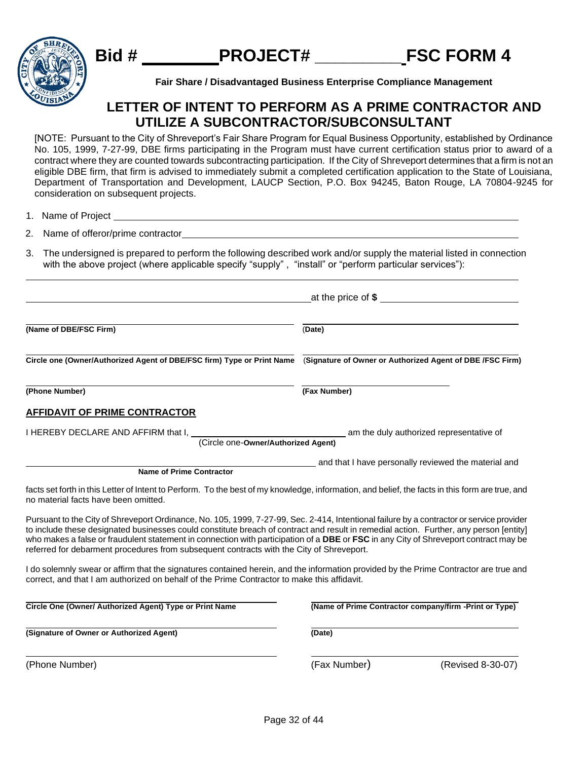# Bid # ________ PROJECT# __________ FSC FORM 4

**Fair Share / Disadvantaged Business Enterprise Compliance Management**

## LETTER OF INTENT TO PERFORM AS A PRIME CONTRACTOR AND UTILIZE A SUBCONTRACTOR/SUBCONSULTANT

[NOTE: Pursuant to the City of Shreveport's Fair Share Program for Equal Business Opportunity, established by Ordinance No. 105, 1999, 7-27-99, DBE firms participating in the Program must have current certification status prior to award of a contract where they are counted towards subcontracting participation. If the City of Shreveport determines that a firm is not an eligible DBE firm, that firm is advised to immediately submit a completed certification application to the State of Louisiana, Department of Transportation and Development, LAUCP Section, P.O. Box 94245, Baton Rouge, LA 70804-9245 for consideration on subsequent projects.

1. Name of Project ____________________________________________

2. Name of offeror/prime contractor ____________________________________________

3. The undersigned is prepared to perform the following described work and/or supply the material listed in connection with the above project (where applicable specify "supply" , "install" or "perform particular services"):

____________________________________________

____________________________________________ at the price of **$** ____________________

| | |
|---|---|
| **(Name of DBE/FSC Firm)** | (**Date)** |
| **Circle one (Owner/Authorized Agent of DBE/FSC firm) Type or Print Name** | (**Signature of Owner or Authorized Agent of DBE /FSC Firm)** |
| **(Phone Number)** | **(Fax Number)** |

### AFFIDAVIT OF PRIME CONTRACTOR

I HEREBY DECLARE AND AFFIRM that I, ____________________ am the duly authorized representative of
(Circle one-**Owner/Authorized Agent)**

____________________________________________ and that I have personally reviewed the material and
**Name of Prime Contractor**

facts set forth in this Letter of Intent to Perform. To the best of my knowledge, information, and belief, the facts in this form are true, and no material facts have been omitted.

Pursuant to the City of Shreveport Ordinance, No. 105, 1999, 7-27-99, Sec. 2-414, Intentional failure by a contractor or service provider to include these designated businesses could constitute breach of contract and result in remedial action. Further, any person [entity] who makes a false or fraudulent statement in connection with participation of a **DBE** or **FSC** in any City of Shreveport contract may be referred for debarment procedures from subsequent contracts with the City of Shreveport.

I do solemnly swear or affirm that the signatures contained herein, and the information provided by the Prime Contractor are true and correct, and that I am authorized on behalf of the Prime Contractor to make this affidavit.

| | |
|---|---|
| **Circle One (Owner/ Authorized Agent) Type or Print Name** | **(Name of Prime Contractor company/firm -Print or Type)** |
| **(Signature of Owner or Authorized Agent)** | **(Date)** |
| (Phone Number) | (Fax Number) |

(Revised 8-30-07)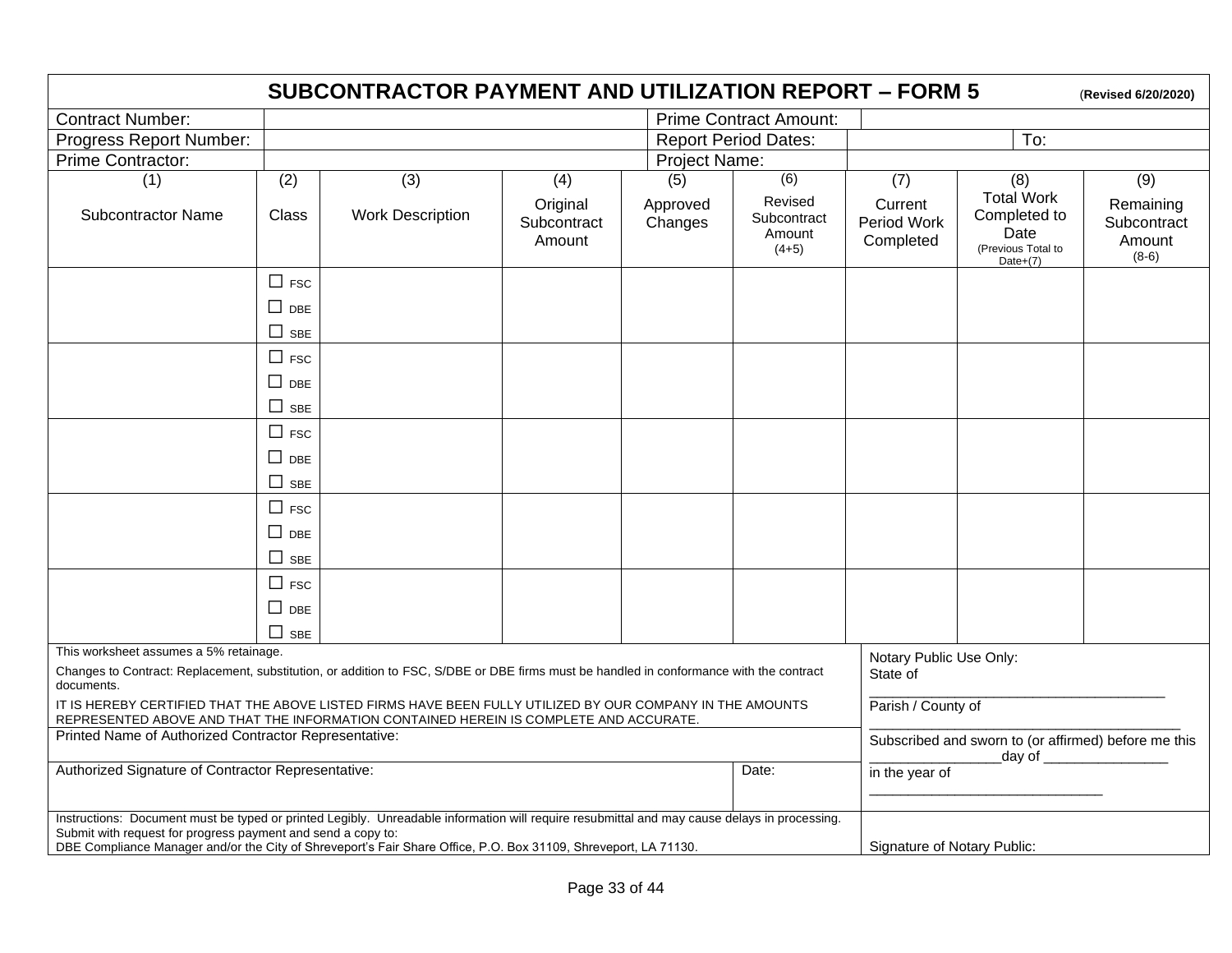# SUBCONTRACTOR PAYMENT AND UTILIZATION REPORT – FORM 5

(**Revised 6/20/2020**)

| | | | |
|---|---|---|---|
| Contract Number: | | Prime Contract Amount: | |
| Progress Report Number: | | Report Period Dates: | To: |
| Prime Contractor: | | Project Name: | |

| (1) Subcontractor Name | (2) Class | (3) Work Description | (4) Original Subcontract Amount | (5) Approved Changes | (6) Revised Subcontract Amount (4+5) | (7) Current Period Work Completed | (8) Total Work Completed to Date (Previous Total to Date+(7) | (9) Remaining Subcontract Amount (8-6) |
|---|---|---|---|---|---|---|---|---|
| | ☐ FSC ☐ DBE ☐ SBE | | | | | | | |
| | ☐ FSC ☐ DBE ☐ SBE | | | | | | | |
| | ☐ FSC ☐ DBE ☐ SBE | | | | | | | |
| | ☐ FSC ☐ DBE ☐ SBE | | | | | | | |
| | ☐ FSC ☐ DBE ☐ SBE | | | | | | | |

This worksheet assumes a 5% retainage.

Changes to Contract: Replacement, substitution, or addition to FSC, S/DBE or DBE firms must be handled in conformance with the contract documents.

IT IS HEREBY CERTIFIED THAT THE ABOVE LISTED FIRMS HAVE BEEN FULLY UTILIZED BY OUR COMPANY IN THE AMOUNTS REPRESENTED ABOVE AND THAT THE INFORMATION CONTAINED HEREIN IS COMPLETE AND ACCURATE.

Printed Name of Authorized Contractor Representative:

Authorized Signature of Contractor Representative: Date:

Notary Public Use Only:

State of ______________________________________

Parish / County of ______________________________________

Subscribed and sworn to (or affirmed) before me this ________________day of ________________ in the year of ______________________________

Instructions: Document must be typed or printed Legibly. Unreadable information will require resubmittal and may cause delays in processing.
Submit with request for progress payment and send a copy to:
DBE Compliance Manager and/or the City of Shreveport's Fair Share Office, P.O. Box 31109, Shreveport, LA 71130.

Signature of Notary Public: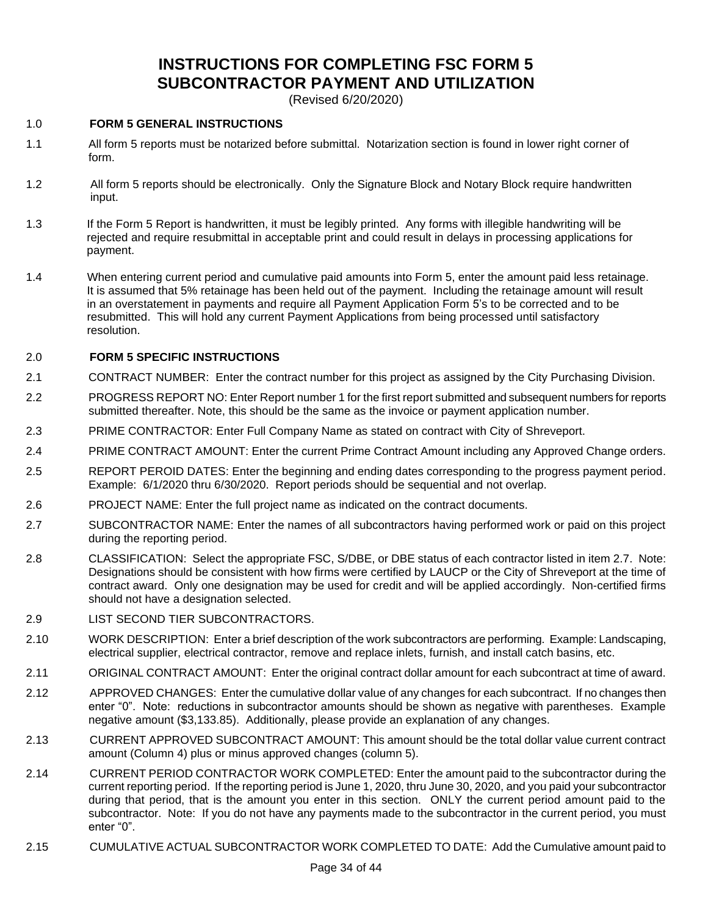# INSTRUCTIONS FOR COMPLETING FSC FORM 5
# SUBCONTRACTOR PAYMENT AND UTILIZATION

(Revised 6/20/2020)

1.0 **FORM 5 GENERAL INSTRUCTIONS**

1.1 All form 5 reports must be notarized before submittal. Notarization section is found in lower right corner of form.

1.2 All form 5 reports should be electronically. Only the Signature Block and Notary Block require handwritten input.

1.3 If the Form 5 Report is handwritten, it must be legibly printed. Any forms with illegible handwriting will be rejected and require resubmittal in acceptable print and could result in delays in processing applications for payment.

1.4 When entering current period and cumulative paid amounts into Form 5, enter the amount paid less retainage. It is assumed that 5% retainage has been held out of the payment. Including the retainage amount will result in an overstatement in payments and require all Payment Application Form 5's to be corrected and to be resubmitted. This will hold any current Payment Applications from being processed until satisfactory resolution.

2.0 **FORM 5 SPECIFIC INSTRUCTIONS**

2.1 CONTRACT NUMBER: Enter the contract number for this project as assigned by the City Purchasing Division.

2.2 PROGRESS REPORT NO: Enter Report number 1 for the first report submitted and subsequent numbers for reports submitted thereafter. Note, this should be the same as the invoice or payment application number.

2.3 PRIME CONTRACTOR: Enter Full Company Name as stated on contract with City of Shreveport.

2.4 PRIME CONTRACT AMOUNT: Enter the current Prime Contract Amount including any Approved Change orders.

2.5 REPORT PEROID DATES: Enter the beginning and ending dates corresponding to the progress payment period. Example: 6/1/2020 thru 6/30/2020. Report periods should be sequential and not overlap.

2.6 PROJECT NAME: Enter the full project name as indicated on the contract documents.

2.7 SUBCONTRACTOR NAME: Enter the names of all subcontractors having performed work or paid on this project during the reporting period.

2.8 CLASSIFICATION: Select the appropriate FSC, S/DBE, or DBE status of each contractor listed in item 2.7. Note: Designations should be consistent with how firms were certified by LAUCP or the City of Shreveport at the time of contract award. Only one designation may be used for credit and will be applied accordingly. Non-certified firms should not have a designation selected.

2.9 LIST SECOND TIER SUBCONTRACTORS.

2.10 WORK DESCRIPTION: Enter a brief description of the work subcontractors are performing. Example: Landscaping, electrical supplier, electrical contractor, remove and replace inlets, furnish, and install catch basins, etc.

2.11 ORIGINAL CONTRACT AMOUNT: Enter the original contract dollar amount for each subcontract at time of award.

2.12 APPROVED CHANGES: Enter the cumulative dollar value of any changes for each subcontract. If no changes then enter "0". Note: reductions in subcontractor amounts should be shown as negative with parentheses. Example negative amount ($3,133.85). Additionally, please provide an explanation of any changes.

2.13 CURRENT APPROVED SUBCONTRACT AMOUNT: This amount should be the total dollar value current contract amount (Column 4) plus or minus approved changes (column 5).

2.14 CURRENT PERIOD CONTRACTOR WORK COMPLETED: Enter the amount paid to the subcontractor during the current reporting period. If the reporting period is June 1, 2020, thru June 30, 2020, and you paid your subcontractor during that period, that is the amount you enter in this section. ONLY the current period amount paid to the subcontractor. Note: If you do not have any payments made to the subcontractor in the current period, you must enter "0".

2.15 CUMULATIVE ACTUAL SUBCONTRACTOR WORK COMPLETED TO DATE: Add the Cumulative amount paid to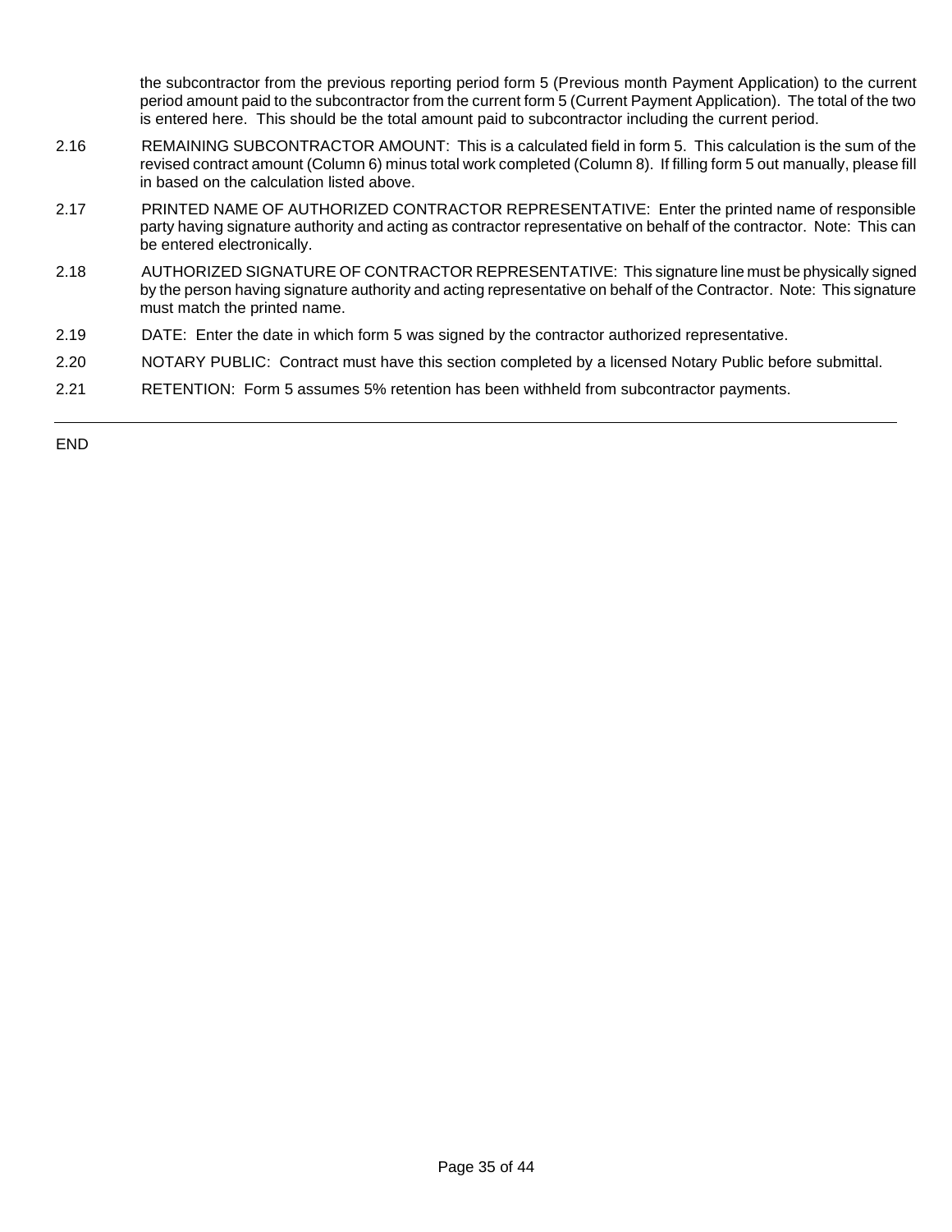the subcontractor from the previous reporting period form 5 (Previous month Payment Application) to the current period amount paid to the subcontractor from the current form 5 (Current Payment Application). The total of the two is entered here. This should be the total amount paid to subcontractor including the current period.

2.16 REMAINING SUBCONTRACTOR AMOUNT: This is a calculated field in form 5. This calculation is the sum of the revised contract amount (Column 6) minus total work completed (Column 8). If filling form 5 out manually, please fill in based on the calculation listed above.

2.17 PRINTED NAME OF AUTHORIZED CONTRACTOR REPRESENTATIVE: Enter the printed name of responsible party having signature authority and acting as contractor representative on behalf of the contractor. Note: This can be entered electronically.

2.18 AUTHORIZED SIGNATURE OF CONTRACTOR REPRESENTATIVE: This signature line must be physically signed by the person having signature authority and acting representative on behalf of the Contractor. Note: This signature must match the printed name.

2.19 DATE: Enter the date in which form 5 was signed by the contractor authorized representative.

2.20 NOTARY PUBLIC: Contract must have this section completed by a licensed Notary Public before submittal.

2.21 RETENTION: Form 5 assumes 5% retention has been withheld from subcontractor payments.

---

END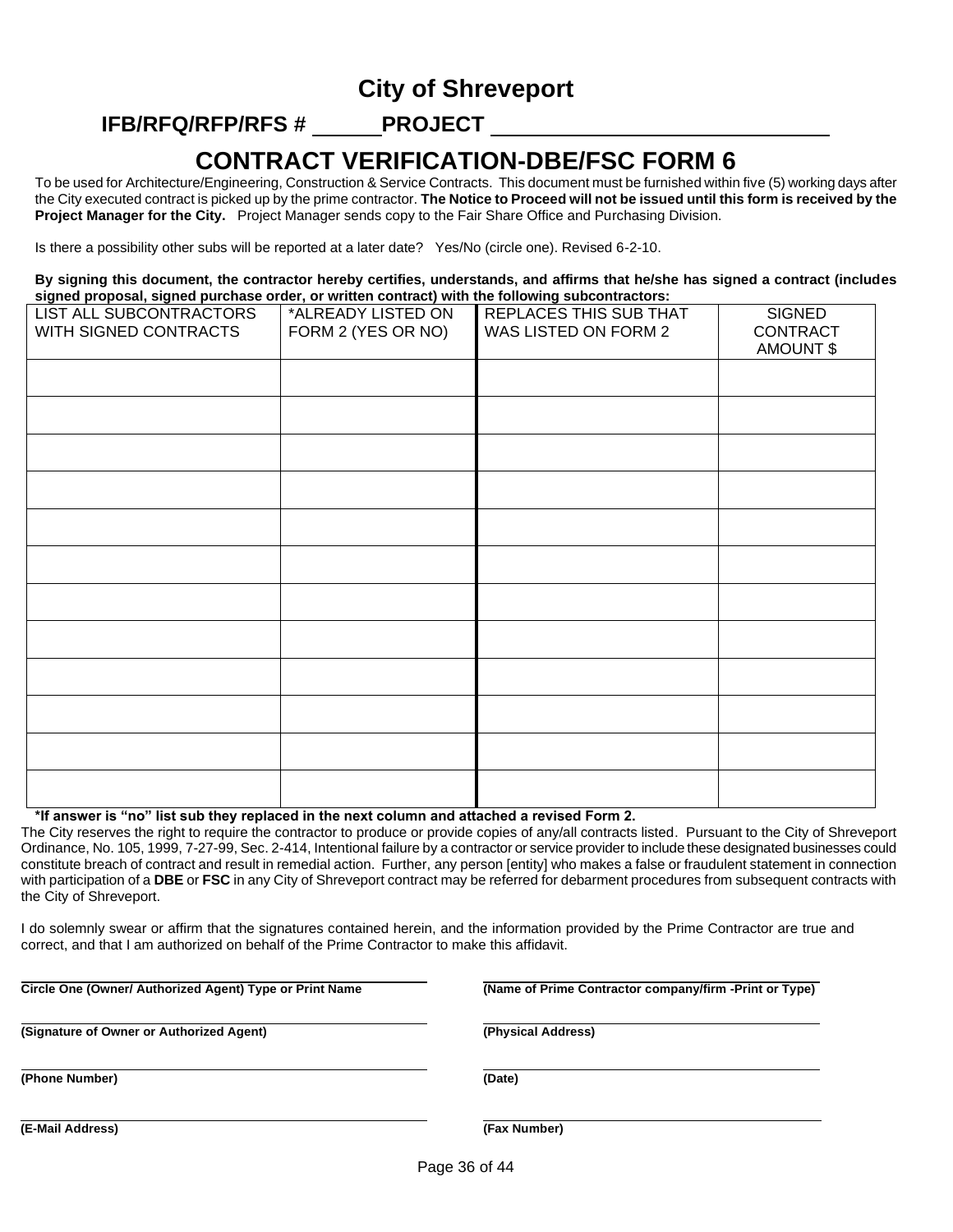# City of Shreveport

## IFB/RFQ/RFP/RFS # ______ PROJECT ______________________________

# CONTRACT VERIFICATION-DBE/FSC FORM 6

To be used for Architecture/Engineering, Construction & Service Contracts. This document must be furnished within five (5) working days after the City executed contract is picked up by the prime contractor. **The Notice to Proceed will not be issued until this form is received by the Project Manager for the City.** Project Manager sends copy to the Fair Share Office and Purchasing Division.

Is there a possibility other subs will be reported at a later date? Yes/No (circle one). Revised 6-2-10.

**By signing this document, the contractor hereby certifies, understands, and affirms that he/she has signed a contract (includes signed proposal, signed purchase order, or written contract) with the following subcontractors:**

| LIST ALL SUBCONTRACTORS WITH SIGNED CONTRACTS | *ALREADY LISTED ON FORM 2 (YES OR NO) | REPLACES THIS SUB THAT WAS LISTED ON FORM 2 | SIGNED CONTRACT AMOUNT $ |
|---|---|---|---|
| | | | |
| | | | |
| | | | |
| | | | |
| | | | |
| | | | |
| | | | |
| | | | |
| | | | |
| | | | |
| | | | |
| | | | |

**\*If answer is "no" list sub they replaced in the next column and attached a revised Form 2.**

The City reserves the right to require the contractor to produce or provide copies of any/all contracts listed. Pursuant to the City of Shreveport Ordinance, No. 105, 1999, 7-27-99, Sec. 2-414, Intentional failure by a contractor or service provider to include these designated businesses could constitute breach of contract and result in remedial action. Further, any person [entity] who makes a false or fraudulent statement in connection with participation of a **DBE** or **FSC** in any City of Shreveport contract may be referred for debarment procedures from subsequent contracts with the City of Shreveport.

I do solemnly swear or affirm that the signatures contained herein, and the information provided by the Prime Contractor are true and correct, and that I am authorized on behalf of the Prime Contractor to make this affidavit.

______________________________
**Circle One (Owner/ Authorized Agent) Type or Print Name**

______________________________
**(Name of Prime Contractor company/firm -Print or Type)**

______________________________
**(Signature of Owner or Authorized Agent)**

______________________________
**(Physical Address)**

______________________________
**(Phone Number)**

______________________________
**(Date)**

______________________________
**(E-Mail Address)**

______________________________
**(Fax Number)**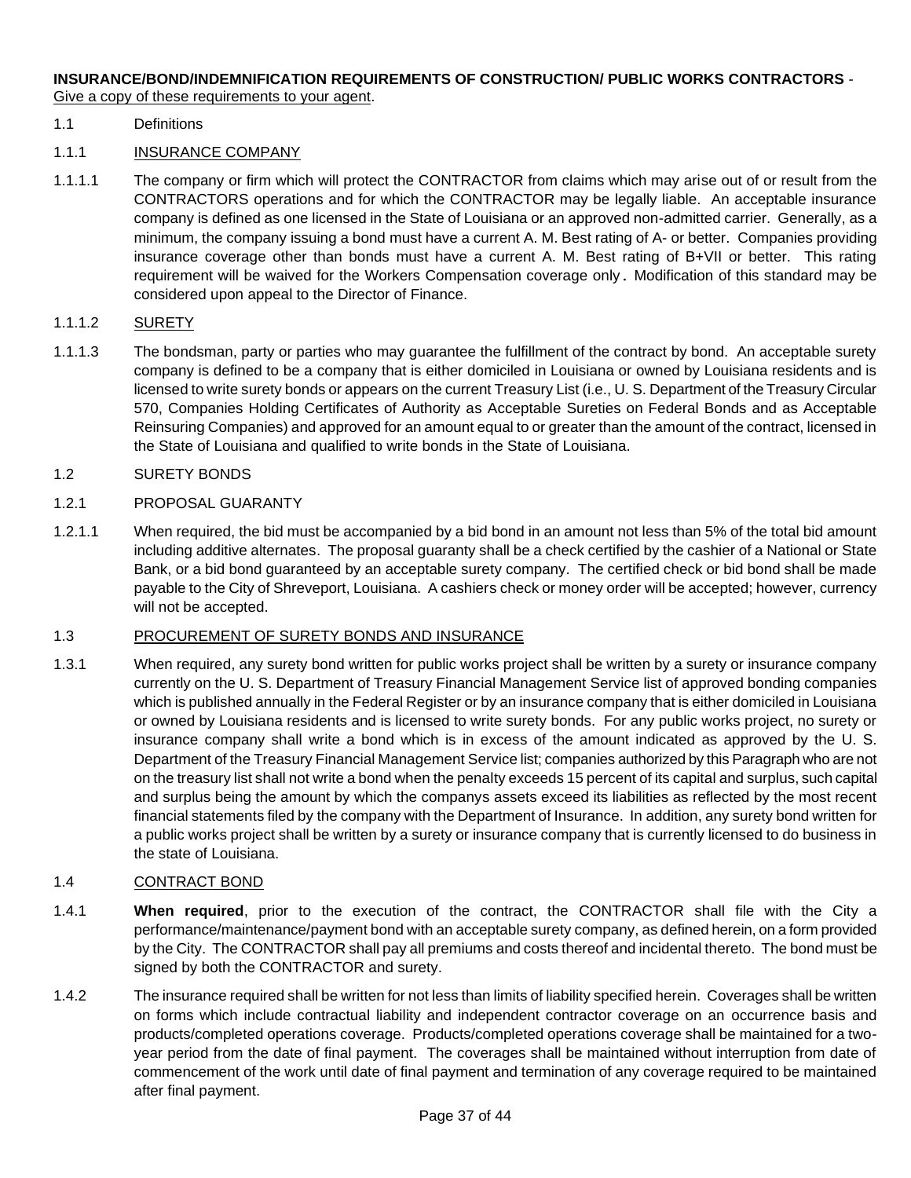**INSURANCE/BOND/INDEMNIFICATION REQUIREMENTS OF CONSTRUCTION/ PUBLIC WORKS CONTRACTORS** - <u>Give a copy of these requirements to your agent</u>.

1.1 Definitions

1.1.1 <u>INSURANCE COMPANY</u>

1.1.1.1 The company or firm which will protect the CONTRACTOR from claims which may arise out of or result from the CONTRACTORS operations and for which the CONTRACTOR may be legally liable. An acceptable insurance company is defined as one licensed in the State of Louisiana or an approved non-admitted carrier. Generally, as a minimum, the company issuing a bond must have a current A. M. Best rating of A- or better. Companies providing insurance coverage other than bonds must have a current A. M. Best rating of B+VII or better. This rating requirement will be waived for the Workers Compensation coverage only. Modification of this standard may be considered upon appeal to the Director of Finance.

1.1.1.2 <u>SURETY</u>

1.1.1.3 The bondsman, party or parties who may guarantee the fulfillment of the contract by bond. An acceptable surety company is defined to be a company that is either domiciled in Louisiana or owned by Louisiana residents and is licensed to write surety bonds or appears on the current Treasury List (i.e., U. S. Department of the Treasury Circular 570, Companies Holding Certificates of Authority as Acceptable Sureties on Federal Bonds and as Acceptable Reinsuring Companies) and approved for an amount equal to or greater than the amount of the contract, licensed in the State of Louisiana and qualified to write bonds in the State of Louisiana.

1.2 SURETY BONDS

1.2.1 PROPOSAL GUARANTY

1.2.1.1 When required, the bid must be accompanied by a bid bond in an amount not less than 5% of the total bid amount including additive alternates. The proposal guaranty shall be a check certified by the cashier of a National or State Bank, or a bid bond guaranteed by an acceptable surety company. The certified check or bid bond shall be made payable to the City of Shreveport, Louisiana. A cashiers check or money order will be accepted; however, currency will not be accepted.

1.3 <u>PROCUREMENT OF SURETY BONDS AND INSURANCE</u>

1.3.1 When required, any surety bond written for public works project shall be written by a surety or insurance company currently on the U. S. Department of Treasury Financial Management Service list of approved bonding companies which is published annually in the Federal Register or by an insurance company that is either domiciled in Louisiana or owned by Louisiana residents and is licensed to write surety bonds. For any public works project, no surety or insurance company shall write a bond which is in excess of the amount indicated as approved by the U. S. Department of the Treasury Financial Management Service list; companies authorized by this Paragraph who are not on the treasury list shall not write a bond when the penalty exceeds 15 percent of its capital and surplus, such capital and surplus being the amount by which the companys assets exceed its liabilities as reflected by the most recent financial statements filed by the company with the Department of Insurance. In addition, any surety bond written for a public works project shall be written by a surety or insurance company that is currently licensed to do business in the state of Louisiana.

1.4 <u>CONTRACT BOND</u>

1.4.1 **When required**, prior to the execution of the contract, the CONTRACTOR shall file with the City a performance/maintenance/payment bond with an acceptable surety company, as defined herein, on a form provided by the City. The CONTRACTOR shall pay all premiums and costs thereof and incidental thereto. The bond must be signed by both the CONTRACTOR and surety.

1.4.2 The insurance required shall be written for not less than limits of liability specified herein. Coverages shall be written on forms which include contractual liability and independent contractor coverage on an occurrence basis and products/completed operations coverage. Products/completed operations coverage shall be maintained for a two-year period from the date of final payment. The coverages shall be maintained without interruption from date of commencement of the work until date of final payment and termination of any coverage required to be maintained after final payment.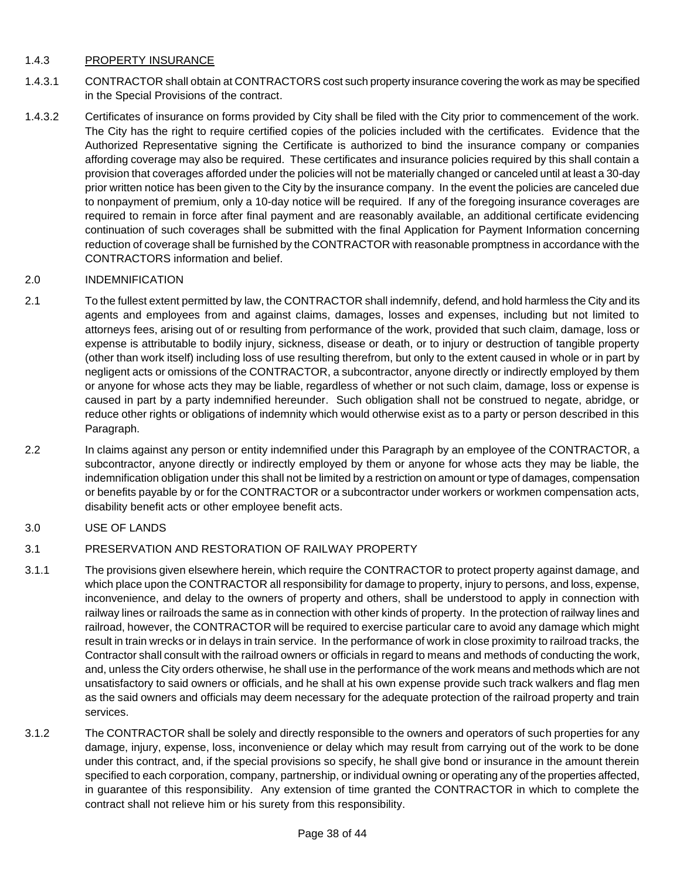1.4.3 PROPERTY INSURANCE

1.4.3.1 CONTRACTOR shall obtain at CONTRACTORS cost such property insurance covering the work as may be specified in the Special Provisions of the contract.

1.4.3.2 Certificates of insurance on forms provided by City shall be filed with the City prior to commencement of the work. The City has the right to require certified copies of the policies included with the certificates. Evidence that the Authorized Representative signing the Certificate is authorized to bind the insurance company or companies affording coverage may also be required. These certificates and insurance policies required by this shall contain a provision that coverages afforded under the policies will not be materially changed or canceled until at least a 30-day prior written notice has been given to the City by the insurance company. In the event the policies are canceled due to nonpayment of premium, only a 10-day notice will be required. If any of the foregoing insurance coverages are required to remain in force after final payment and are reasonably available, an additional certificate evidencing continuation of such coverages shall be submitted with the final Application for Payment Information concerning reduction of coverage shall be furnished by the CONTRACTOR with reasonable promptness in accordance with the CONTRACTORS information and belief.

2.0 INDEMNIFICATION

2.1 To the fullest extent permitted by law, the CONTRACTOR shall indemnify, defend, and hold harmless the City and its agents and employees from and against claims, damages, losses and expenses, including but not limited to attorneys fees, arising out of or resulting from performance of the work, provided that such claim, damage, loss or expense is attributable to bodily injury, sickness, disease or death, or to injury or destruction of tangible property (other than work itself) including loss of use resulting therefrom, but only to the extent caused in whole or in part by negligent acts or omissions of the CONTRACTOR, a subcontractor, anyone directly or indirectly employed by them or anyone for whose acts they may be liable, regardless of whether or not such claim, damage, loss or expense is caused in part by a party indemnified hereunder. Such obligation shall not be construed to negate, abridge, or reduce other rights or obligations of indemnity which would otherwise exist as to a party or person described in this Paragraph.

2.2 In claims against any person or entity indemnified under this Paragraph by an employee of the CONTRACTOR, a subcontractor, anyone directly or indirectly employed by them or anyone for whose acts they may be liable, the indemnification obligation under this shall not be limited by a restriction on amount or type of damages, compensation or benefits payable by or for the CONTRACTOR or a subcontractor under workers or workmen compensation acts, disability benefit acts or other employee benefit acts.

3.0 USE OF LANDS

3.1 PRESERVATION AND RESTORATION OF RAILWAY PROPERTY

3.1.1 The provisions given elsewhere herein, which require the CONTRACTOR to protect property against damage, and which place upon the CONTRACTOR all responsibility for damage to property, injury to persons, and loss, expense, inconvenience, and delay to the owners of property and others, shall be understood to apply in connection with railway lines or railroads the same as in connection with other kinds of property. In the protection of railway lines and railroad, however, the CONTRACTOR will be required to exercise particular care to avoid any damage which might result in train wrecks or in delays in train service. In the performance of work in close proximity to railroad tracks, the Contractor shall consult with the railroad owners or officials in regard to means and methods of conducting the work, and, unless the City orders otherwise, he shall use in the performance of the work means and methods which are not unsatisfactory to said owners or officials, and he shall at his own expense provide such track walkers and flag men as the said owners and officials may deem necessary for the adequate protection of the railroad property and train services.

3.1.2 The CONTRACTOR shall be solely and directly responsible to the owners and operators of such properties for any damage, injury, expense, loss, inconvenience or delay which may result from carrying out of the work to be done under this contract, and, if the special provisions so specify, he shall give bond or insurance in the amount therein specified to each corporation, company, partnership, or individual owning or operating any of the properties affected, in guarantee of this responsibility. Any extension of time granted the CONTRACTOR in which to complete the contract shall not relieve him or his surety from this responsibility.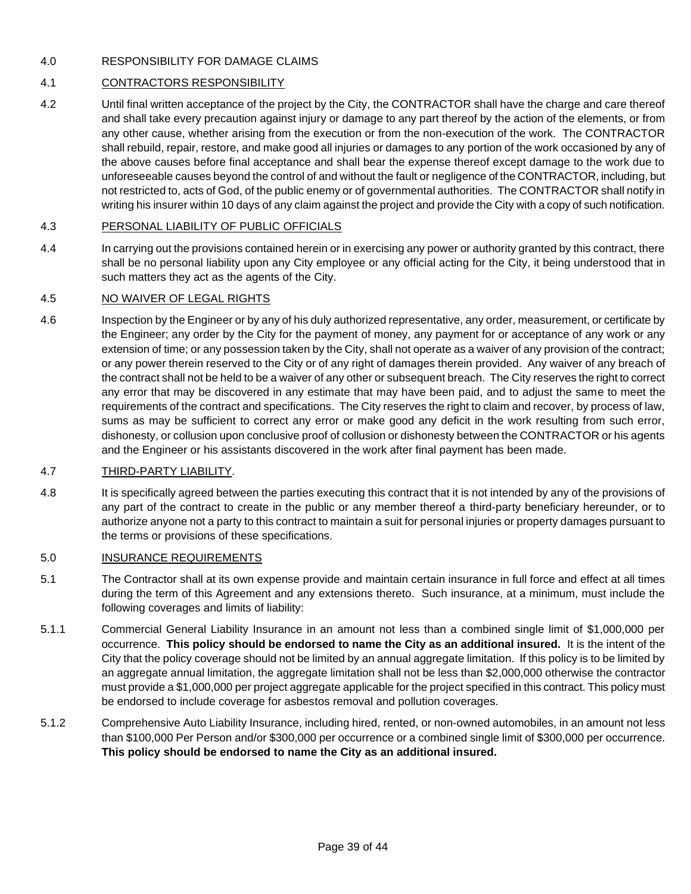4.0 RESPONSIBILITY FOR DAMAGE CLAIMS

4.1 CONTRACTORS RESPONSIBILITY

4.2 Until final written acceptance of the project by the City, the CONTRACTOR shall have the charge and care thereof and shall take every precaution against injury or damage to any part thereof by the action of the elements, or from any other cause, whether arising from the execution or from the non-execution of the work. The CONTRACTOR shall rebuild, repair, restore, and make good all injuries or damages to any portion of the work occasioned by any of the above causes before final acceptance and shall bear the expense thereof except damage to the work due to unforeseeable causes beyond the control of and without the fault or negligence of the CONTRACTOR, including, but not restricted to, acts of God, of the public enemy or of governmental authorities. The CONTRACTOR shall notify in writing his insurer within 10 days of any claim against the project and provide the City with a copy of such notification.

4.3 PERSONAL LIABILITY OF PUBLIC OFFICIALS

4.4 In carrying out the provisions contained herein or in exercising any power or authority granted by this contract, there shall be no personal liability upon any City employee or any official acting for the City, it being understood that in such matters they act as the agents of the City.

4.5 NO WAIVER OF LEGAL RIGHTS

4.6 Inspection by the Engineer or by any of his duly authorized representative, any order, measurement, or certificate by the Engineer; any order by the City for the payment of money, any payment for or acceptance of any work or any extension of time; or any possession taken by the City, shall not operate as a waiver of any provision of the contract; or any power therein reserved to the City or of any right of damages therein provided. Any waiver of any breach of the contract shall not be held to be a waiver of any other or subsequent breach. The City reserves the right to correct any error that may be discovered in any estimate that may have been paid, and to adjust the same to meet the requirements of the contract and specifications. The City reserves the right to claim and recover, by process of law, sums as may be sufficient to correct any error or make good any deficit in the work resulting from such error, dishonesty, or collusion upon conclusive proof of collusion or dishonesty between the CONTRACTOR or his agents and the Engineer or his assistants discovered in the work after final payment has been made.

4.7 THIRD-PARTY LIABILITY.

4.8 It is specifically agreed between the parties executing this contract that it is not intended by any of the provisions of any part of the contract to create in the public or any member thereof a third-party beneficiary hereunder, or to authorize anyone not a party to this contract to maintain a suit for personal injuries or property damages pursuant to the terms or provisions of these specifications.

5.0 INSURANCE REQUIREMENTS

5.1 The Contractor shall at its own expense provide and maintain certain insurance in full force and effect at all times during the term of this Agreement and any extensions thereto. Such insurance, at a minimum, must include the following coverages and limits of liability:

5.1.1 Commercial General Liability Insurance in an amount not less than a combined single limit of $1,000,000 per occurrence. **This policy should be endorsed to name the City as an additional insured.** It is the intent of the City that the policy coverage should not be limited by an annual aggregate limitation. If this policy is to be limited by an aggregate annual limitation, the aggregate limitation shall not be less than $2,000,000 otherwise the contractor must provide a $1,000,000 per project aggregate applicable for the project specified in this contract. This policy must be endorsed to include coverage for asbestos removal and pollution coverages.

5.1.2 Comprehensive Auto Liability Insurance, including hired, rented, or non-owned automobiles, in an amount not less than $100,000 Per Person and/or $300,000 per occurrence or a combined single limit of $300,000 per occurrence. **This policy should be endorsed to name the City as an additional insured.**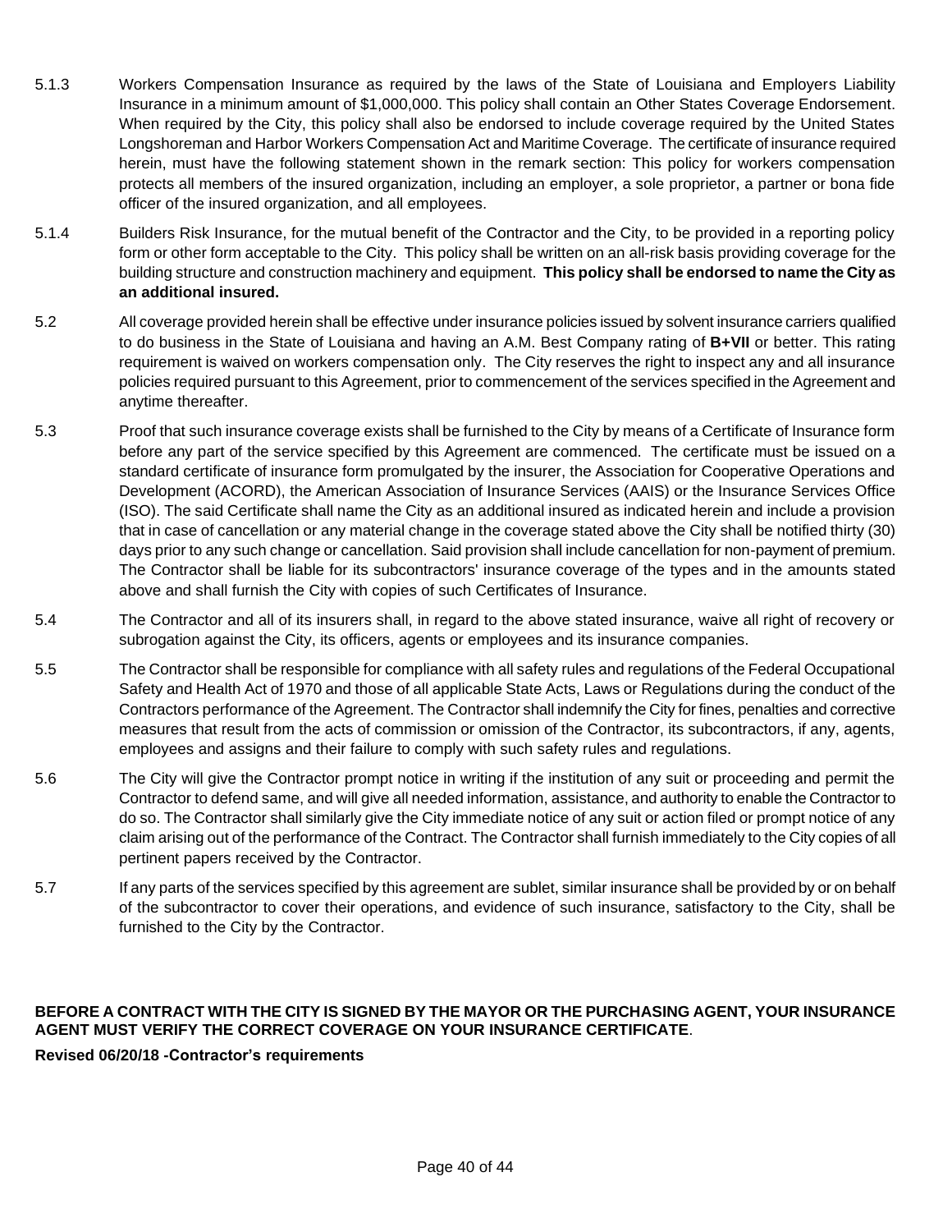5.1.3 Workers Compensation Insurance as required by the laws of the State of Louisiana and Employers Liability Insurance in a minimum amount of $1,000,000. This policy shall contain an Other States Coverage Endorsement. When required by the City, this policy shall also be endorsed to include coverage required by the United States Longshoreman and Harbor Workers Compensation Act and Maritime Coverage. The certificate of insurance required herein, must have the following statement shown in the remark section: This policy for workers compensation protects all members of the insured organization, including an employer, a sole proprietor, a partner or bona fide officer of the insured organization, and all employees.

5.1.4 Builders Risk Insurance, for the mutual benefit of the Contractor and the City, to be provided in a reporting policy form or other form acceptable to the City. This policy shall be written on an all-risk basis providing coverage for the building structure and construction machinery and equipment. **This policy shall be endorsed to name the City as an additional insured.**

5.2 All coverage provided herein shall be effective under insurance policies issued by solvent insurance carriers qualified to do business in the State of Louisiana and having an A.M. Best Company rating of **B+VII** or better. This rating requirement is waived on workers compensation only. The City reserves the right to inspect any and all insurance policies required pursuant to this Agreement, prior to commencement of the services specified in the Agreement and anytime thereafter.

5.3 Proof that such insurance coverage exists shall be furnished to the City by means of a Certificate of Insurance form before any part of the service specified by this Agreement are commenced. The certificate must be issued on a standard certificate of insurance form promulgated by the insurer, the Association for Cooperative Operations and Development (ACORD), the American Association of Insurance Services (AAIS) or the Insurance Services Office (ISO). The said Certificate shall name the City as an additional insured as indicated herein and include a provision that in case of cancellation or any material change in the coverage stated above the City shall be notified thirty (30) days prior to any such change or cancellation. Said provision shall include cancellation for non-payment of premium. The Contractor shall be liable for its subcontractors' insurance coverage of the types and in the amounts stated above and shall furnish the City with copies of such Certificates of Insurance.

5.4 The Contractor and all of its insurers shall, in regard to the above stated insurance, waive all right of recovery or subrogation against the City, its officers, agents or employees and its insurance companies.

5.5 The Contractor shall be responsible for compliance with all safety rules and regulations of the Federal Occupational Safety and Health Act of 1970 and those of all applicable State Acts, Laws or Regulations during the conduct of the Contractors performance of the Agreement. The Contractor shall indemnify the City for fines, penalties and corrective measures that result from the acts of commission or omission of the Contractor, its subcontractors, if any, agents, employees and assigns and their failure to comply with such safety rules and regulations.

5.6 The City will give the Contractor prompt notice in writing if the institution of any suit or proceeding and permit the Contractor to defend same, and will give all needed information, assistance, and authority to enable the Contractor to do so. The Contractor shall similarly give the City immediate notice of any suit or action filed or prompt notice of any claim arising out of the performance of the Contract. The Contractor shall furnish immediately to the City copies of all pertinent papers received by the Contractor.

5.7 If any parts of the services specified by this agreement are sublet, similar insurance shall be provided by or on behalf of the subcontractor to cover their operations, and evidence of such insurance, satisfactory to the City, shall be furnished to the City by the Contractor.

**BEFORE A CONTRACT WITH THE CITY IS SIGNED BY THE MAYOR OR THE PURCHASING AGENT, YOUR INSURANCE AGENT MUST VERIFY THE CORRECT COVERAGE ON YOUR INSURANCE CERTIFICATE**.

**Revised 06/20/18 -Contractor's requirements**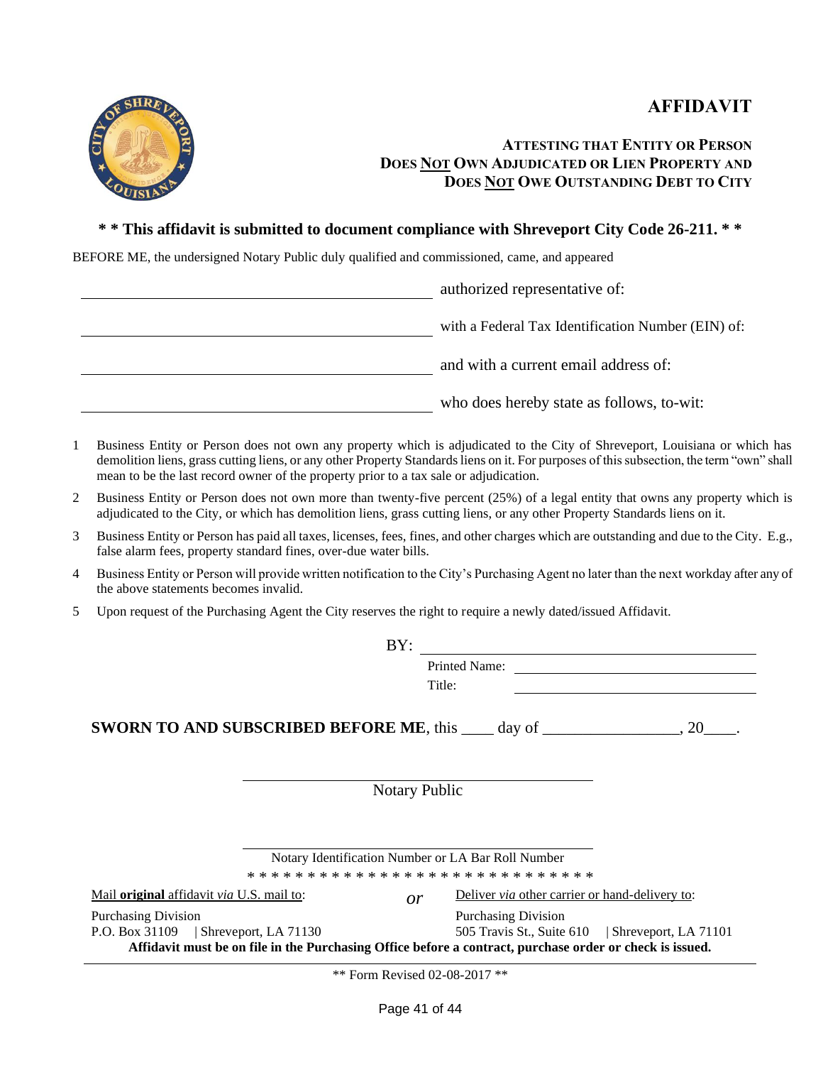# AFFIDAVIT

### ATTESTING THAT ENTITY OR PERSON DOES NOT OWN ADJUDICATED OR LIEN PROPERTY AND DOES NOT OWE OUTSTANDING DEBT TO CITY

**\* \* This affidavit is submitted to document compliance with Shreveport City Code 26-211. \* \***

BEFORE ME, the undersigned Notary Public duly qualified and commissioned, came, and appeared

______________________________ authorized representative of:

______________________________ with a Federal Tax Identification Number (EIN) of:

______________________________ and with a current email address of:

______________________________ who does hereby state as follows, to-wit:

1. Business Entity or Person does not own any property which is adjudicated to the City of Shreveport, Louisiana or which has demolition liens, grass cutting liens, or any other Property Standards liens on it. For purposes of this subsection, the term "own" shall mean to be the last record owner of the property prior to a tax sale or adjudication.
2. Business Entity or Person does not own more than twenty-five percent (25%) of a legal entity that owns any property which is adjudicated to the City, or which has demolition liens, grass cutting liens, or any other Property Standards liens on it.
3. Business Entity or Person has paid all taxes, licenses, fees, fines, and other charges which are outstanding and due to the City. E.g., false alarm fees, property standard fines, over-due water bills.
4. Business Entity or Person will provide written notification to the City's Purchasing Agent no later than the next workday after any of the above statements becomes invalid.
5. Upon request of the Purchasing Agent the City reserves the right to require a newly dated/issued Affidavit.

BY: ______________________________

Printed Name: ______________________________

Title: ______________________________

**SWORN TO AND SUBSCRIBED BEFORE ME**, this ____ day of ________________, 20____.

______________________________
Notary Public

______________________________
Notary Identification Number or LA Bar Roll Number

\* \* \* \* \* \* \* \* \* \* \* \* \* \* \* \* \* \* \* \* \* \* \* \* \* \* \* \* \* \*

Mail **original** affidavit *via* U.S. mail to:

Purchasing Division
P.O. Box 31109 | Shreveport, LA 71130

*or*

Deliver *via* other carrier or hand-delivery to:

Purchasing Division
505 Travis St., Suite 610 | Shreveport, LA 71101

**Affidavit must be on file in the Purchasing Office before a contract, purchase order or check is issued.**

\*\* Form Revised 02-08-2017 \*\*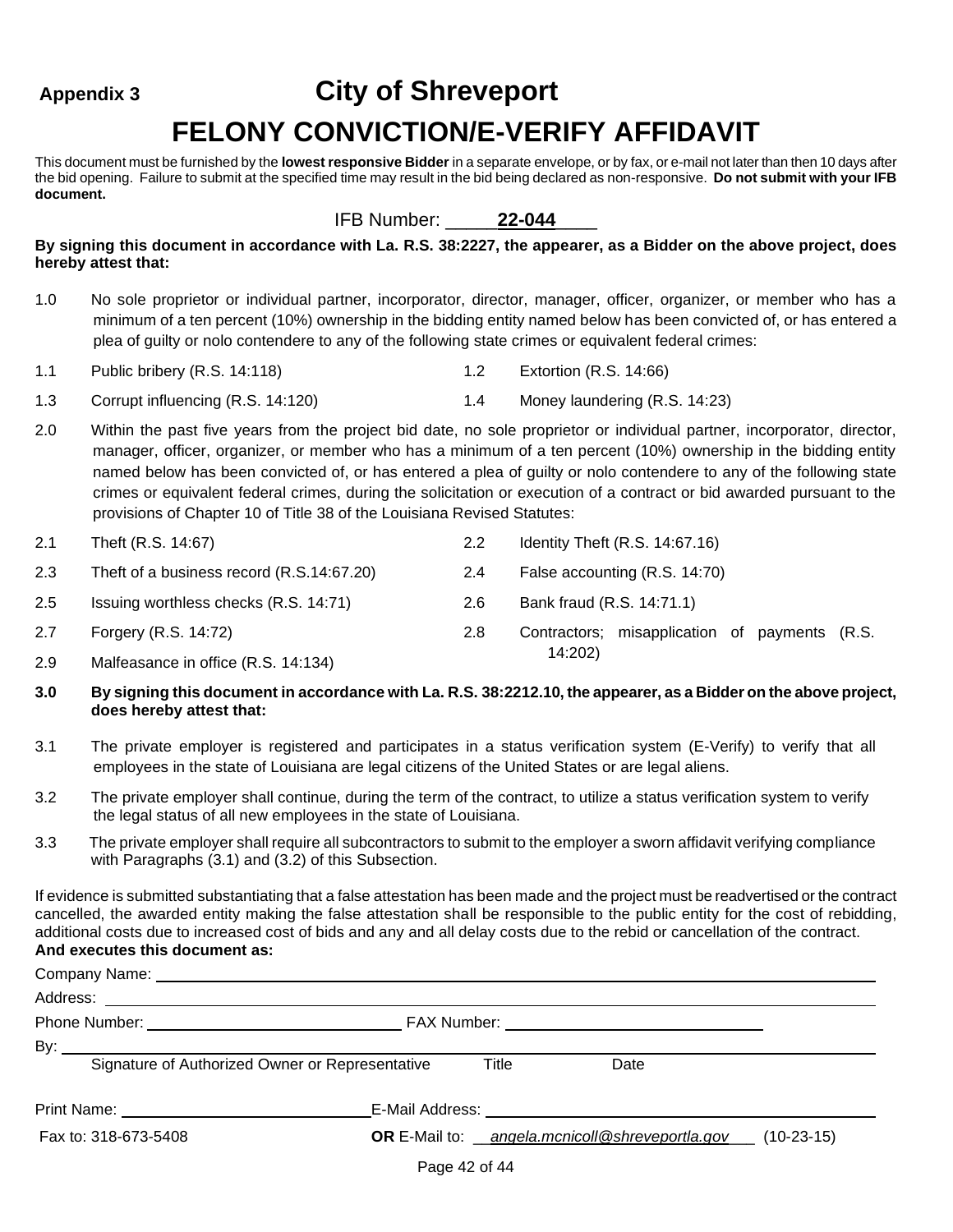**Appendix 3**

# City of Shreveport

# FELONY CONVICTION/E-VERIFY AFFIDAVIT

This document must be furnished by the **lowest responsive Bidder** in a separate envelope, or by fax, or e-mail not later than then 10 days after the bid opening. Failure to submit at the specified time may result in the bid being declared as non-responsive. **Do not submit with your IFB document.**

IFB Number: _____**22-044**____

**By signing this document in accordance with La. R.S. 38:2227, the appearer, as a Bidder on the above project, does hereby attest that:**

1.0 No sole proprietor or individual partner, incorporator, director, manager, officer, organizer, or member who has a minimum of a ten percent (10%) ownership in the bidding entity named below has been convicted of, or has entered a plea of guilty or nolo contendere to any of the following state crimes or equivalent federal crimes:

1.1 Public bribery (R.S. 14:118)

1.2 Extortion (R.S. 14:66)

1.3 Corrupt influencing (R.S. 14:120)

1.4 Money laundering (R.S. 14:23)

2.0 Within the past five years from the project bid date, no sole proprietor or individual partner, incorporator, director, manager, officer, organizer, or member who has a minimum of a ten percent (10%) ownership in the bidding entity named below has been convicted of, or has entered a plea of guilty or nolo contendere to any of the following state crimes or equivalent federal crimes, during the solicitation or execution of a contract or bid awarded pursuant to the provisions of Chapter 10 of Title 38 of the Louisiana Revised Statutes:

2.1 Theft (R.S. 14:67)

2.2 Identity Theft (R.S. 14:67.16)

2.3 Theft of a business record (R.S.14:67.20)

2.4 False accounting (R.S. 14:70)

2.5 Issuing worthless checks (R.S. 14:71)

2.6 Bank fraud (R.S. 14:71.1)

2.7 Forgery (R.S. 14:72)

2.8 Contractors; misapplication of payments (R.S. 14:202)

2.9 Malfeasance in office (R.S. 14:134)

**3.0 By signing this document in accordance with La. R.S. 38:2212.10, the appearer, as a Bidder on the above project, does hereby attest that:**

3.1 The private employer is registered and participates in a status verification system (E-Verify) to verify that all employees in the state of Louisiana are legal citizens of the United States or are legal aliens.

3.2 The private employer shall continue, during the term of the contract, to utilize a status verification system to verify the legal status of all new employees in the state of Louisiana.

3.3 The private employer shall require all subcontractors to submit to the employer a sworn affidavit verifying compliance with Paragraphs (3.1) and (3.2) of this Subsection.

If evidence is submitted substantiating that a false attestation has been made and the project must be readvertised or the contract cancelled, the awarded entity making the false attestation shall be responsible to the public entity for the cost of rebidding, additional costs due to increased cost of bids and any and all delay costs due to the rebid or cancellation of the contract.

**And executes this document as:**

Company Name: ____________________________________________

Address: ____________________________________________

Phone Number: ______________________ FAX Number: ______________________

By: ____________________________________________

Signature of Authorized Owner or Representative Title Date

Print Name: ______________________ E-Mail Address: ______________________

Fax to: 318-673-5408 **OR** E-Mail to: *angela.mcnicoll@shreveportla.gov* (10-23-15)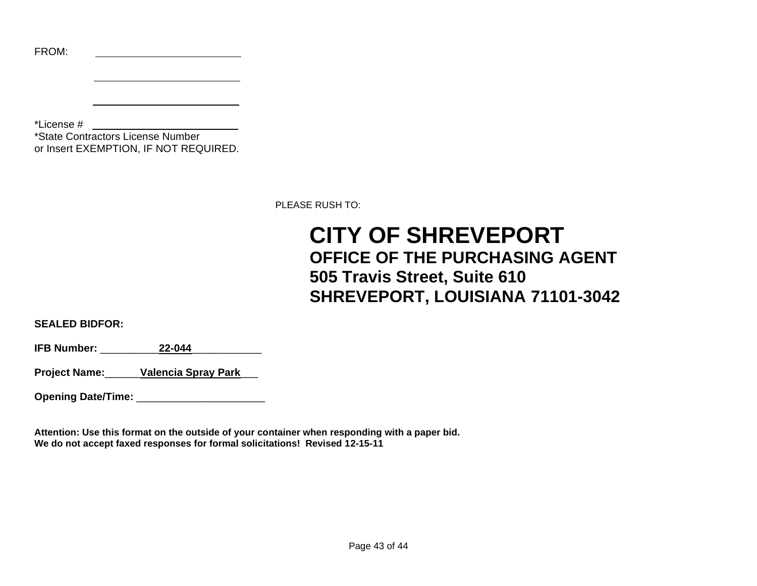FROM: \_\_\_\_\_\_\_\_\_\_\_\_\_\_\_\_\_\_\_\_\_\_\_\_\_\_

\_\_\_\_\_\_\_\_\_\_\_\_\_\_\_\_\_\_\_\_\_\_\_\_\_\_

\_\_\_\_\_\_\_\_\_\_\_\_\_\_\_\_\_\_\_\_\_\_\_\_\_\_

*License # \_\_\_\_\_\_\_\_\_\_\_\_\_\_\_\_\_\_\_\_\_\_\_\_\_\_
*State Contractors License Number
or Insert EXEMPTION, IF NOT REQUIRED.

PLEASE RUSH TO:

# CITY OF SHREVEPORT
**OFFICE OF THE PURCHASING AGENT**
**505 Travis Street, Suite 610**
**SHREVEPORT, LOUISIANA 71101-3042**

**SEALED BIDFOR:**

**IFB Number:** \_\_\_\_\_\_\_\_\_\_**22-044**\_\_\_\_\_\_\_\_\_\_\_\_

**Project Name:**\_\_\_\_\_\_**Valencia Spray Park**\_\_\_

**Opening Date/Time:** \_\_\_\_\_\_\_\_\_\_\_\_\_\_\_\_\_\_\_\_\_\_

**Attention: Use this format on the outside of your container when responding with a paper bid.**
**We do not accept faxed responses for formal solicitations! Revised 12-15-11**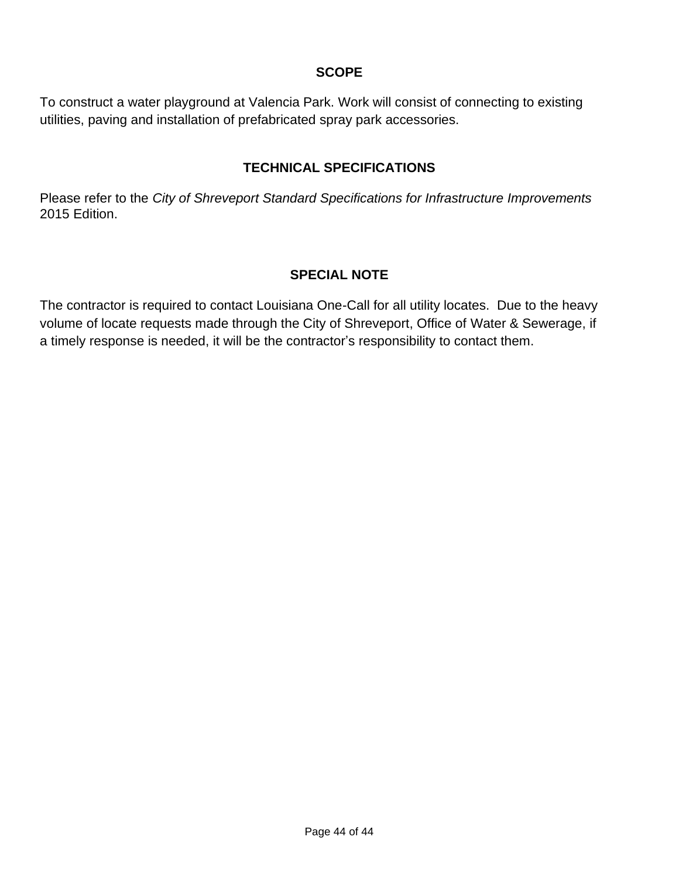## SCOPE

To construct a water playground at Valencia Park. Work will consist of connecting to existing utilities, paving and installation of prefabricated spray park accessories.

## TECHNICAL SPECIFICATIONS

Please refer to the *City of Shreveport Standard Specifications for Infrastructure Improvements* 2015 Edition.

## SPECIAL NOTE

The contractor is required to contact Louisiana One-Call for all utility locates. Due to the heavy volume of locate requests made through the City of Shreveport, Office of Water & Sewerage, if a timely response is needed, it will be the contractor's responsibility to contact them.